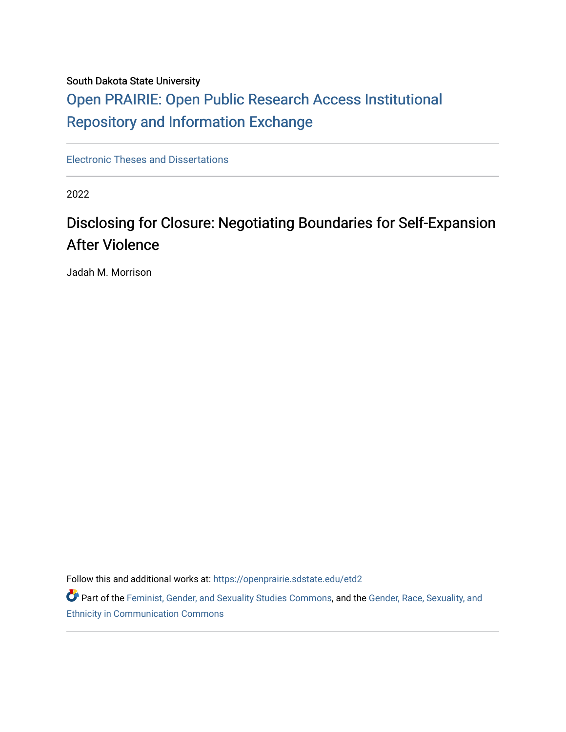South Dakota State University

[Open PRAIRIE: Open Public Research Access Institutional Repository and Information Exchange](https://openprairie.sdstate.edu/)

Electronic Theses and Dissertations

2022

# Disclosing for Closure: Negotiating Boundaries for Self-Expansion After Violence

Jadah M. Morrison

Follow this and additional works at: https://openprairie.sdstate.edu/etd2

Part of the Feminist, Gender, and Sexuality Studies Commons, and the Gender, Race, Sexuality, and Ethnicity in Communication Commons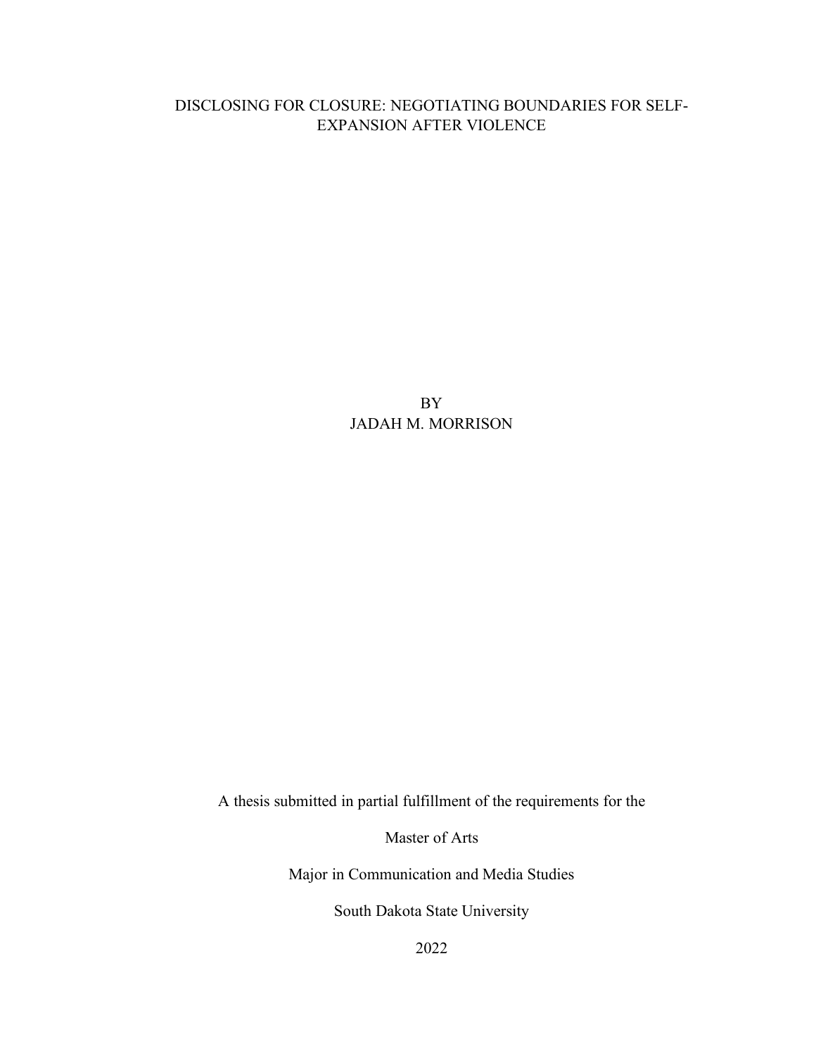# DISCLOSING FOR CLOSURE: NEGOTIATING BOUNDARIES FOR SELF-EXPANSION AFTER VIOLENCE

BY

JADAH M. MORRISON

A thesis submitted in partial fulfillment of the requirements for the

Master of Arts

Major in Communication and Media Studies

South Dakota State University

2022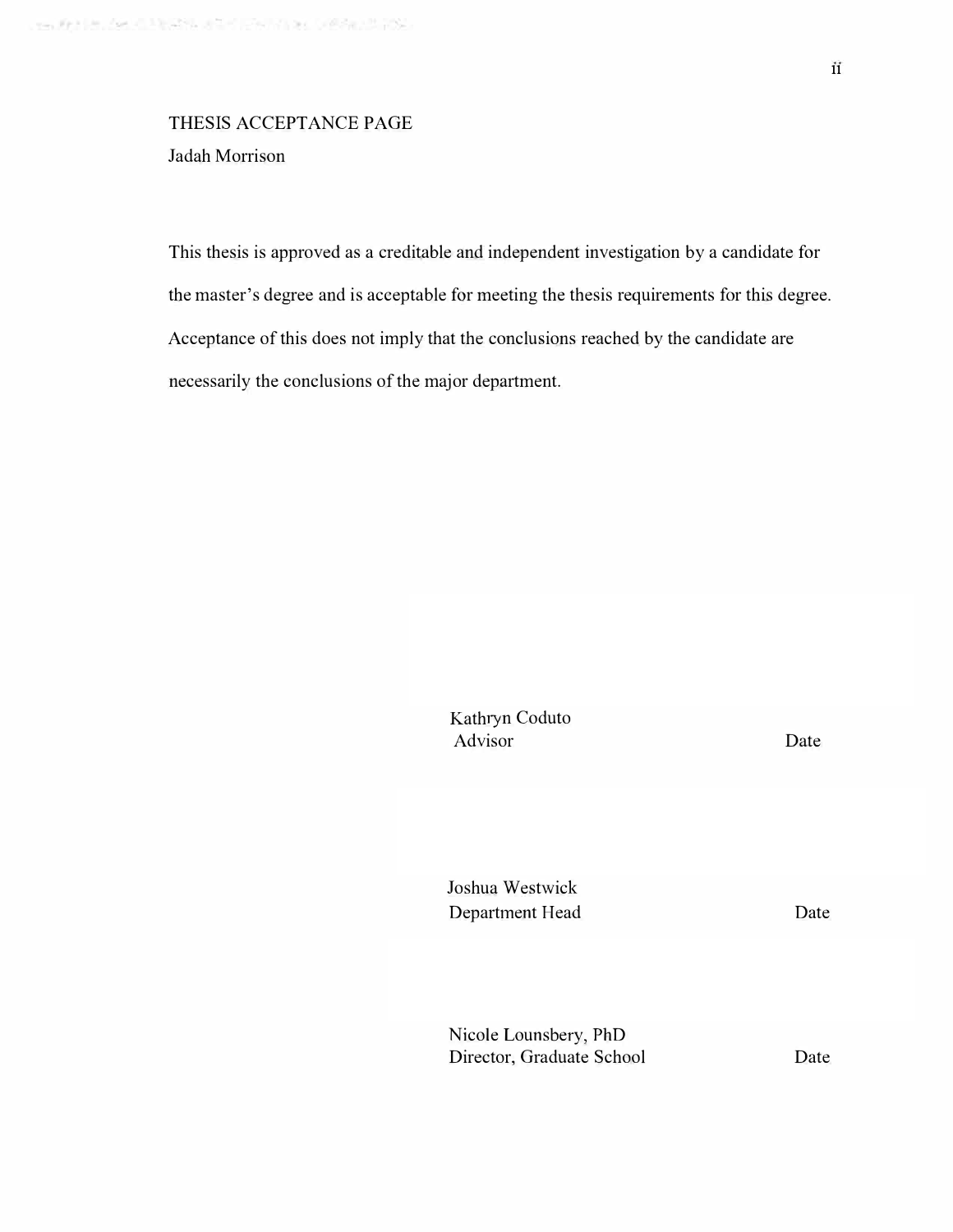THESIS ACCEPTANCE PAGE

Jadah Morrison

This thesis is approved as a creditable and independent investigation by a candidate for the master's degree and is acceptable for meeting the thesis requirements for this degree. Acceptance of this does not imply that the conclusions reached by the candidate are necessarily the conclusions of the major department.

Kathryn Coduto
Advisor — Date

Joshua Westwick
Department Head — Date

Nicole Lounsbery, PhD
Director, Graduate School — Date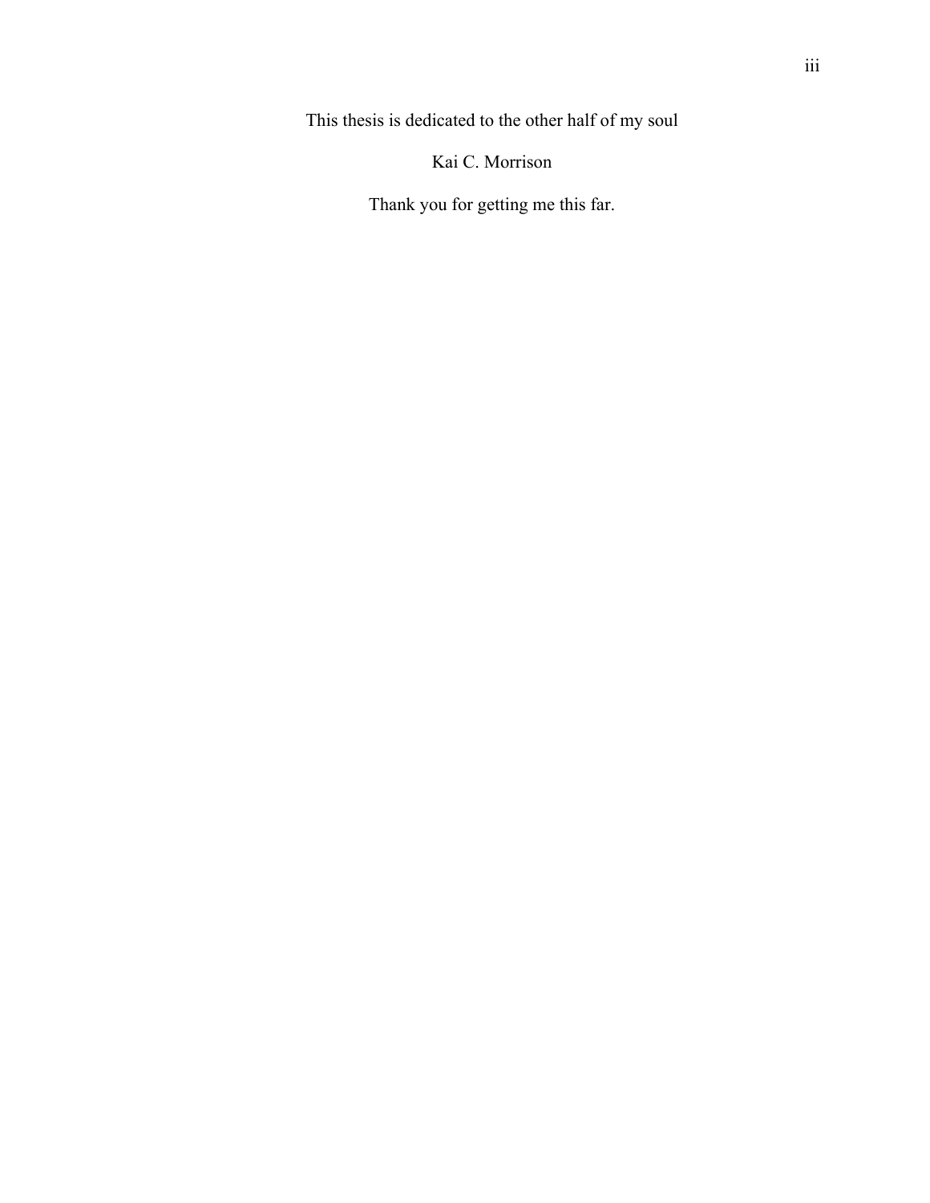This thesis is dedicated to the other half of my soul

Kai C. Morrison

Thank you for getting me this far.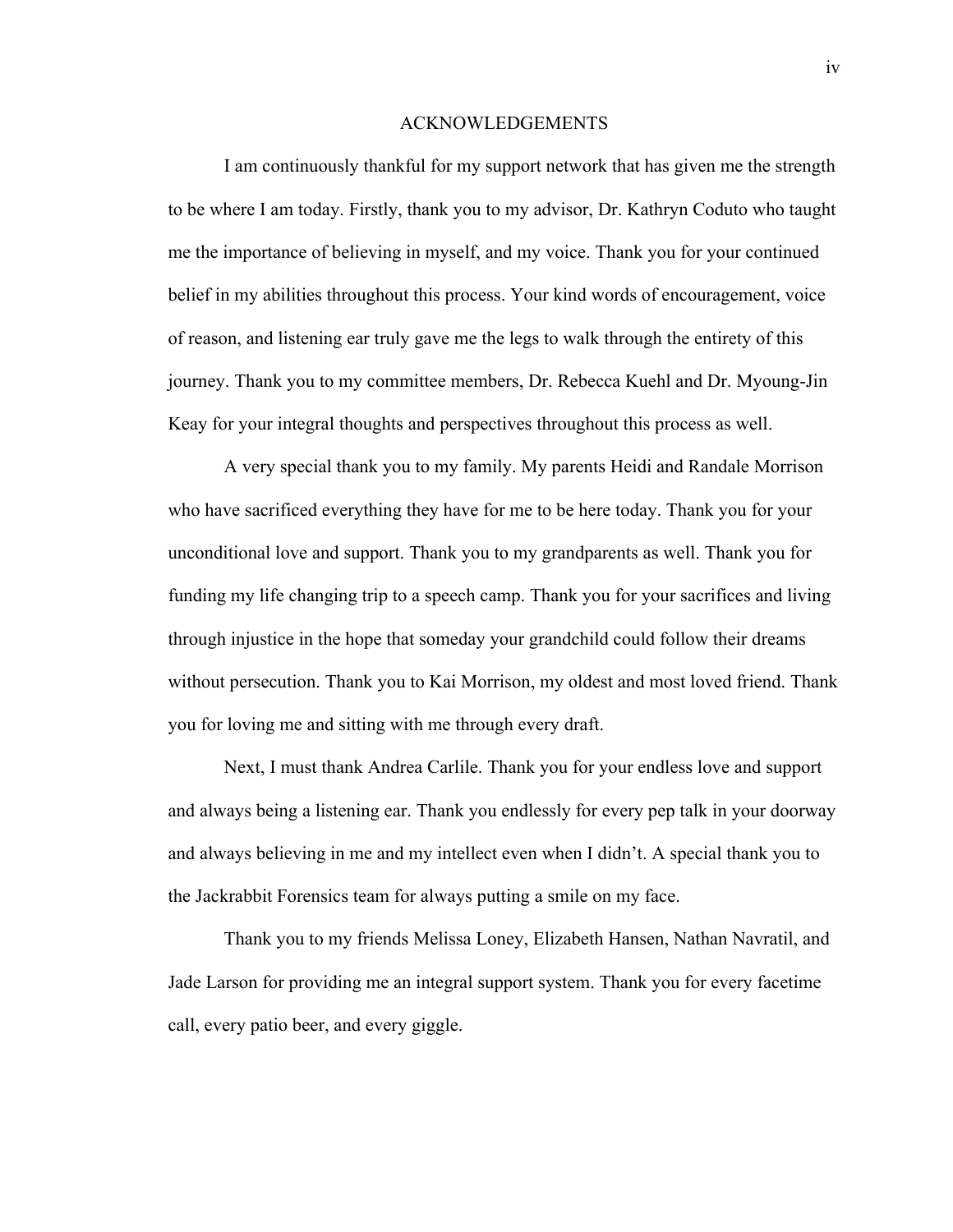# ACKNOWLEDGEMENTS

I am continuously thankful for my support network that has given me the strength to be where I am today. Firstly, thank you to my advisor, Dr. Kathryn Coduto who taught me the importance of believing in myself, and my voice. Thank you for your continued belief in my abilities throughout this process. Your kind words of encouragement, voice of reason, and listening ear truly gave me the legs to walk through the entirety of this journey. Thank you to my committee members, Dr. Rebecca Kuehl and Dr. Myoung-Jin Keay for your integral thoughts and perspectives throughout this process as well.

A very special thank you to my family. My parents Heidi and Randale Morrison who have sacrificed everything they have for me to be here today. Thank you for your unconditional love and support. Thank you to my grandparents as well. Thank you for funding my life changing trip to a speech camp. Thank you for your sacrifices and living through injustice in the hope that someday your grandchild could follow their dreams without persecution. Thank you to Kai Morrison, my oldest and most loved friend. Thank you for loving me and sitting with me through every draft.

Next, I must thank Andrea Carlile. Thank you for your endless love and support and always being a listening ear. Thank you endlessly for every pep talk in your doorway and always believing in me and my intellect even when I didn't. A special thank you to the Jackrabbit Forensics team for always putting a smile on my face.

Thank you to my friends Melissa Loney, Elizabeth Hansen, Nathan Navratil, and Jade Larson for providing me an integral support system. Thank you for every facetime call, every patio beer, and every giggle.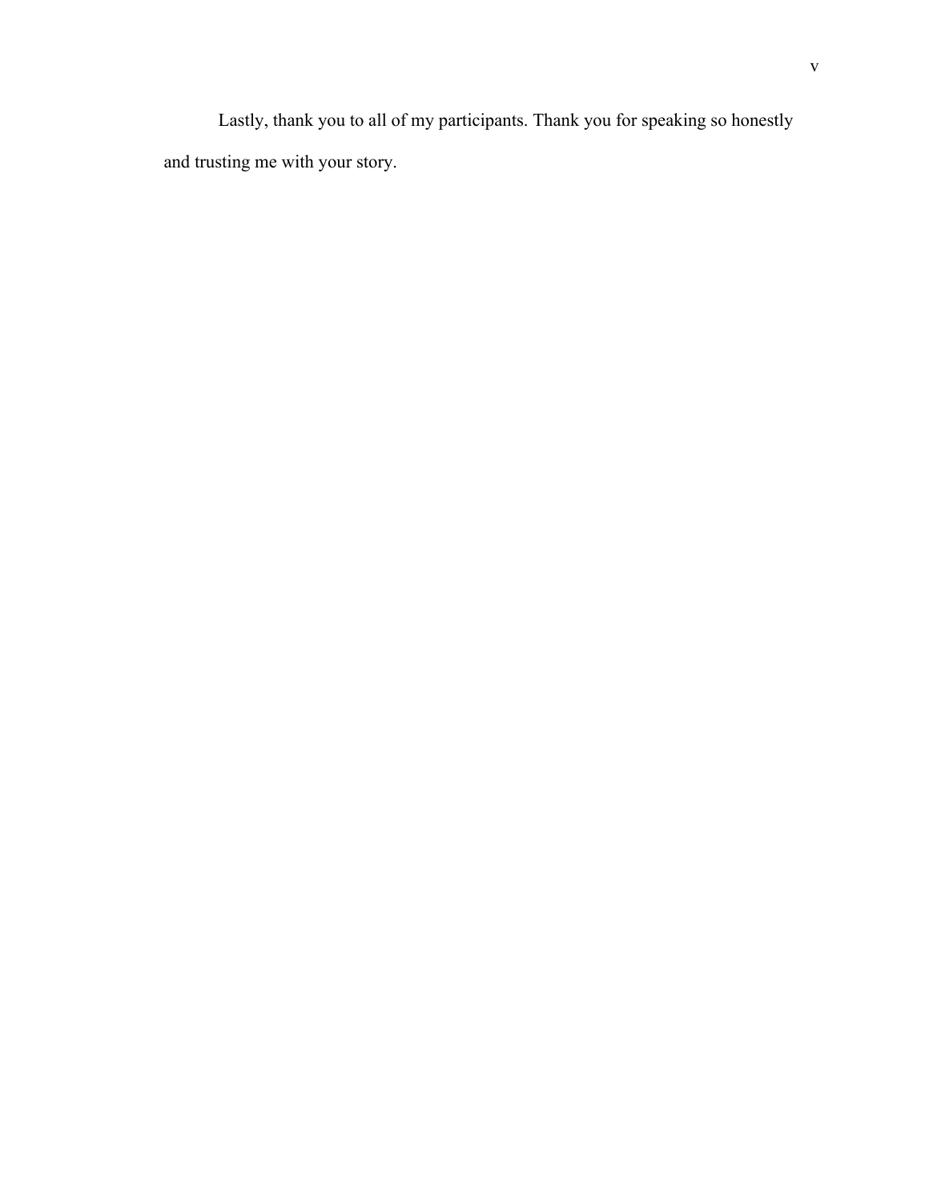Lastly, thank you to all of my participants. Thank you for speaking so honestly and trusting me with your story.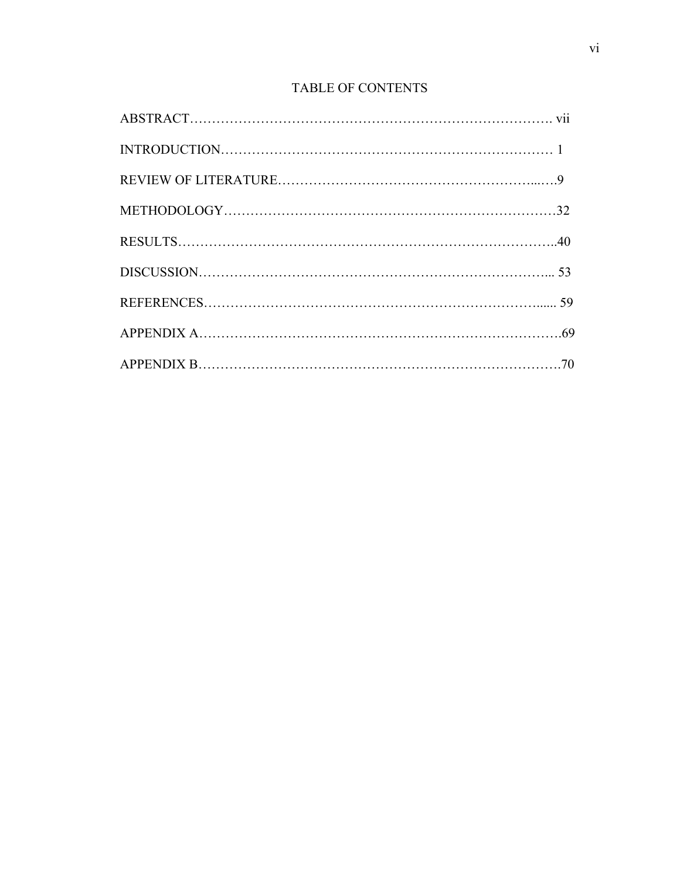# TABLE OF CONTENTS

ABSTRACT………………………………………………………………………. vii

INTRODUCTION……………………………………………………………… 1

REVIEW OF LITERATURE……………………………………………………...….9

METHODOLOGY…………………………………………………………………32

RESULTS………………………………………………………………………..40

DISCUSSION…………………………………………………………………... 53

REFERENCES……………………………………………………………...... 59

APPENDIX A…………………………………………………………………….69

APPENDIX B…………………………………………………………………….70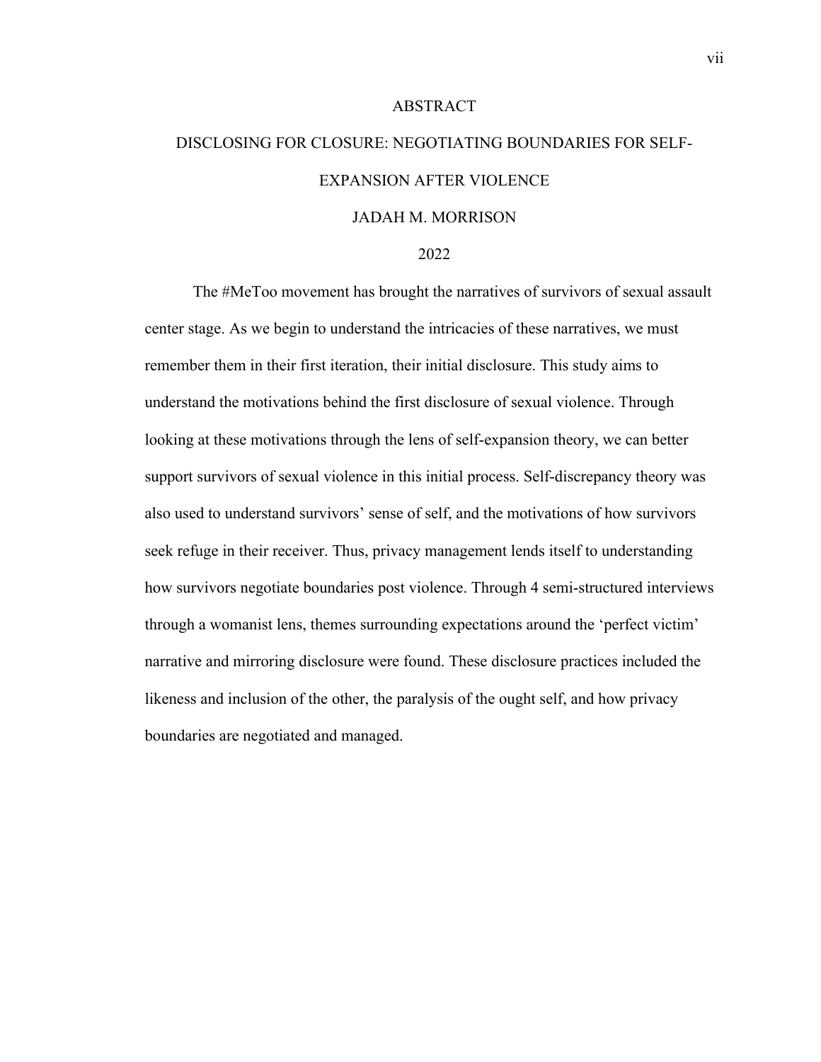# ABSTRACT

## DISCLOSING FOR CLOSURE: NEGOTIATING BOUNDARIES FOR SELF-EXPANSION AFTER VIOLENCE

JADAH M. MORRISON

2022

The #MeToo movement has brought the narratives of survivors of sexual assault center stage. As we begin to understand the intricacies of these narratives, we must remember them in their first iteration, their initial disclosure. This study aims to understand the motivations behind the first disclosure of sexual violence. Through looking at these motivations through the lens of self-expansion theory, we can better support survivors of sexual violence in this initial process. Self-discrepancy theory was also used to understand survivors' sense of self, and the motivations of how survivors seek refuge in their receiver. Thus, privacy management lends itself to understanding how survivors negotiate boundaries post violence. Through 4 semi-structured interviews through a womanist lens, themes surrounding expectations around the 'perfect victim' narrative and mirroring disclosure were found. These disclosure practices included the likeness and inclusion of the other, the paralysis of the ought self, and how privacy boundaries are negotiated and managed.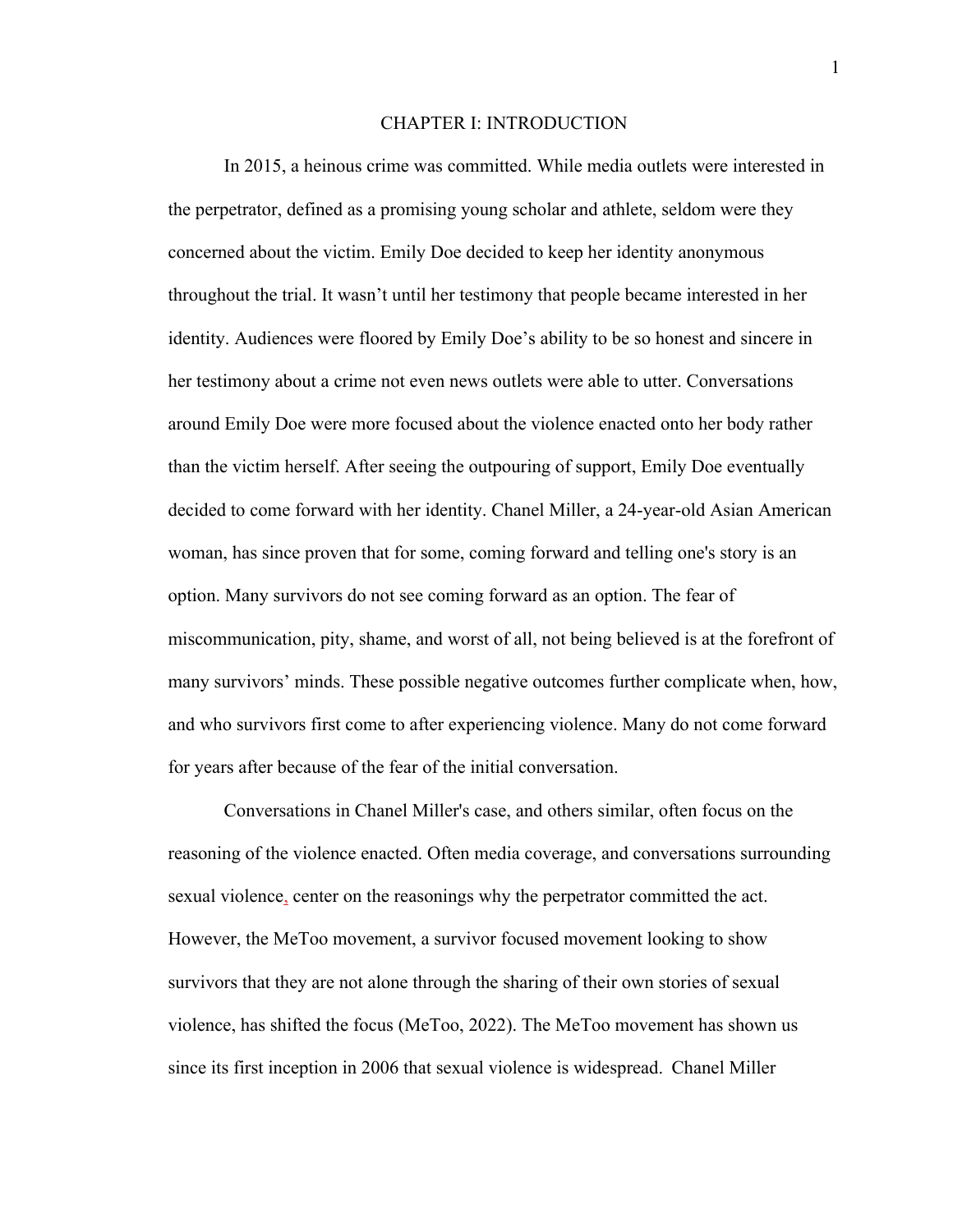# CHAPTER I: INTRODUCTION

In 2015, a heinous crime was committed. While media outlets were interested in the perpetrator, defined as a promising young scholar and athlete, seldom were they concerned about the victim. Emily Doe decided to keep her identity anonymous throughout the trial. It wasn't until her testimony that people became interested in her identity. Audiences were floored by Emily Doe's ability to be so honest and sincere in her testimony about a crime not even news outlets were able to utter. Conversations around Emily Doe were more focused about the violence enacted onto her body rather than the victim herself. After seeing the outpouring of support, Emily Doe eventually decided to come forward with her identity. Chanel Miller, a 24-year-old Asian American woman, has since proven that for some, coming forward and telling one's story is an option. Many survivors do not see coming forward as an option. The fear of miscommunication, pity, shame, and worst of all, not being believed is at the forefront of many survivors' minds. These possible negative outcomes further complicate when, how, and who survivors first come to after experiencing violence. Many do not come forward for years after because of the fear of the initial conversation.

Conversations in Chanel Miller's case, and others similar, often focus on the reasoning of the violence enacted. Often media coverage, and conversations surrounding sexual violence, center on the reasonings why the perpetrator committed the act. However, the MeToo movement, a survivor focused movement looking to show survivors that they are not alone through the sharing of their own stories of sexual violence, has shifted the focus (MeToo, 2022). The MeToo movement has shown us since its first inception in 2006 that sexual violence is widespread. Chanel Miller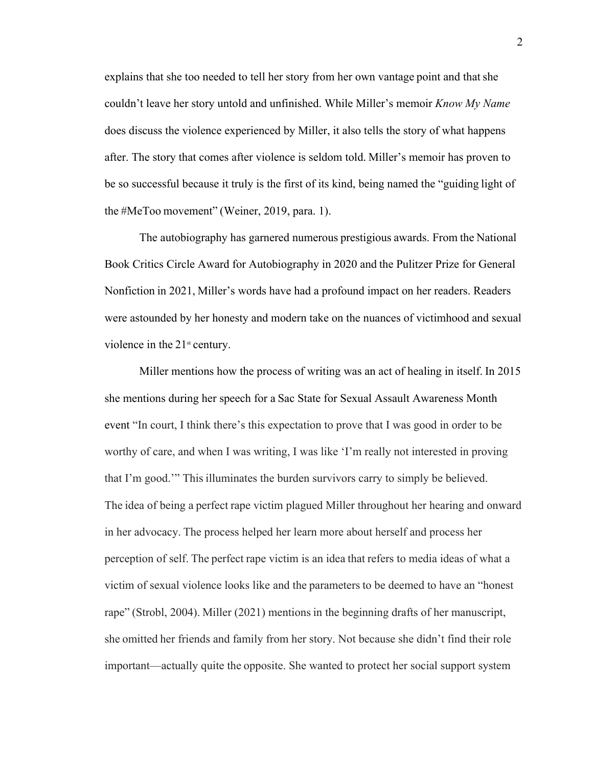explains that she too needed to tell her story from her own vantage point and that she couldn't leave her story untold and unfinished. While Miller's memoir *Know My Name* does discuss the violence experienced by Miller, it also tells the story of what happens after. The story that comes after violence is seldom told. Miller's memoir has proven to be so successful because it truly is the first of its kind, being named the "guiding light of the #MeToo movement" (Weiner, 2019, para. 1).

The autobiography has garnered numerous prestigious awards. From the National Book Critics Circle Award for Autobiography in 2020 and the Pulitzer Prize for General Nonfiction in 2021, Miller's words have had a profound impact on her readers. Readers were astounded by her honesty and modern take on the nuances of victimhood and sexual violence in the 21st century.

Miller mentions how the process of writing was an act of healing in itself. In 2015 she mentions during her speech for a Sac State for Sexual Assault Awareness Month event "In court, I think there's this expectation to prove that I was good in order to be worthy of care, and when I was writing, I was like 'I'm really not interested in proving that I'm good.'" This illuminates the burden survivors carry to simply be believed. The idea of being a perfect rape victim plagued Miller throughout her hearing and onward in her advocacy. The process helped her learn more about herself and process her perception of self. The perfect rape victim is an idea that refers to media ideas of what a victim of sexual violence looks like and the parameters to be deemed to have an "honest rape" (Strobl, 2004). Miller (2021) mentions in the beginning drafts of her manuscript, she omitted her friends and family from her story. Not because she didn't find their role important—actually quite the opposite. She wanted to protect her social support system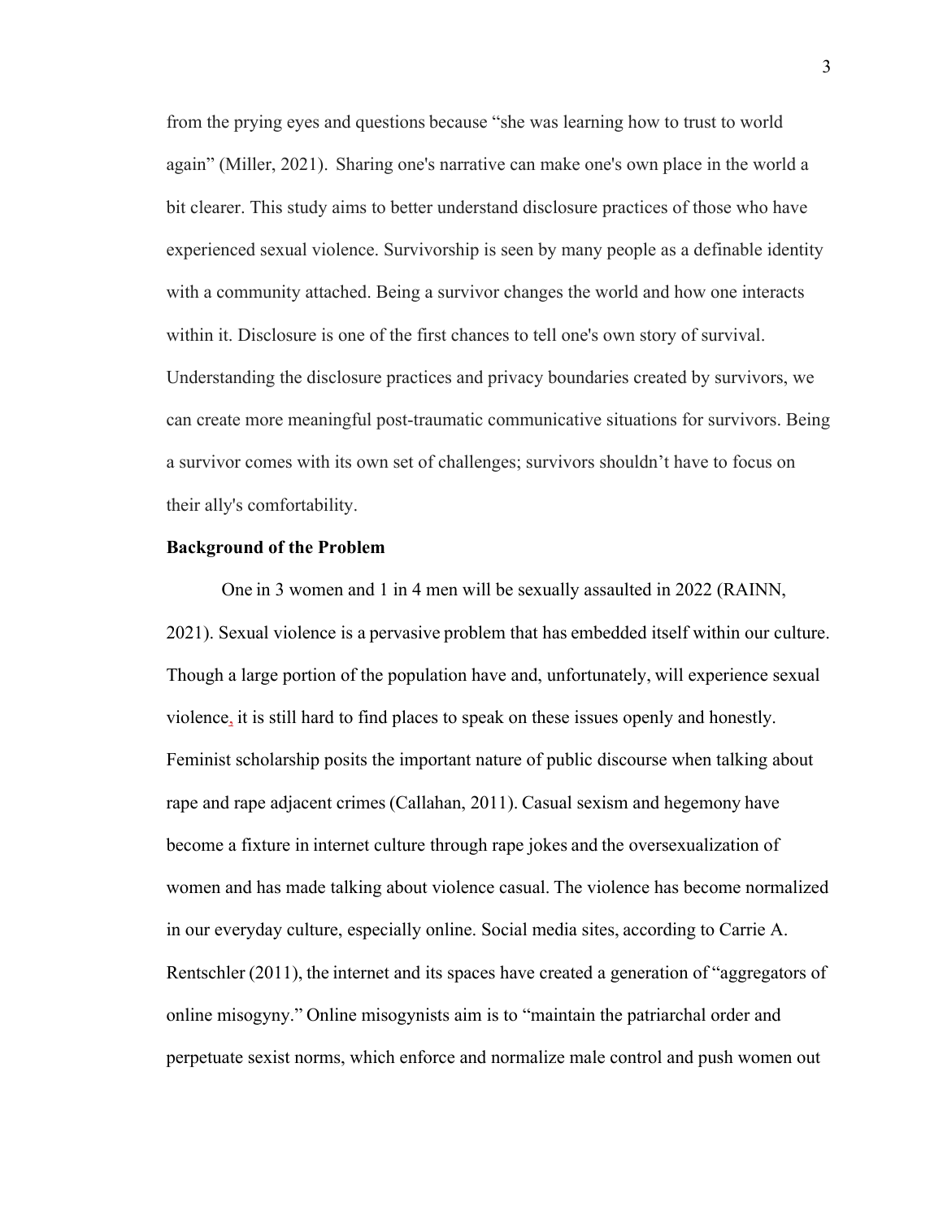from the prying eyes and questions because "she was learning how to trust to world again" (Miller, 2021). Sharing one's narrative can make one's own place in the world a bit clearer. This study aims to better understand disclosure practices of those who have experienced sexual violence. Survivorship is seen by many people as a definable identity with a community attached. Being a survivor changes the world and how one interacts within it. Disclosure is one of the first chances to tell one's own story of survival. Understanding the disclosure practices and privacy boundaries created by survivors, we can create more meaningful post-traumatic communicative situations for survivors. Being a survivor comes with its own set of challenges; survivors shouldn't have to focus on their ally's comfortability.

**Background of the Problem**

One in 3 women and 1 in 4 men will be sexually assaulted in 2022 (RAINN, 2021). Sexual violence is a pervasive problem that has embedded itself within our culture. Though a large portion of the population have and, unfortunately, will experience sexual violence, it is still hard to find places to speak on these issues openly and honestly. Feminist scholarship posits the important nature of public discourse when talking about rape and rape adjacent crimes (Callahan, 2011). Casual sexism and hegemony have become a fixture in internet culture through rape jokes and the oversexualization of women and has made talking about violence casual. The violence has become normalized in our everyday culture, especially online. Social media sites, according to Carrie A. Rentschler (2011), the internet and its spaces have created a generation of "aggregators of online misogyny." Online misogynists aim is to "maintain the patriarchal order and perpetuate sexist norms, which enforce and normalize male control and push women out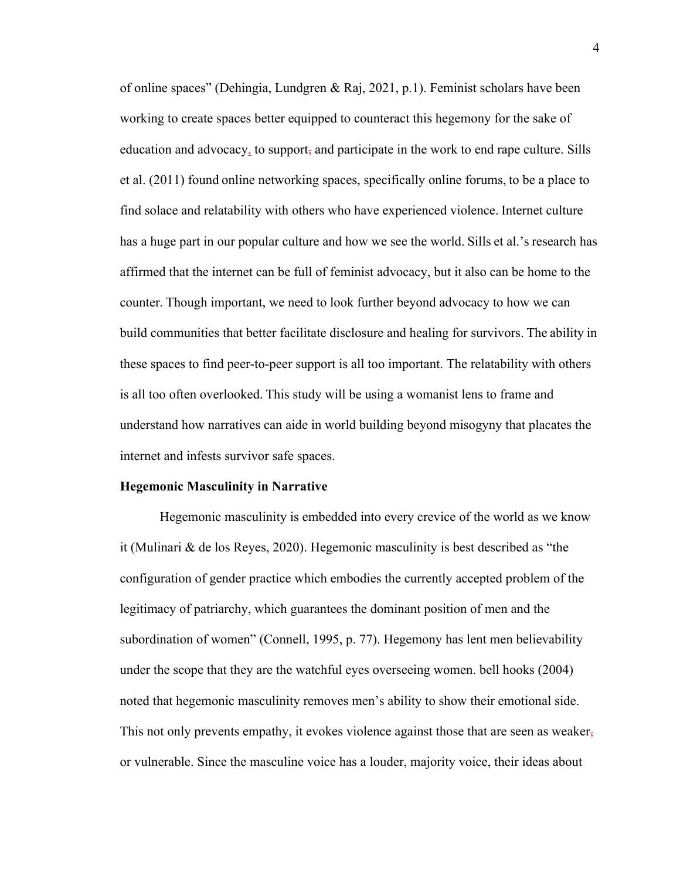of online spaces" (Dehingia, Lundgren & Raj, 2021, p.1). Feminist scholars have been working to create spaces better equipped to counteract this hegemony for the sake of education and advocacy, to support, and participate in the work to end rape culture. Sills et al. (2011) found online networking spaces, specifically online forums, to be a place to find solace and relatability with others who have experienced violence. Internet culture has a huge part in our popular culture and how we see the world. Sills et al.'s research has affirmed that the internet can be full of feminist advocacy, but it also can be home to the counter. Though important, we need to look further beyond advocacy to how we can build communities that better facilitate disclosure and healing for survivors. The ability in these spaces to find peer-to-peer support is all too important. The relatability with others is all too often overlooked. This study will be using a womanist lens to frame and understand how narratives can aide in world building beyond misogyny that placates the internet and infests survivor safe spaces.

**Hegemonic Masculinity in Narrative**

Hegemonic masculinity is embedded into every crevice of the world as we know it (Mulinari & de los Reyes, 2020). Hegemonic masculinity is best described as "the configuration of gender practice which embodies the currently accepted problem of the legitimacy of patriarchy, which guarantees the dominant position of men and the subordination of women" (Connell, 1995, p. 77). Hegemony has lent men believability under the scope that they are the watchful eyes overseeing women. bell hooks (2004) noted that hegemonic masculinity removes men's ability to show their emotional side. This not only prevents empathy, it evokes violence against those that are seen as weaker, or vulnerable. Since the masculine voice has a louder, majority voice, their ideas about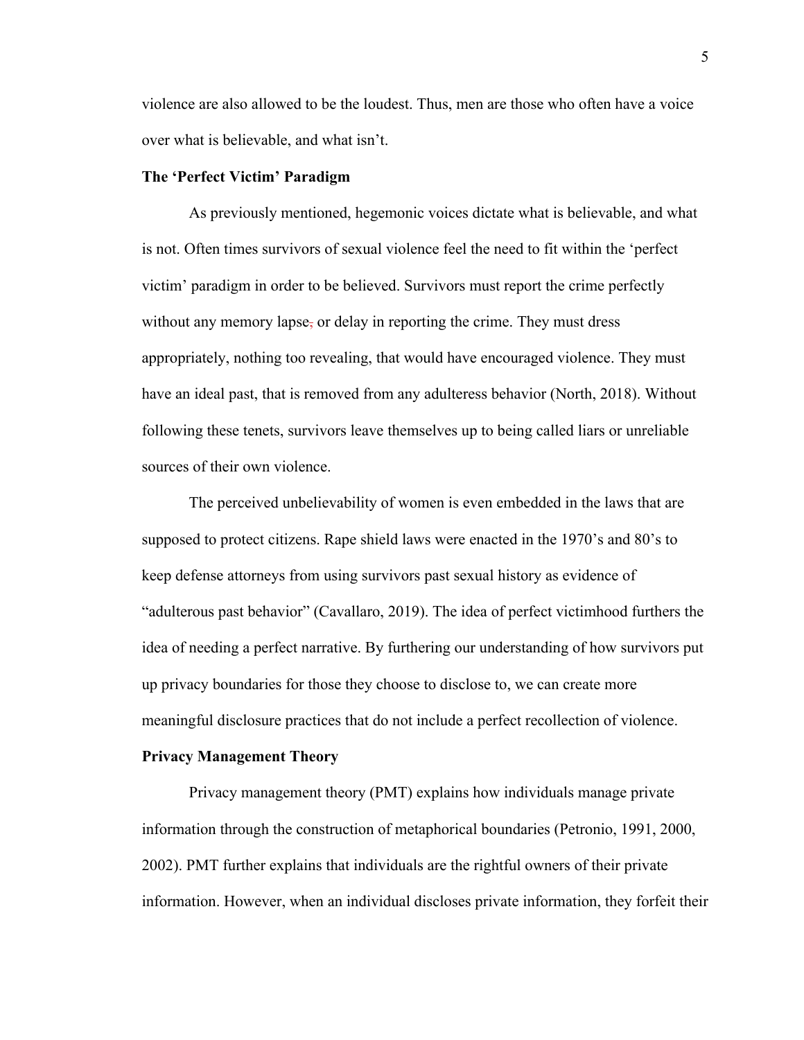violence are also allowed to be the loudest. Thus, men are those who often have a voice over what is believable, and what isn't.

### The 'Perfect Victim' Paradigm

As previously mentioned, hegemonic voices dictate what is believable, and what is not. Often times survivors of sexual violence feel the need to fit within the 'perfect victim' paradigm in order to be believed. Survivors must report the crime perfectly without any memory lapse, or delay in reporting the crime. They must dress appropriately, nothing too revealing, that would have encouraged violence. They must have an ideal past, that is removed from any adulteress behavior (North, 2018). Without following these tenets, survivors leave themselves up to being called liars or unreliable sources of their own violence.

The perceived unbelievability of women is even embedded in the laws that are supposed to protect citizens. Rape shield laws were enacted in the 1970's and 80's to keep defense attorneys from using survivors past sexual history as evidence of "adulterous past behavior" (Cavallaro, 2019). The idea of perfect victimhood furthers the idea of needing a perfect narrative. By furthering our understanding of how survivors put up privacy boundaries for those they choose to disclose to, we can create more meaningful disclosure practices that do not include a perfect recollection of violence.

### Privacy Management Theory

Privacy management theory (PMT) explains how individuals manage private information through the construction of metaphorical boundaries (Petronio, 1991, 2000, 2002). PMT further explains that individuals are the rightful owners of their private information. However, when an individual discloses private information, they forfeit their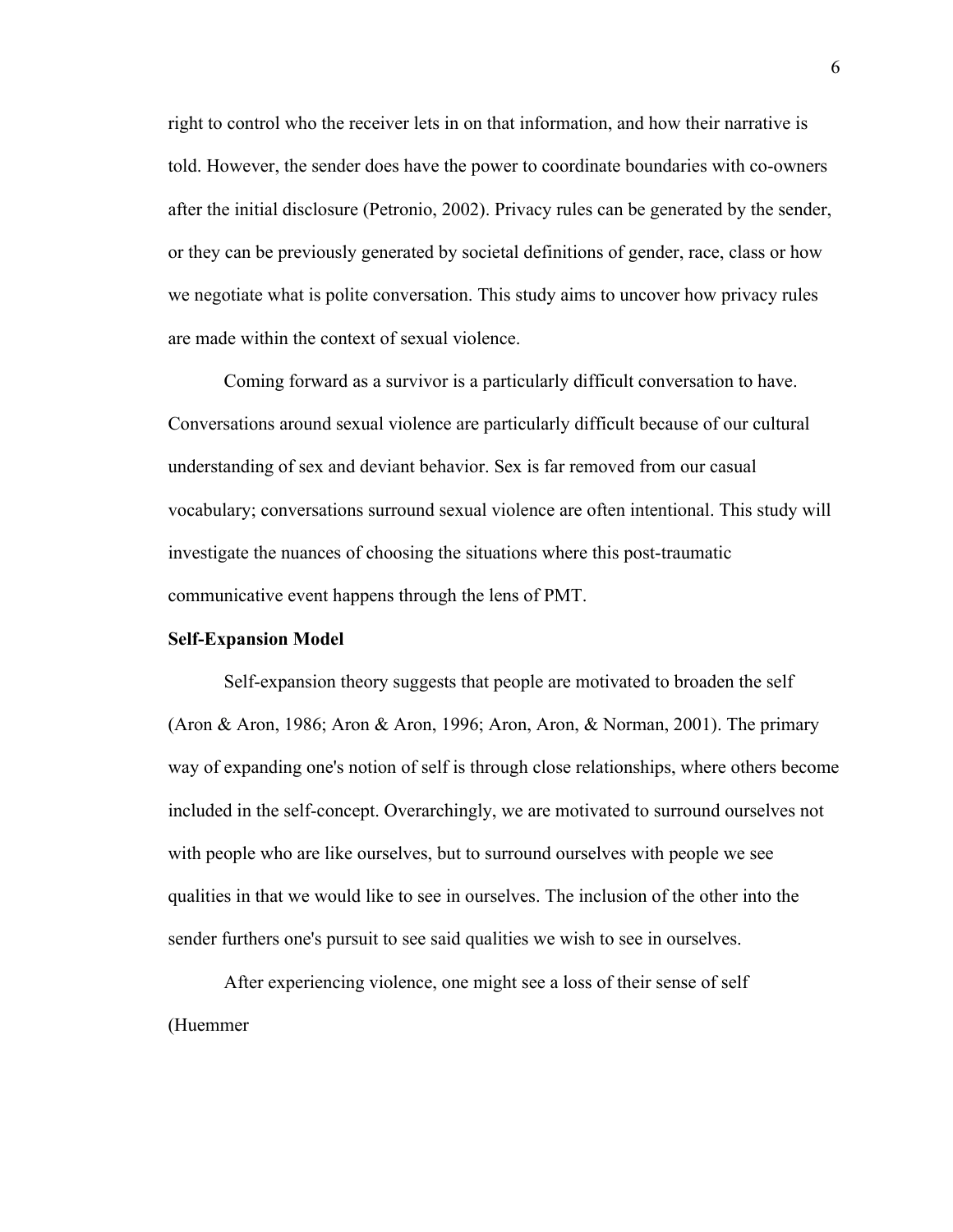right to control who the receiver lets in on that information, and how their narrative is told. However, the sender does have the power to coordinate boundaries with co-owners after the initial disclosure (Petronio, 2002). Privacy rules can be generated by the sender, or they can be previously generated by societal definitions of gender, race, class or how we negotiate what is polite conversation. This study aims to uncover how privacy rules are made within the context of sexual violence.

Coming forward as a survivor is a particularly difficult conversation to have. Conversations around sexual violence are particularly difficult because of our cultural understanding of sex and deviant behavior. Sex is far removed from our casual vocabulary; conversations surround sexual violence are often intentional. This study will investigate the nuances of choosing the situations where this post-traumatic communicative event happens through the lens of PMT.

**Self-Expansion Model**

Self-expansion theory suggests that people are motivated to broaden the self (Aron & Aron, 1986; Aron & Aron, 1996; Aron, Aron, & Norman, 2001). The primary way of expanding one's notion of self is through close relationships, where others become included in the self-concept. Overarchingly, we are motivated to surround ourselves not with people who are like ourselves, but to surround ourselves with people we see qualities in that we would like to see in ourselves. The inclusion of the other into the sender furthers one's pursuit to see said qualities we wish to see in ourselves.

After experiencing violence, one might see a loss of their sense of self (Huemmer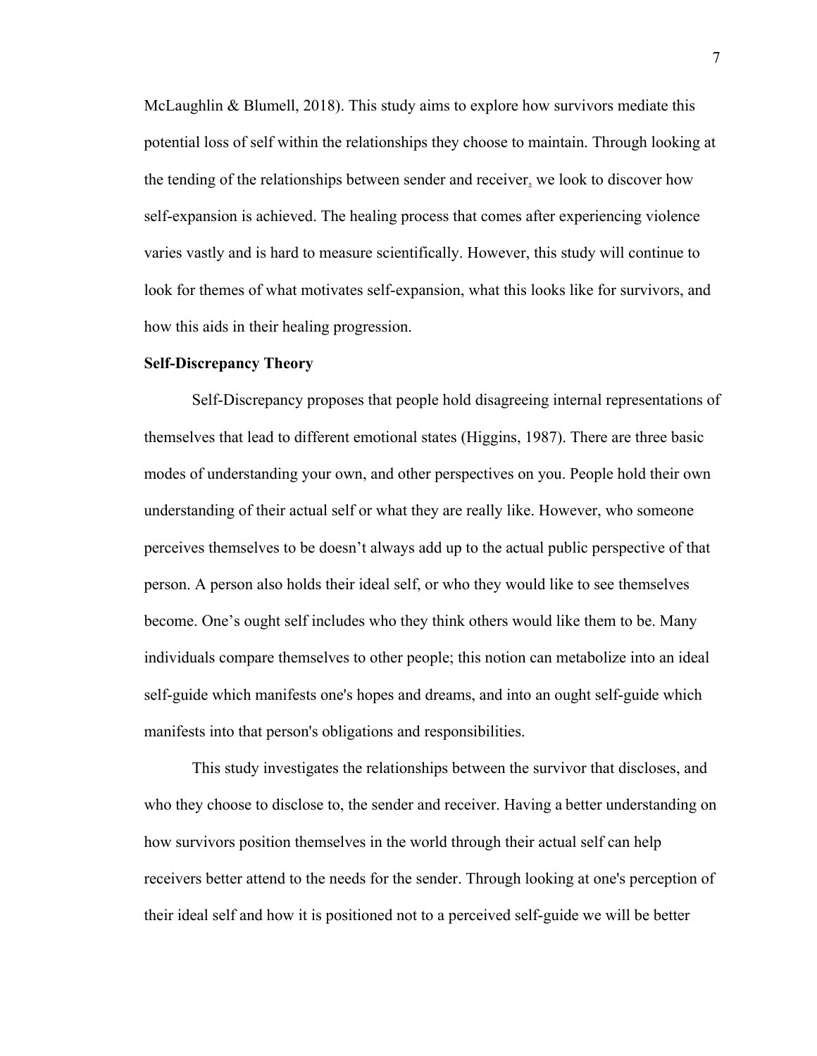McLaughlin & Blumell, 2018). This study aims to explore how survivors mediate this potential loss of self within the relationships they choose to maintain. Through looking at the tending of the relationships between sender and receiver, we look to discover how self-expansion is achieved. The healing process that comes after experiencing violence varies vastly and is hard to measure scientifically. However, this study will continue to look for themes of what motivates self-expansion, what this looks like for survivors, and how this aids in their healing progression.

**Self-Discrepancy Theory**

Self-Discrepancy proposes that people hold disagreeing internal representations of themselves that lead to different emotional states (Higgins, 1987). There are three basic modes of understanding your own, and other perspectives on you. People hold their own understanding of their actual self or what they are really like. However, who someone perceives themselves to be doesn't always add up to the actual public perspective of that person. A person also holds their ideal self, or who they would like to see themselves become. One's ought self includes who they think others would like them to be. Many individuals compare themselves to other people; this notion can metabolize into an ideal self-guide which manifests one's hopes and dreams, and into an ought self-guide which manifests into that person's obligations and responsibilities.

This study investigates the relationships between the survivor that discloses, and who they choose to disclose to, the sender and receiver. Having a better understanding on how survivors position themselves in the world through their actual self can help receivers better attend to the needs for the sender. Through looking at one's perception of their ideal self and how it is positioned not to a perceived self-guide we will be better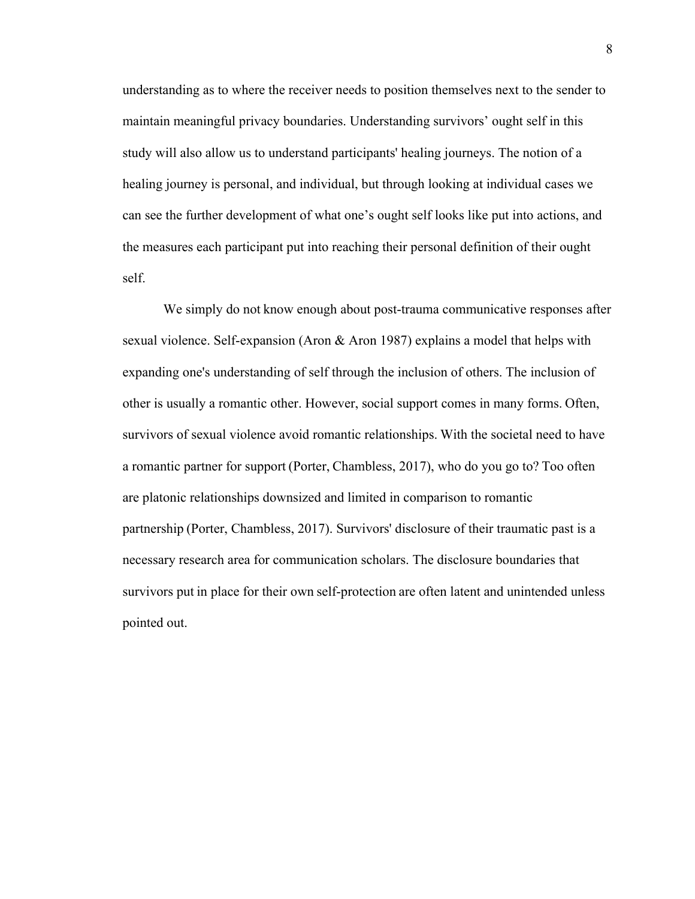understanding as to where the receiver needs to position themselves next to the sender to maintain meaningful privacy boundaries. Understanding survivors' ought self in this study will also allow us to understand participants' healing journeys. The notion of a healing journey is personal, and individual, but through looking at individual cases we can see the further development of what one's ought self looks like put into actions, and the measures each participant put into reaching their personal definition of their ought self.

We simply do not know enough about post-trauma communicative responses after sexual violence. Self-expansion (Aron & Aron 1987) explains a model that helps with expanding one's understanding of self through the inclusion of others. The inclusion of other is usually a romantic other. However, social support comes in many forms. Often, survivors of sexual violence avoid romantic relationships. With the societal need to have a romantic partner for support (Porter, Chambless, 2017), who do you go to? Too often are platonic relationships downsized and limited in comparison to romantic partnership (Porter, Chambless, 2017). Survivors' disclosure of their traumatic past is a necessary research area for communication scholars. The disclosure boundaries that survivors put in place for their own self-protection are often latent and unintended unless pointed out.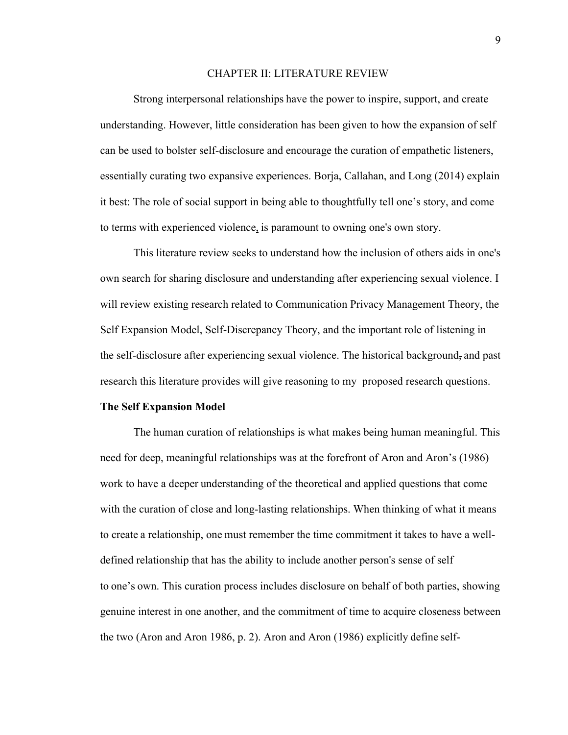# CHAPTER II: LITERATURE REVIEW

Strong interpersonal relationships have the power to inspire, support, and create understanding. However, little consideration has been given to how the expansion of self can be used to bolster self-disclosure and encourage the curation of empathetic listeners, essentially curating two expansive experiences. Borja, Callahan, and Long (2014) explain it best: The role of social support in being able to thoughtfully tell one's story, and come to terms with experienced violence, is paramount to owning one's own story.

This literature review seeks to understand how the inclusion of others aids in one's own search for sharing disclosure and understanding after experiencing sexual violence. I will review existing research related to Communication Privacy Management Theory, the Self Expansion Model, Self-Discrepancy Theory, and the important role of listening in the self-disclosure after experiencing sexual violence. The historical background, and past research this literature provides will give reasoning to my proposed research questions.

## The Self Expansion Model

The human curation of relationships is what makes being human meaningful. This need for deep, meaningful relationships was at the forefront of Aron and Aron's (1986) work to have a deeper understanding of the theoretical and applied questions that come with the curation of close and long-lasting relationships. When thinking of what it means to create a relationship, one must remember the time commitment it takes to have a well-defined relationship that has the ability to include another person's sense of self to one's own. This curation process includes disclosure on behalf of both parties, showing genuine interest in one another, and the commitment of time to acquire closeness between the two (Aron and Aron 1986, p. 2). Aron and Aron (1986) explicitly define self-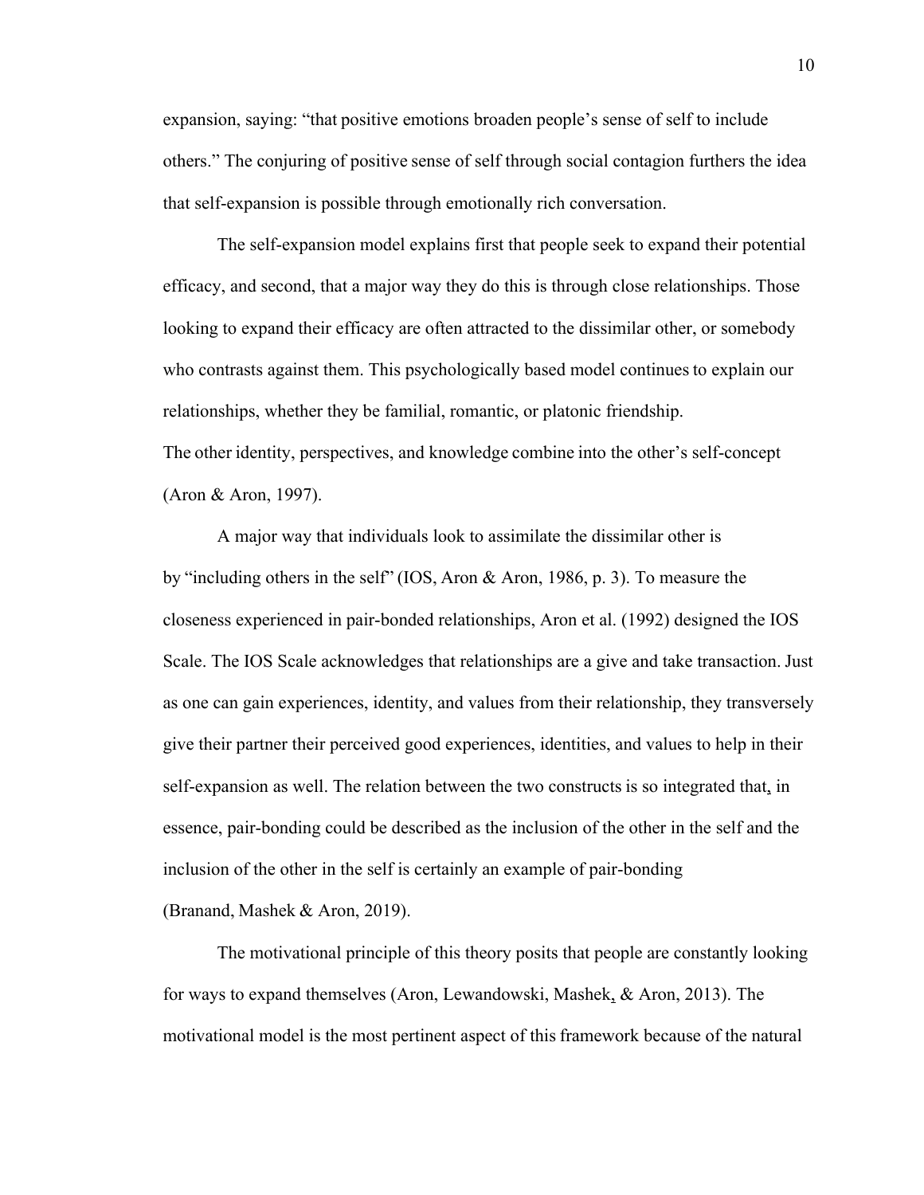expansion, saying: "that positive emotions broaden people's sense of self to include others." The conjuring of positive sense of self through social contagion furthers the idea that self-expansion is possible through emotionally rich conversation.

The self-expansion model explains first that people seek to expand their potential efficacy, and second, that a major way they do this is through close relationships. Those looking to expand their efficacy are often attracted to the dissimilar other, or somebody who contrasts against them. This psychologically based model continues to explain our relationships, whether they be familial, romantic, or platonic friendship.
The other identity, perspectives, and knowledge combine into the other's self-concept (Aron & Aron, 1997).

A major way that individuals look to assimilate the dissimilar other is by "including others in the self" (IOS, Aron & Aron, 1986, p. 3). To measure the closeness experienced in pair-bonded relationships, Aron et al. (1992) designed the IOS Scale. The IOS Scale acknowledges that relationships are a give and take transaction. Just as one can gain experiences, identity, and values from their relationship, they transversely give their partner their perceived good experiences, identities, and values to help in their self-expansion as well. The relation between the two constructs is so integrated that, in essence, pair-bonding could be described as the inclusion of the other in the self and the inclusion of the other in the self is certainly an example of pair-bonding (Branand, Mashek & Aron, 2019).

The motivational principle of this theory posits that people are constantly looking for ways to expand themselves (Aron, Lewandowski, Mashek, & Aron, 2013). The motivational model is the most pertinent aspect of this framework because of the natural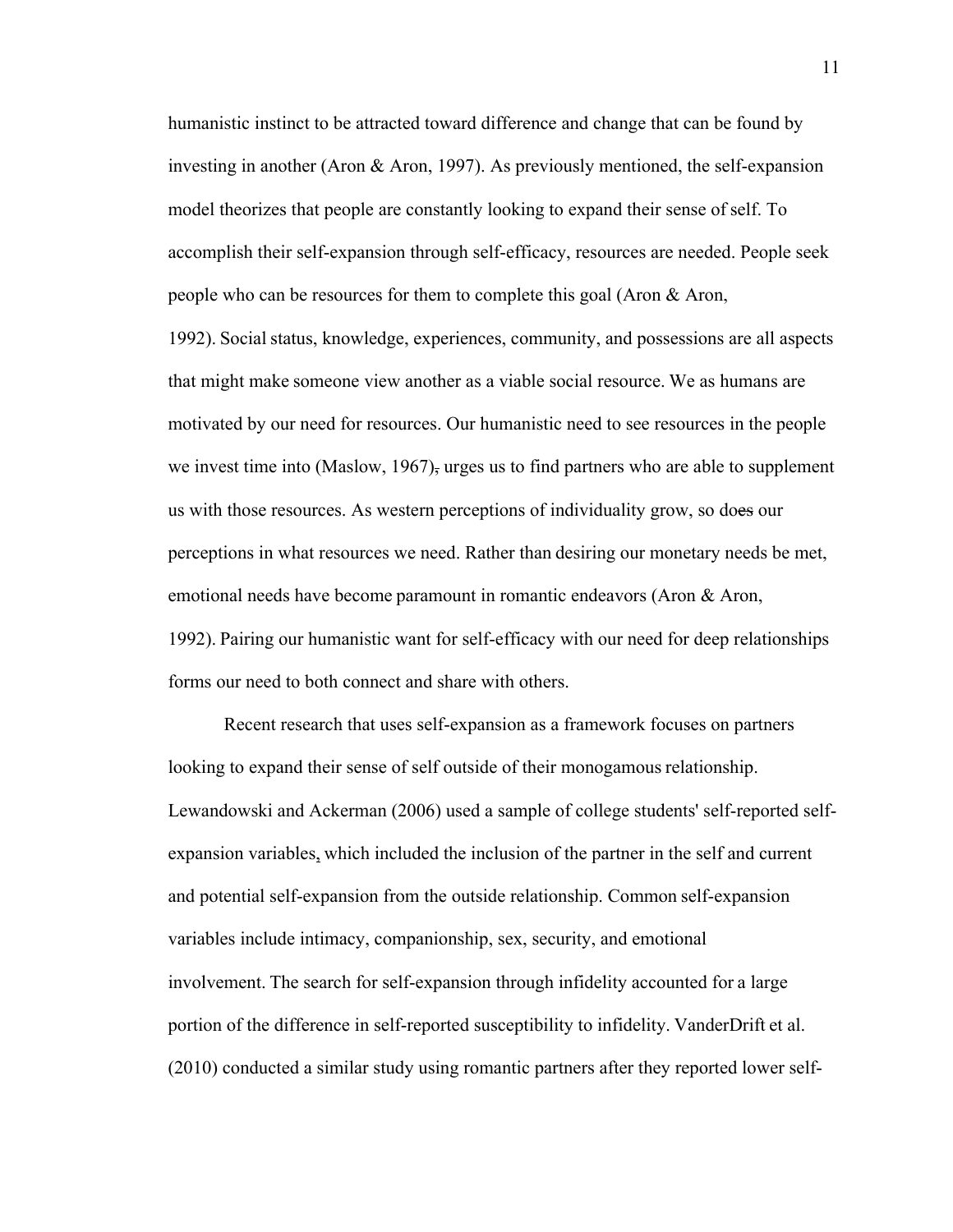humanistic instinct to be attracted toward difference and change that can be found by investing in another (Aron & Aron, 1997). As previously mentioned, the self-expansion model theorizes that people are constantly looking to expand their sense of self. To accomplish their self-expansion through self-efficacy, resources are needed. People seek people who can be resources for them to complete this goal (Aron & Aron, 1992). Social status, knowledge, experiences, community, and possessions are all aspects that might make someone view another as a viable social resource. We as humans are motivated by our need for resources. Our humanistic need to see resources in the people we invest time into (Maslow, 1967), urges us to find partners who are able to supplement us with those resources. As western perceptions of individuality grow, so does our perceptions in what resources we need. Rather than desiring our monetary needs be met, emotional needs have become paramount in romantic endeavors (Aron & Aron, 1992). Pairing our humanistic want for self-efficacy with our need for deep relationships forms our need to both connect and share with others.

Recent research that uses self-expansion as a framework focuses on partners looking to expand their sense of self outside of their monogamous relationship. Lewandowski and Ackerman (2006) used a sample of college students' self-reported self-expansion variables, which included the inclusion of the partner in the self and current and potential self-expansion from the outside relationship. Common self-expansion variables include intimacy, companionship, sex, security, and emotional involvement. The search for self-expansion through infidelity accounted for a large portion of the difference in self-reported susceptibility to infidelity. VanderDrift et al. (2010) conducted a similar study using romantic partners after they reported lower self-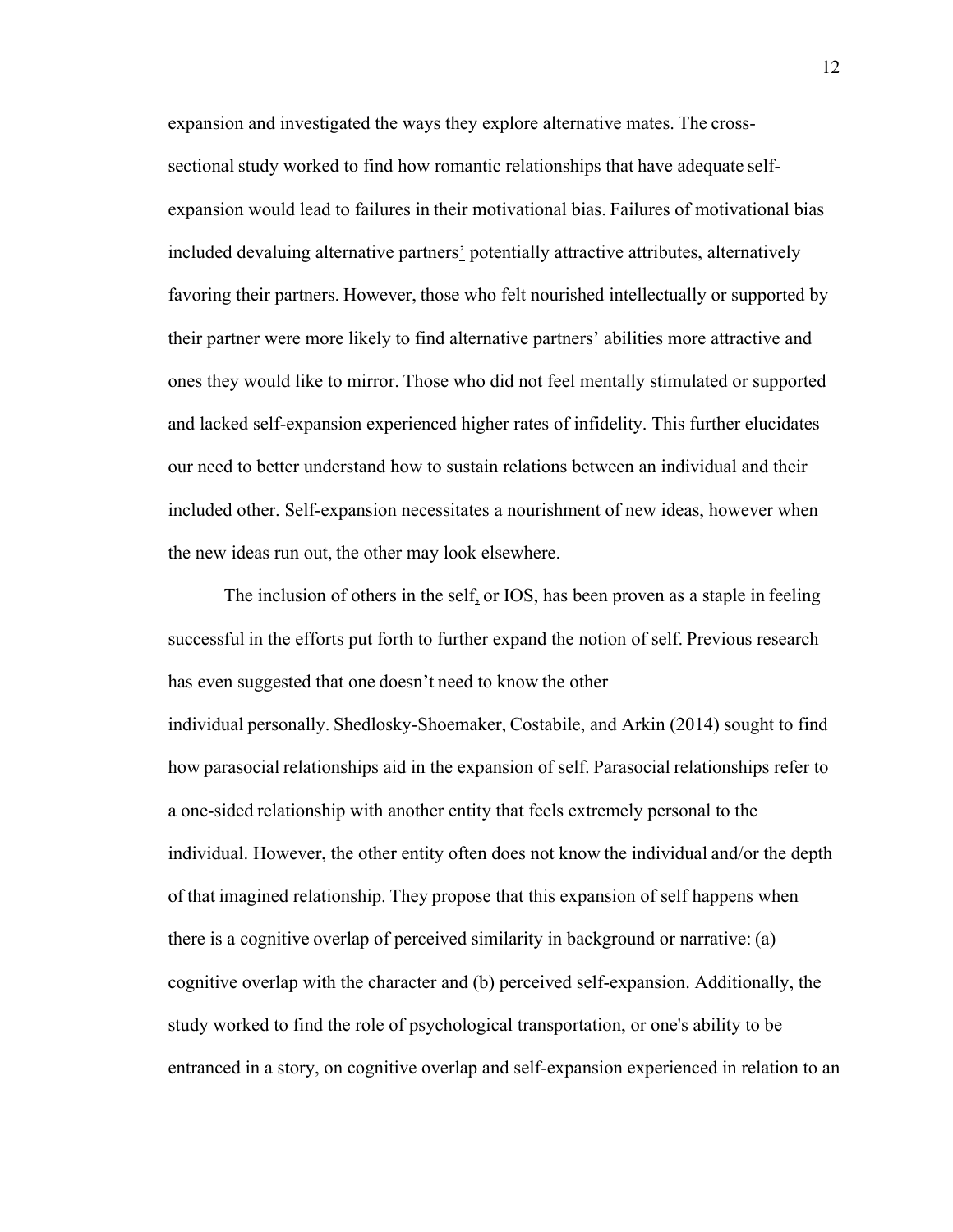expansion and investigated the ways they explore alternative mates. The cross-sectional study worked to find how romantic relationships that have adequate self-expansion would lead to failures in their motivational bias. Failures of motivational bias included devaluing alternative partners' potentially attractive attributes, alternatively favoring their partners. However, those who felt nourished intellectually or supported by their partner were more likely to find alternative partners' abilities more attractive and ones they would like to mirror. Those who did not feel mentally stimulated or supported and lacked self-expansion experienced higher rates of infidelity. This further elucidates our need to better understand how to sustain relations between an individual and their included other. Self-expansion necessitates a nourishment of new ideas, however when the new ideas run out, the other may look elsewhere.

The inclusion of others in the self, or IOS, has been proven as a staple in feeling successful in the efforts put forth to further expand the notion of self. Previous research has even suggested that one doesn't need to know the other individual personally. Shedlosky-Shoemaker, Costabile, and Arkin (2014) sought to find how parasocial relationships aid in the expansion of self. Parasocial relationships refer to a one-sided relationship with another entity that feels extremely personal to the individual. However, the other entity often does not know the individual and/or the depth of that imagined relationship. They propose that this expansion of self happens when there is a cognitive overlap of perceived similarity in background or narrative: (a) cognitive overlap with the character and (b) perceived self-expansion. Additionally, the study worked to find the role of psychological transportation, or one's ability to be entranced in a story, on cognitive overlap and self-expansion experienced in relation to an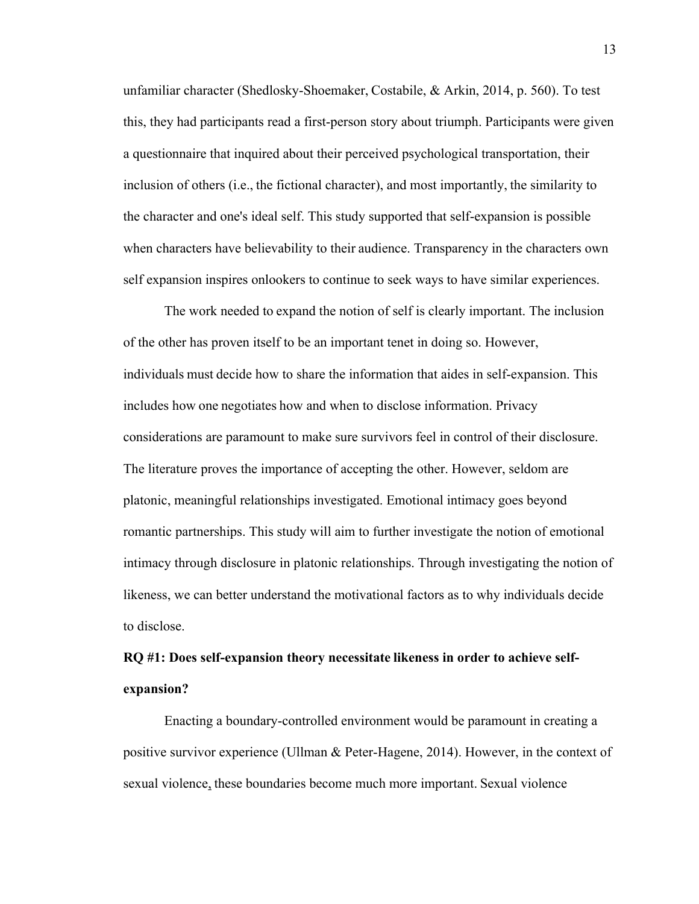unfamiliar character (Shedlosky-Shoemaker, Costabile, & Arkin, 2014, p. 560). To test this, they had participants read a first-person story about triumph. Participants were given a questionnaire that inquired about their perceived psychological transportation, their inclusion of others (i.e., the fictional character), and most importantly, the similarity to the character and one's ideal self. This study supported that self-expansion is possible when characters have believability to their audience. Transparency in the characters own self expansion inspires onlookers to continue to seek ways to have similar experiences.

The work needed to expand the notion of self is clearly important. The inclusion of the other has proven itself to be an important tenet in doing so. However, individuals must decide how to share the information that aides in self-expansion. This includes how one negotiates how and when to disclose information. Privacy considerations are paramount to make sure survivors feel in control of their disclosure. The literature proves the importance of accepting the other. However, seldom are platonic, meaningful relationships investigated. Emotional intimacy goes beyond romantic partnerships. This study will aim to further investigate the notion of emotional intimacy through disclosure in platonic relationships. Through investigating the notion of likeness, we can better understand the motivational factors as to why individuals decide to disclose.

**RQ #1: Does self-expansion theory necessitate likeness in order to achieve self-expansion?**

Enacting a boundary-controlled environment would be paramount in creating a positive survivor experience (Ullman & Peter-Hagene, 2014). However, in the context of sexual violence, these boundaries become much more important. Sexual violence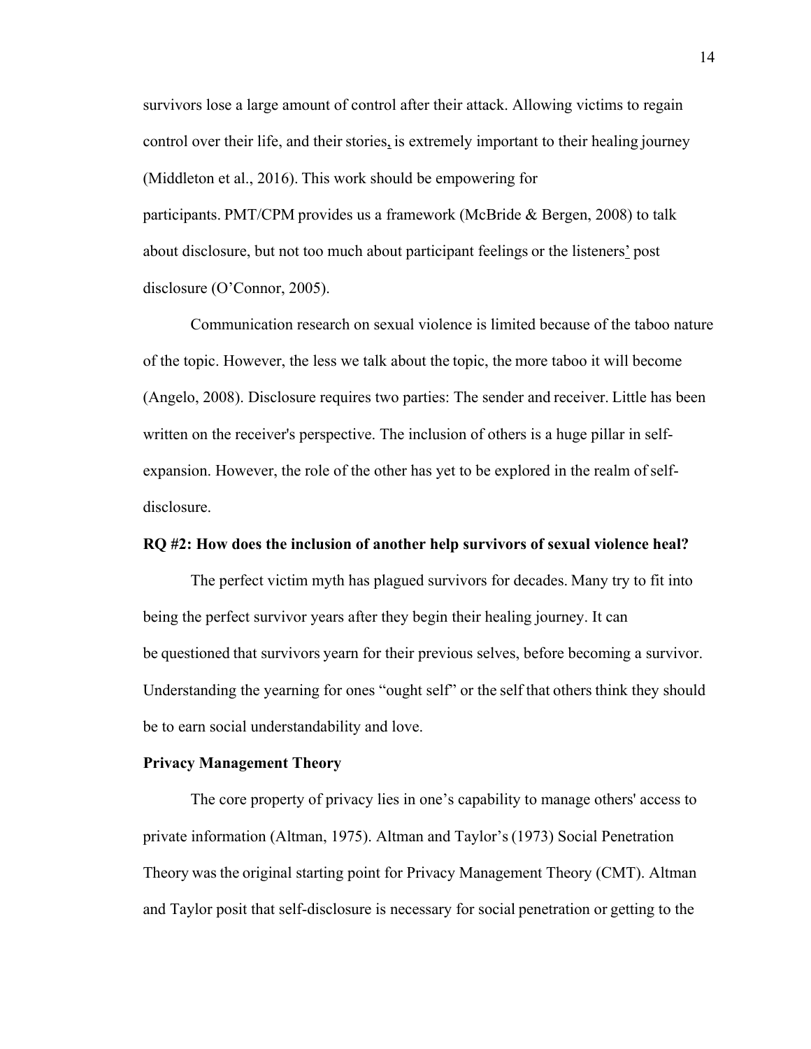survivors lose a large amount of control after their attack. Allowing victims to regain control over their life, and their stories, is extremely important to their healing journey (Middleton et al., 2016). This work should be empowering for participants. PMT/CPM provides us a framework (McBride & Bergen, 2008) to talk about disclosure, but not too much about participant feelings or the listeners' post disclosure (O'Connor, 2005).

Communication research on sexual violence is limited because of the taboo nature of the topic. However, the less we talk about the topic, the more taboo it will become (Angelo, 2008). Disclosure requires two parties: The sender and receiver. Little has been written on the receiver's perspective. The inclusion of others is a huge pillar in self-expansion. However, the role of the other has yet to be explored in the realm of self-disclosure.

**RQ #2: How does the inclusion of another help survivors of sexual violence heal?**

The perfect victim myth has plagued survivors for decades. Many try to fit into being the perfect survivor years after they begin their healing journey. It can be questioned that survivors yearn for their previous selves, before becoming a survivor. Understanding the yearning for ones "ought self" or the self that others think they should be to earn social understandability and love.

**Privacy Management Theory**

The core property of privacy lies in one's capability to manage others' access to private information (Altman, 1975). Altman and Taylor's (1973) Social Penetration Theory was the original starting point for Privacy Management Theory (CMT). Altman and Taylor posit that self-disclosure is necessary for social penetration or getting to the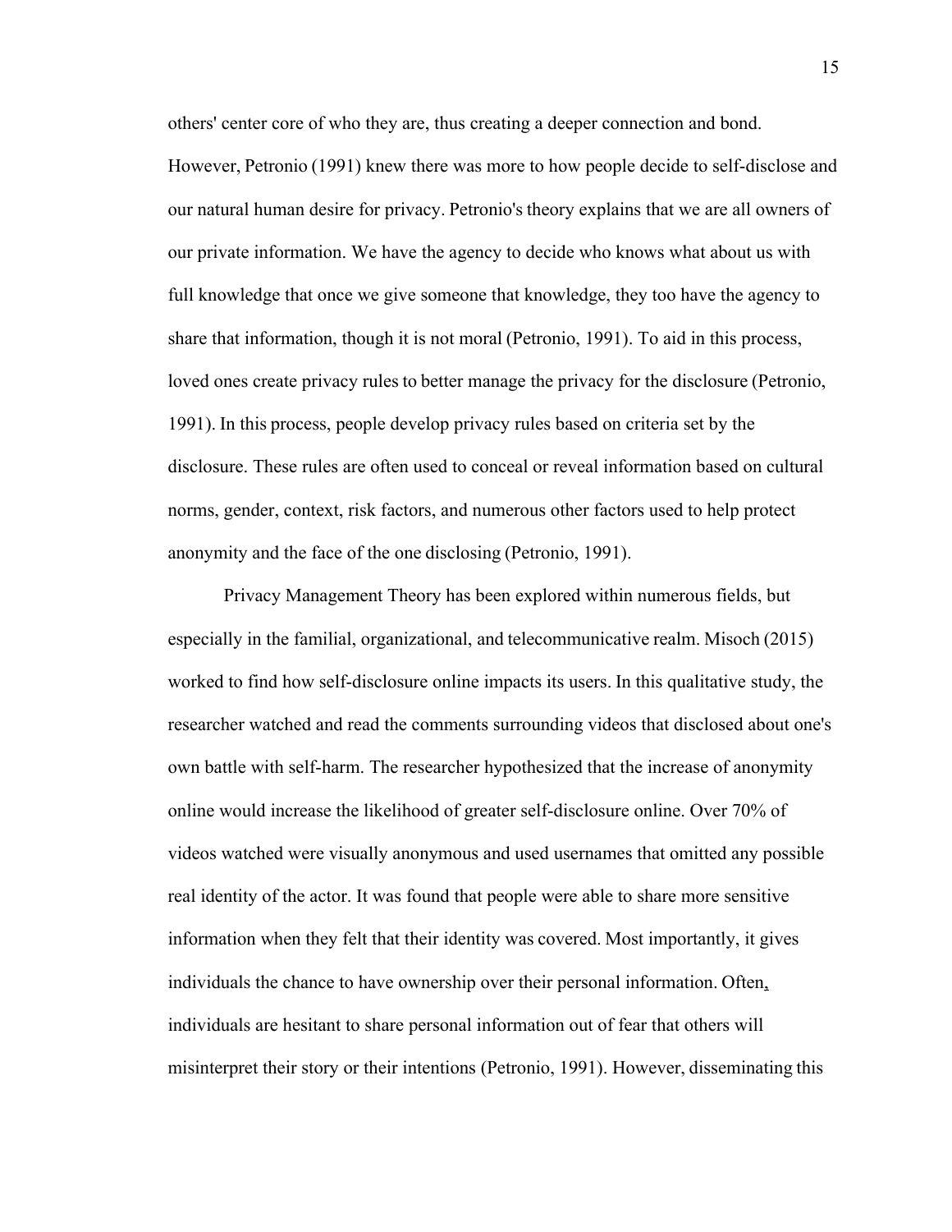others' center core of who they are, thus creating a deeper connection and bond. However, Petronio (1991) knew there was more to how people decide to self-disclose and our natural human desire for privacy. Petronio's theory explains that we are all owners of our private information. We have the agency to decide who knows what about us with full knowledge that once we give someone that knowledge, they too have the agency to share that information, though it is not moral (Petronio, 1991). To aid in this process, loved ones create privacy rules to better manage the privacy for the disclosure (Petronio, 1991). In this process, people develop privacy rules based on criteria set by the disclosure. These rules are often used to conceal or reveal information based on cultural norms, gender, context, risk factors, and numerous other factors used to help protect anonymity and the face of the one disclosing (Petronio, 1991).

Privacy Management Theory has been explored within numerous fields, but especially in the familial, organizational, and telecommunicative realm. Misoch (2015) worked to find how self-disclosure online impacts its users. In this qualitative study, the researcher watched and read the comments surrounding videos that disclosed about one's own battle with self-harm. The researcher hypothesized that the increase of anonymity online would increase the likelihood of greater self-disclosure online. Over 70% of videos watched were visually anonymous and used usernames that omitted any possible real identity of the actor. It was found that people were able to share more sensitive information when they felt that their identity was covered. Most importantly, it gives individuals the chance to have ownership over their personal information. Often, individuals are hesitant to share personal information out of fear that others will misinterpret their story or their intentions (Petronio, 1991). However, disseminating this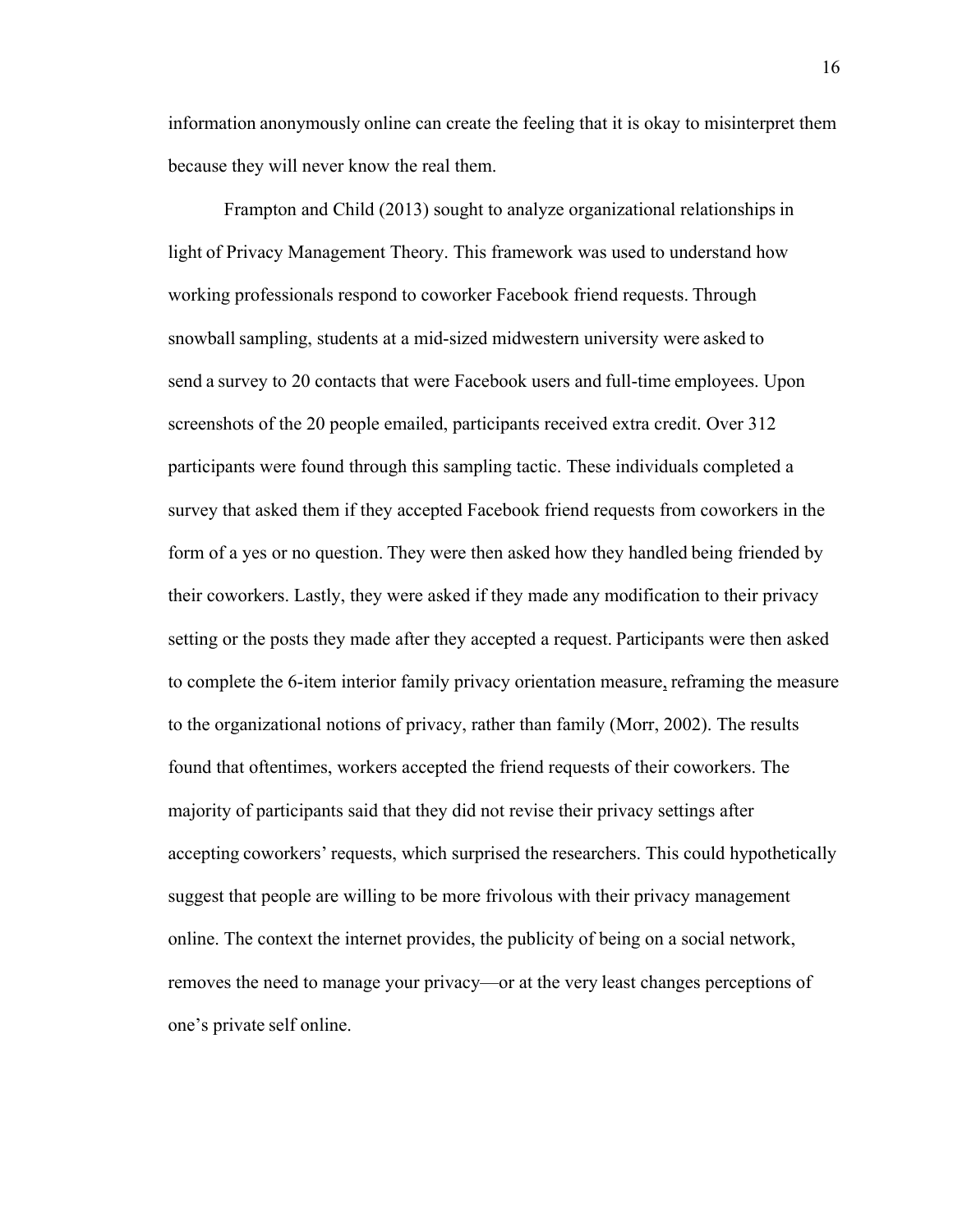information anonymously online can create the feeling that it is okay to misinterpret them because they will never know the real them.

Frampton and Child (2013) sought to analyze organizational relationships in light of Privacy Management Theory. This framework was used to understand how working professionals respond to coworker Facebook friend requests. Through snowball sampling, students at a mid-sized midwestern university were asked to send a survey to 20 contacts that were Facebook users and full-time employees. Upon screenshots of the 20 people emailed, participants received extra credit. Over 312 participants were found through this sampling tactic. These individuals completed a survey that asked them if they accepted Facebook friend requests from coworkers in the form of a yes or no question. They were then asked how they handled being friended by their coworkers. Lastly, they were asked if they made any modification to their privacy setting or the posts they made after they accepted a request. Participants were then asked to complete the 6-item interior family privacy orientation measure, reframing the measure to the organizational notions of privacy, rather than family (Morr, 2002). The results found that oftentimes, workers accepted the friend requests of their coworkers. The majority of participants said that they did not revise their privacy settings after accepting coworkers' requests, which surprised the researchers. This could hypothetically suggest that people are willing to be more frivolous with their privacy management online. The context the internet provides, the publicity of being on a social network, removes the need to manage your privacy—or at the very least changes perceptions of one's private self online.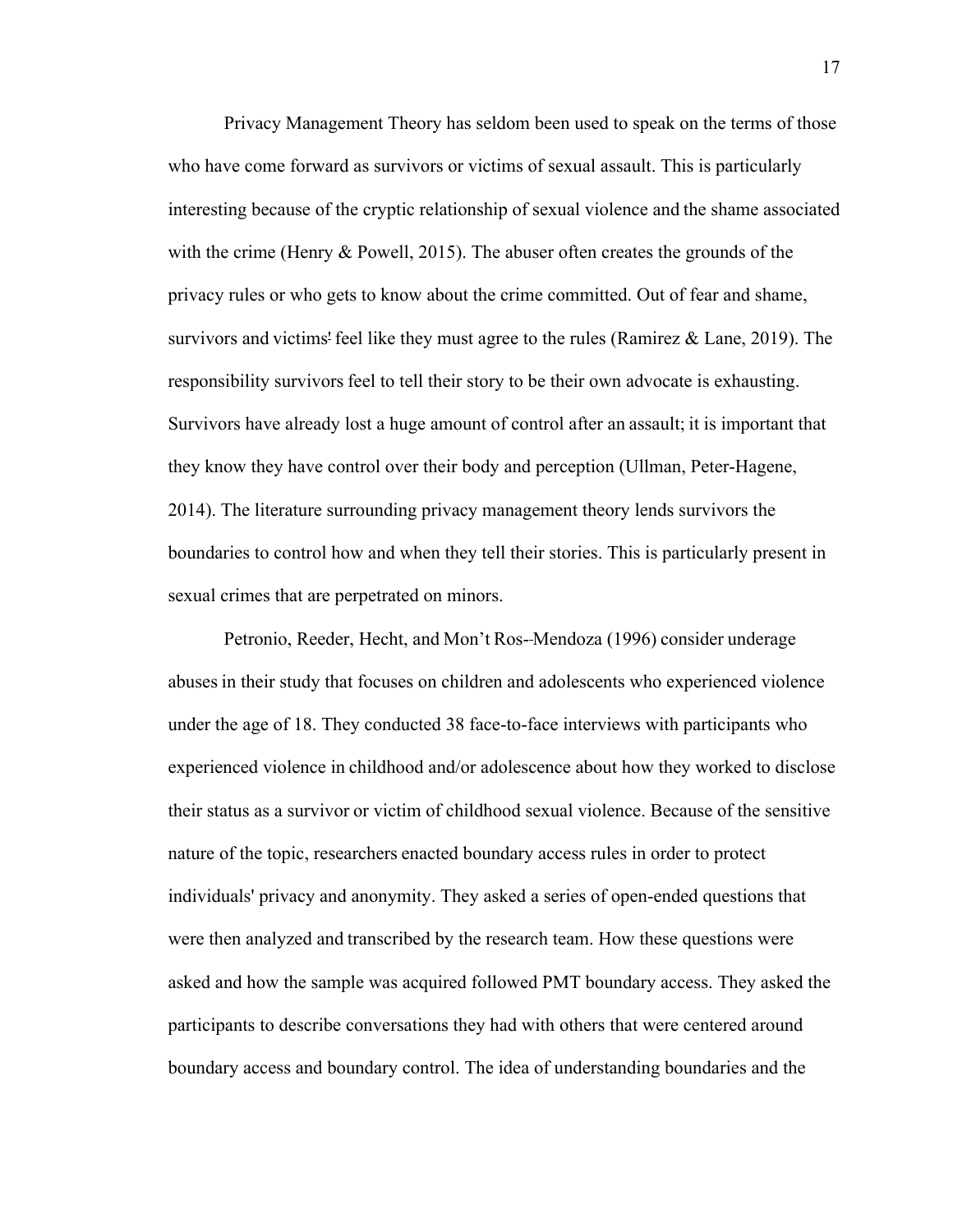Privacy Management Theory has seldom been used to speak on the terms of those who have come forward as survivors or victims of sexual assault. This is particularly interesting because of the cryptic relationship of sexual violence and the shame associated with the crime (Henry & Powell, 2015). The abuser often creates the grounds of the privacy rules or who gets to know about the crime committed. Out of fear and shame, survivors and victims' feel like they must agree to the rules (Ramirez & Lane, 2019). The responsibility survivors feel to tell their story to be their own advocate is exhausting. Survivors have already lost a huge amount of control after an assault; it is important that they know they have control over their body and perception (Ullman, Peter-Hagene, 2014). The literature surrounding privacy management theory lends survivors the boundaries to control how and when they tell their stories. This is particularly present in sexual crimes that are perpetrated on minors.

Petronio, Reeder, Hecht, and Mon't Ros-Mendoza (1996) consider underage abuses in their study that focuses on children and adolescents who experienced violence under the age of 18. They conducted 38 face-to-face interviews with participants who experienced violence in childhood and/or adolescence about how they worked to disclose their status as a survivor or victim of childhood sexual violence. Because of the sensitive nature of the topic, researchers enacted boundary access rules in order to protect individuals' privacy and anonymity. They asked a series of open-ended questions that were then analyzed and transcribed by the research team. How these questions were asked and how the sample was acquired followed PMT boundary access. They asked the participants to describe conversations they had with others that were centered around boundary access and boundary control. The idea of understanding boundaries and the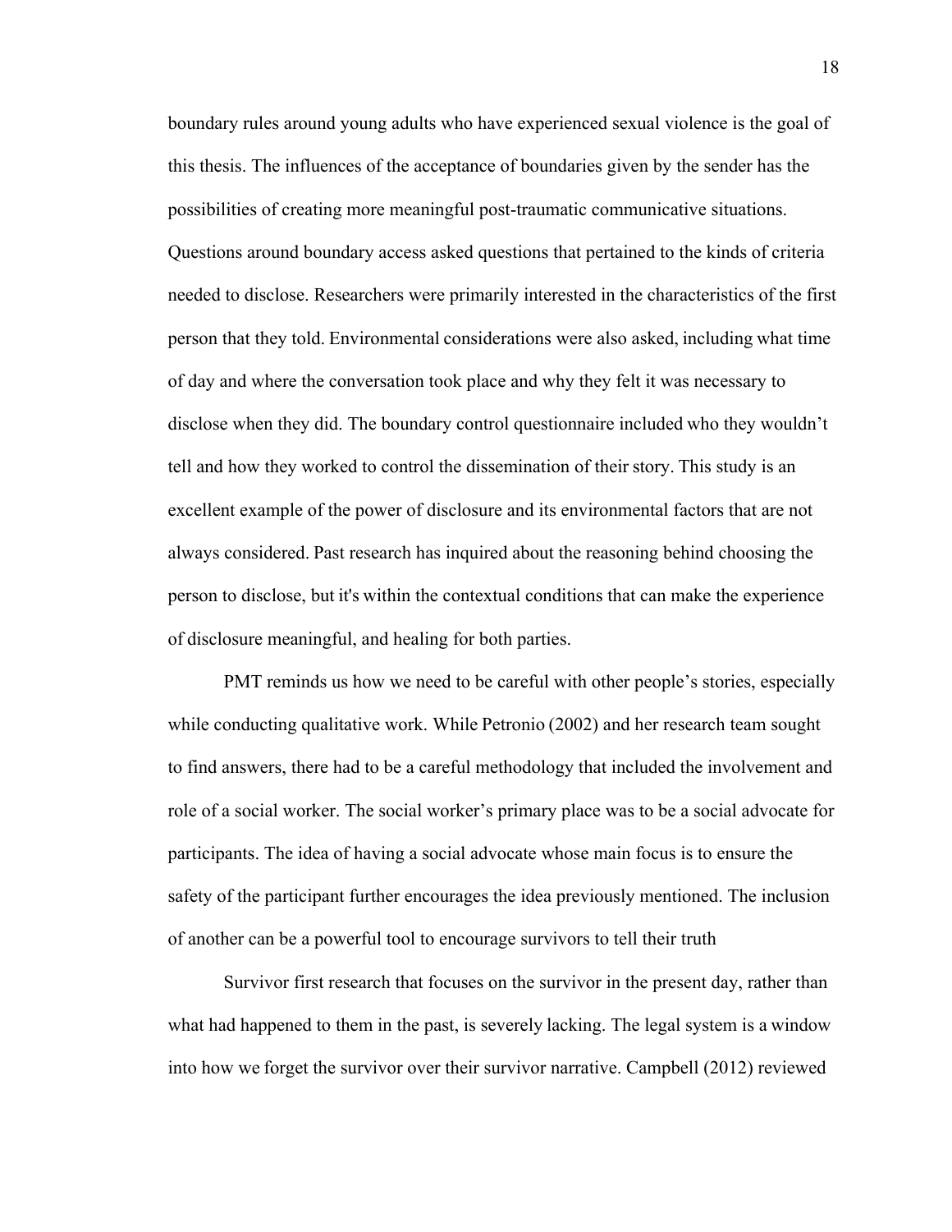boundary rules around young adults who have experienced sexual violence is the goal of this thesis. The influences of the acceptance of boundaries given by the sender has the possibilities of creating more meaningful post-traumatic communicative situations. Questions around boundary access asked questions that pertained to the kinds of criteria needed to disclose. Researchers were primarily interested in the characteristics of the first person that they told. Environmental considerations were also asked, including what time of day and where the conversation took place and why they felt it was necessary to disclose when they did. The boundary control questionnaire included who they wouldn't tell and how they worked to control the dissemination of their story. This study is an excellent example of the power of disclosure and its environmental factors that are not always considered. Past research has inquired about the reasoning behind choosing the person to disclose, but it's within the contextual conditions that can make the experience of disclosure meaningful, and healing for both parties.

PMT reminds us how we need to be careful with other people's stories, especially while conducting qualitative work. While Petronio (2002) and her research team sought to find answers, there had to be a careful methodology that included the involvement and role of a social worker. The social worker's primary place was to be a social advocate for participants. The idea of having a social advocate whose main focus is to ensure the safety of the participant further encourages the idea previously mentioned. The inclusion of another can be a powerful tool to encourage survivors to tell their truth

Survivor first research that focuses on the survivor in the present day, rather than what had happened to them in the past, is severely lacking. The legal system is a window into how we forget the survivor over their survivor narrative. Campbell (2012) reviewed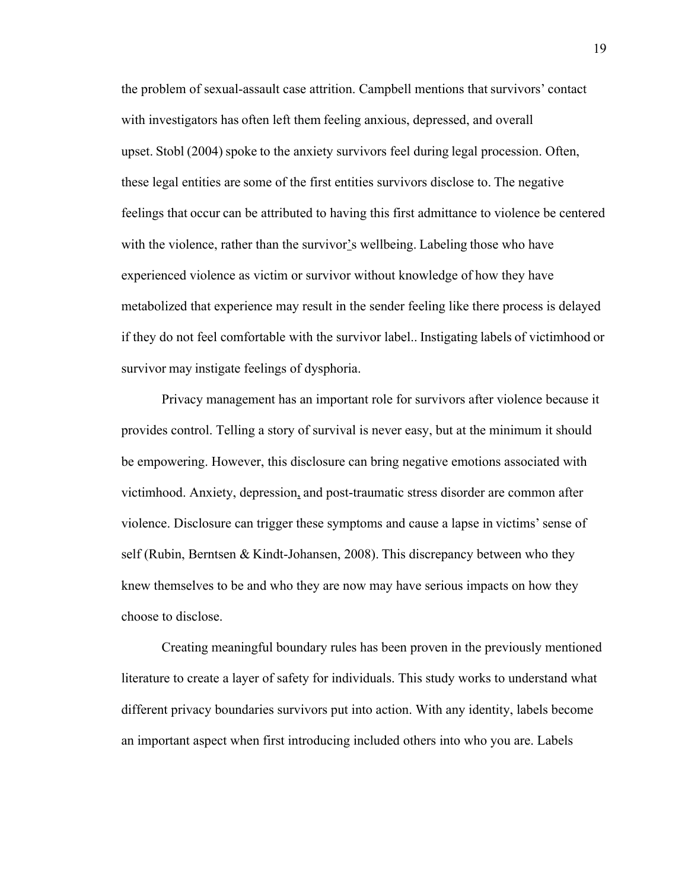the problem of sexual-assault case attrition. Campbell mentions that survivors' contact with investigators has often left them feeling anxious, depressed, and overall upset. Stobl (2004) spoke to the anxiety survivors feel during legal procession. Often, these legal entities are some of the first entities survivors disclose to. The negative feelings that occur can be attributed to having this first admittance to violence be centered with the violence, rather than the survivor's wellbeing. Labeling those who have experienced violence as victim or survivor without knowledge of how they have metabolized that experience may result in the sender feeling like there process is delayed if they do not feel comfortable with the survivor label.. Instigating labels of victimhood or survivor may instigate feelings of dysphoria.

Privacy management has an important role for survivors after violence because it provides control. Telling a story of survival is never easy, but at the minimum it should be empowering. However, this disclosure can bring negative emotions associated with victimhood. Anxiety, depression, and post-traumatic stress disorder are common after violence. Disclosure can trigger these symptoms and cause a lapse in victims' sense of self (Rubin, Berntsen & Kindt-Johansen, 2008). This discrepancy between who they knew themselves to be and who they are now may have serious impacts on how they choose to disclose.

Creating meaningful boundary rules has been proven in the previously mentioned literature to create a layer of safety for individuals. This study works to understand what different privacy boundaries survivors put into action. With any identity, labels become an important aspect when first introducing included others into who you are. Labels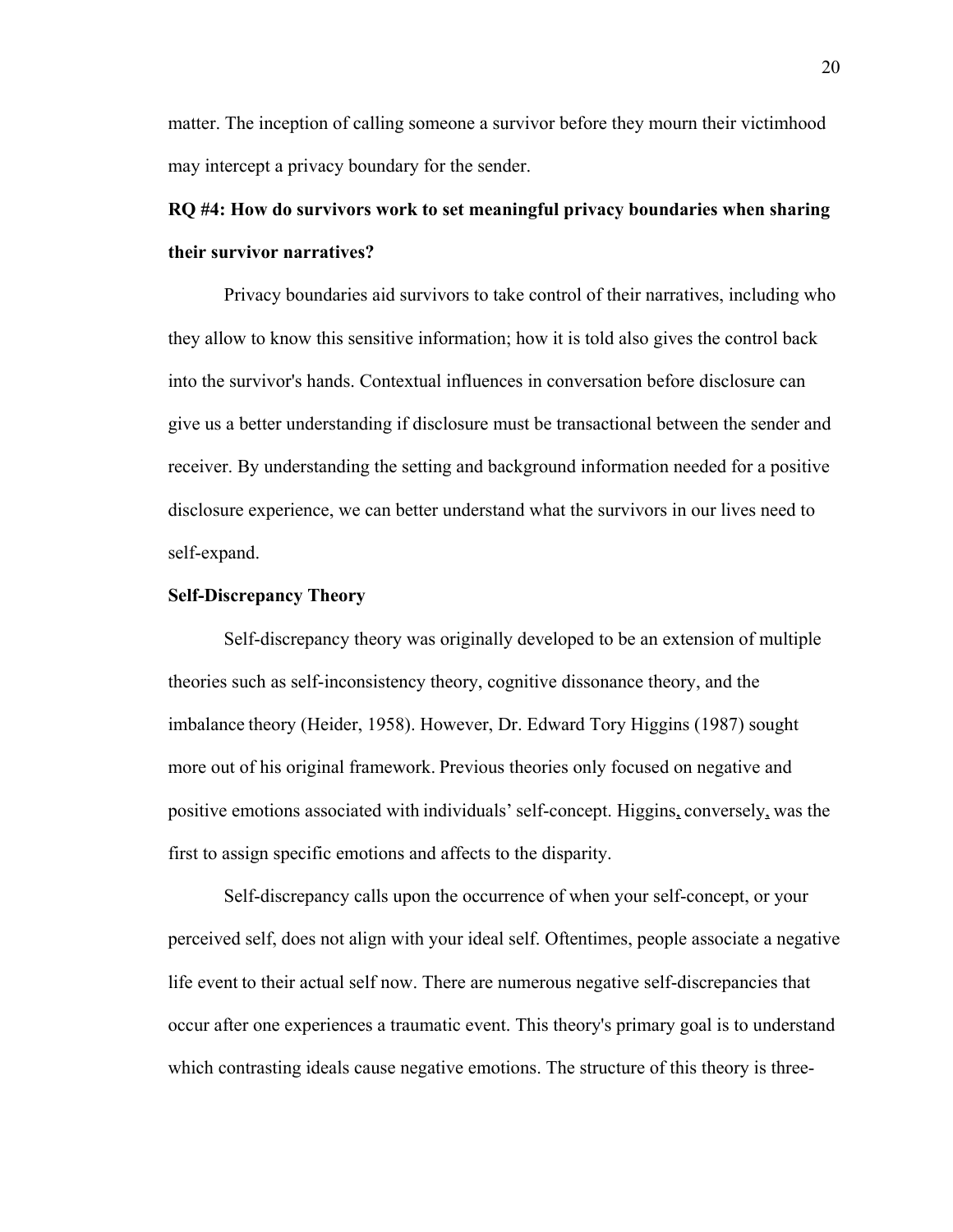matter. The inception of calling someone a survivor before they mourn their victimhood may intercept a privacy boundary for the sender.

**RQ #4: How do survivors work to set meaningful privacy boundaries when sharing their survivor narratives?**

Privacy boundaries aid survivors to take control of their narratives, including who they allow to know this sensitive information; how it is told also gives the control back into the survivor's hands. Contextual influences in conversation before disclosure can give us a better understanding if disclosure must be transactional between the sender and receiver. By understanding the setting and background information needed for a positive disclosure experience, we can better understand what the survivors in our lives need to self-expand.

### Self-Discrepancy Theory

Self-discrepancy theory was originally developed to be an extension of multiple theories such as self-inconsistency theory, cognitive dissonance theory, and the imbalance theory (Heider, 1958). However, Dr. Edward Tory Higgins (1987) sought more out of his original framework. Previous theories only focused on negative and positive emotions associated with individuals' self-concept. Higgins, conversely, was the first to assign specific emotions and affects to the disparity.

Self-discrepancy calls upon the occurrence of when your self-concept, or your perceived self, does not align with your ideal self. Oftentimes, people associate a negative life event to their actual self now. There are numerous negative self-discrepancies that occur after one experiences a traumatic event. This theory's primary goal is to understand which contrasting ideals cause negative emotions. The structure of this theory is three-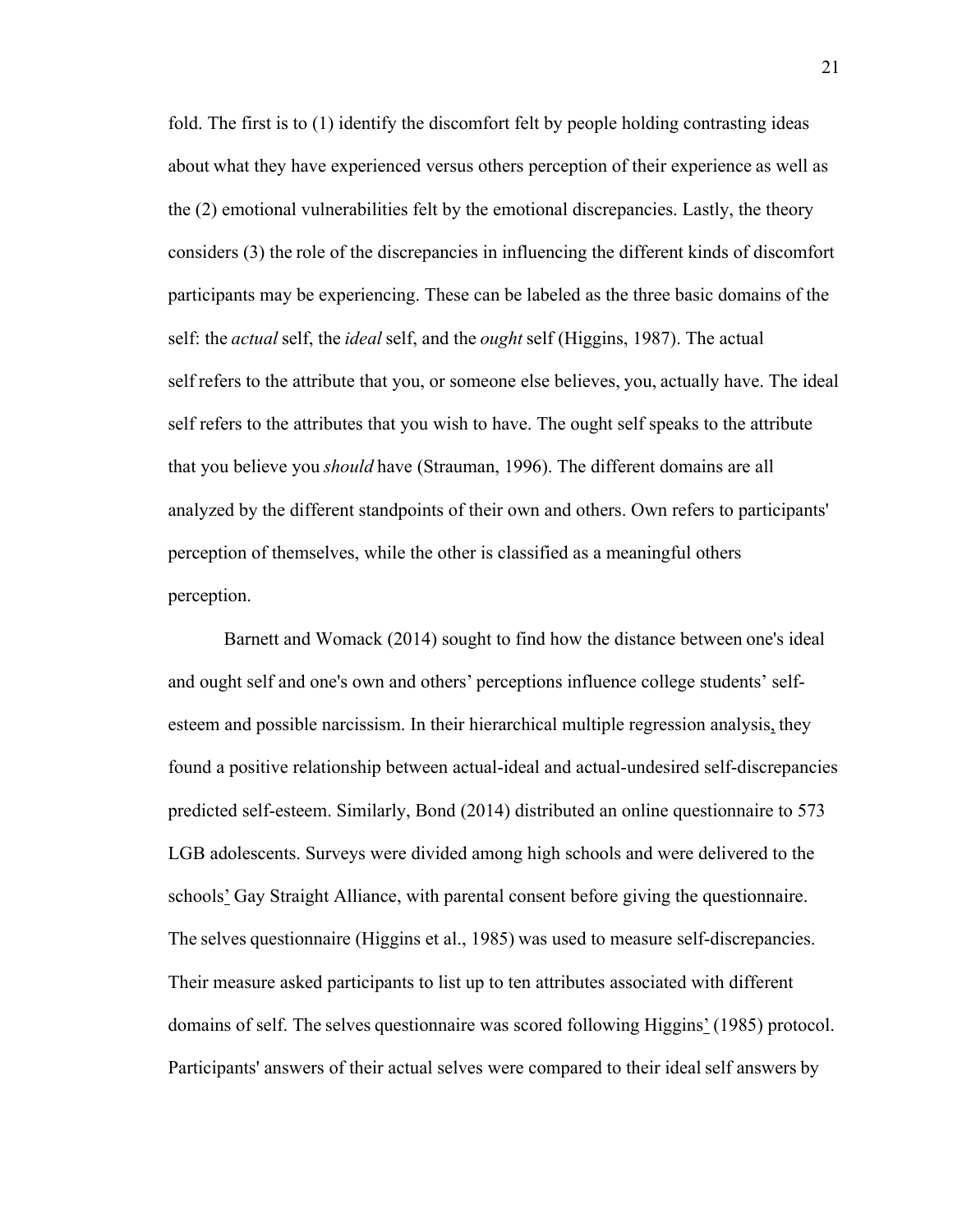fold. The first is to (1) identify the discomfort felt by people holding contrasting ideas about what they have experienced versus others perception of their experience as well as the (2) emotional vulnerabilities felt by the emotional discrepancies. Lastly, the theory considers (3) the role of the discrepancies in influencing the different kinds of discomfort participants may be experiencing. These can be labeled as the three basic domains of the self: the *actual* self, the *ideal* self, and the *ought* self (Higgins, 1987). The actual self refers to the attribute that you, or someone else believes, you, actually have. The ideal self refers to the attributes that you wish to have. The ought self speaks to the attribute that you believe you *should* have (Strauman, 1996). The different domains are all analyzed by the different standpoints of their own and others. Own refers to participants' perception of themselves, while the other is classified as a meaningful others perception.

Barnett and Womack (2014) sought to find how the distance between one's ideal and ought self and one's own and others' perceptions influence college students' self-esteem and possible narcissism. In their hierarchical multiple regression analysis, they found a positive relationship between actual-ideal and actual-undesired self-discrepancies predicted self-esteem. Similarly, Bond (2014) distributed an online questionnaire to 573 LGB adolescents. Surveys were divided among high schools and were delivered to the schools' Gay Straight Alliance, with parental consent before giving the questionnaire. The selves questionnaire (Higgins et al., 1985) was used to measure self-discrepancies. Their measure asked participants to list up to ten attributes associated with different domains of self. The selves questionnaire was scored following Higgins' (1985) protocol. Participants' answers of their actual selves were compared to their ideal self answers by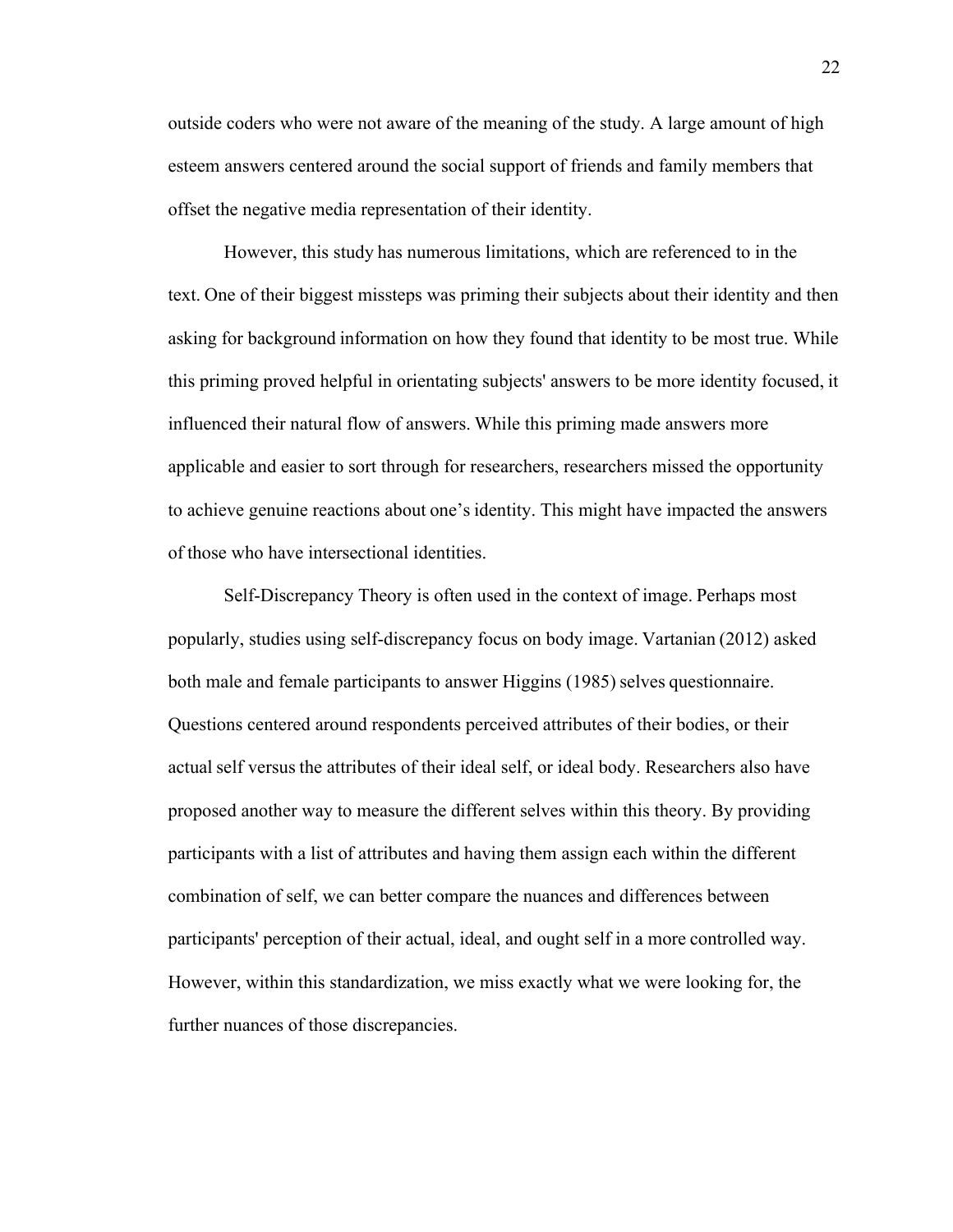outside coders who were not aware of the meaning of the study. A large amount of high esteem answers centered around the social support of friends and family members that offset the negative media representation of their identity.

However, this study has numerous limitations, which are referenced to in the text. One of their biggest missteps was priming their subjects about their identity and then asking for background information on how they found that identity to be most true. While this priming proved helpful in orientating subjects' answers to be more identity focused, it influenced their natural flow of answers. While this priming made answers more applicable and easier to sort through for researchers, researchers missed the opportunity to achieve genuine reactions about one's identity. This might have impacted the answers of those who have intersectional identities.

Self-Discrepancy Theory is often used in the context of image. Perhaps most popularly, studies using self-discrepancy focus on body image. Vartanian (2012) asked both male and female participants to answer Higgins (1985) selves questionnaire. Questions centered around respondents perceived attributes of their bodies, or their actual self versus the attributes of their ideal self, or ideal body. Researchers also have proposed another way to measure the different selves within this theory. By providing participants with a list of attributes and having them assign each within the different combination of self, we can better compare the nuances and differences between participants' perception of their actual, ideal, and ought self in a more controlled way. However, within this standardization, we miss exactly what we were looking for, the further nuances of those discrepancies.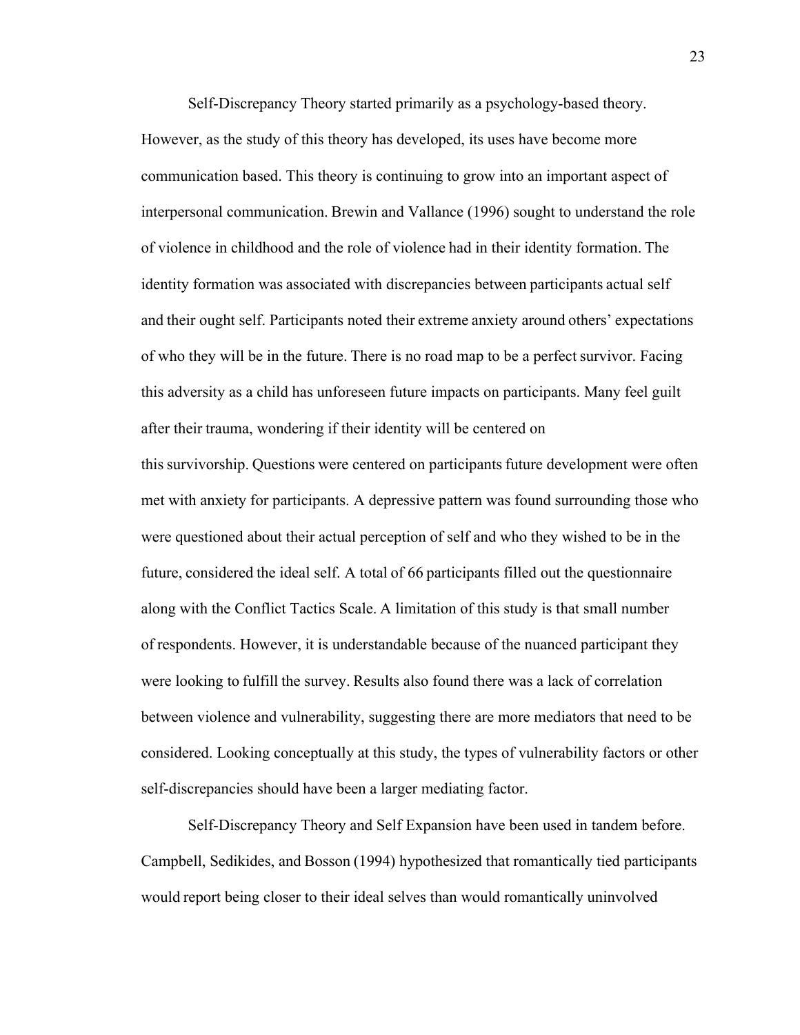Self-Discrepancy Theory started primarily as a psychology-based theory. However, as the study of this theory has developed, its uses have become more communication based. This theory is continuing to grow into an important aspect of interpersonal communication. Brewin and Vallance (1996) sought to understand the role of violence in childhood and the role of violence had in their identity formation. The identity formation was associated with discrepancies between participants actual self and their ought self. Participants noted their extreme anxiety around others' expectations of who they will be in the future. There is no road map to be a perfect survivor. Facing this adversity as a child has unforeseen future impacts on participants. Many feel guilt after their trauma, wondering if their identity will be centered on this survivorship. Questions were centered on participants future development were often met with anxiety for participants. A depressive pattern was found surrounding those who were questioned about their actual perception of self and who they wished to be in the future, considered the ideal self. A total of 66 participants filled out the questionnaire along with the Conflict Tactics Scale. A limitation of this study is that small number of respondents. However, it is understandable because of the nuanced participant they were looking to fulfill the survey. Results also found there was a lack of correlation between violence and vulnerability, suggesting there are more mediators that need to be considered. Looking conceptually at this study, the types of vulnerability factors or other self-discrepancies should have been a larger mediating factor.

Self-Discrepancy Theory and Self Expansion have been used in tandem before. Campbell, Sedikides, and Bosson (1994) hypothesized that romantically tied participants would report being closer to their ideal selves than would romantically uninvolved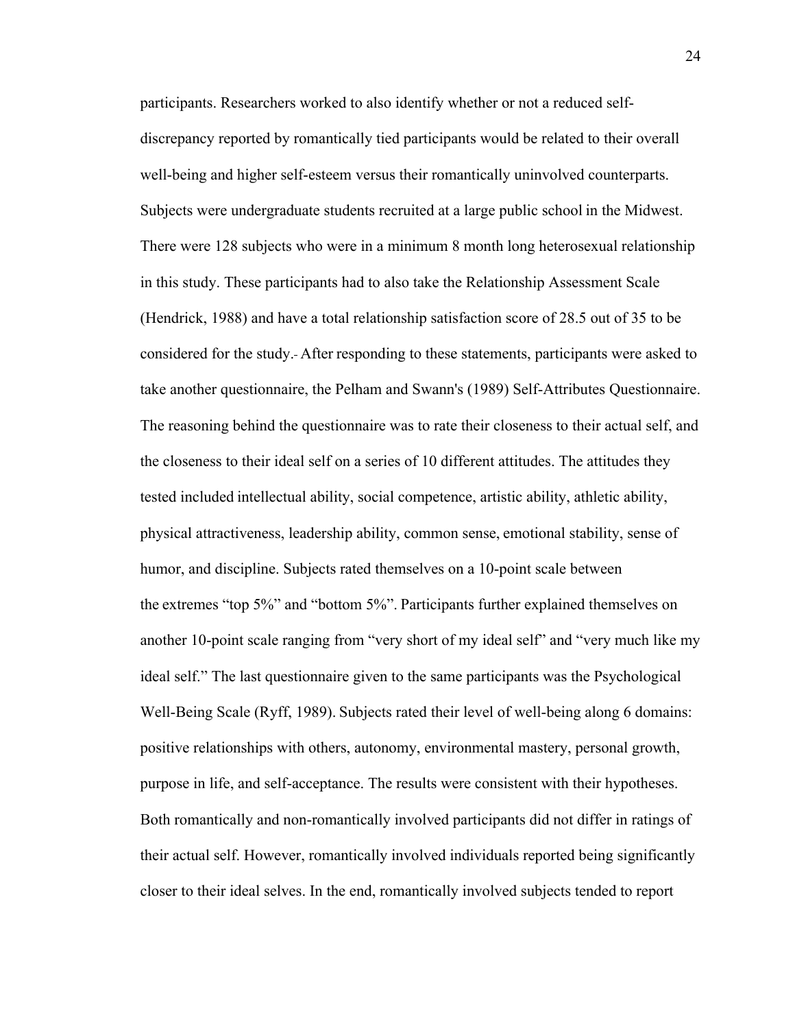participants. Researchers worked to also identify whether or not a reduced self-discrepancy reported by romantically tied participants would be related to their overall well-being and higher self-esteem versus their romantically uninvolved counterparts. Subjects were undergraduate students recruited at a large public school in the Midwest. There were 128 subjects who were in a minimum 8 month long heterosexual relationship in this study. These participants had to also take the Relationship Assessment Scale (Hendrick, 1988) and have a total relationship satisfaction score of 28.5 out of 35 to be considered for the study. After responding to these statements, participants were asked to take another questionnaire, the Pelham and Swann's (1989) Self-Attributes Questionnaire. The reasoning behind the questionnaire was to rate their closeness to their actual self, and the closeness to their ideal self on a series of 10 different attitudes. The attitudes they tested included intellectual ability, social competence, artistic ability, athletic ability, physical attractiveness, leadership ability, common sense, emotional stability, sense of humor, and discipline. Subjects rated themselves on a 10-point scale between the extremes "top 5%" and "bottom 5%". Participants further explained themselves on another 10-point scale ranging from "very short of my ideal self" and "very much like my ideal self." The last questionnaire given to the same participants was the Psychological Well-Being Scale (Ryff, 1989). Subjects rated their level of well-being along 6 domains: positive relationships with others, autonomy, environmental mastery, personal growth, purpose in life, and self-acceptance. The results were consistent with their hypotheses. Both romantically and non-romantically involved participants did not differ in ratings of their actual self. However, romantically involved individuals reported being significantly closer to their ideal selves. In the end, romantically involved subjects tended to report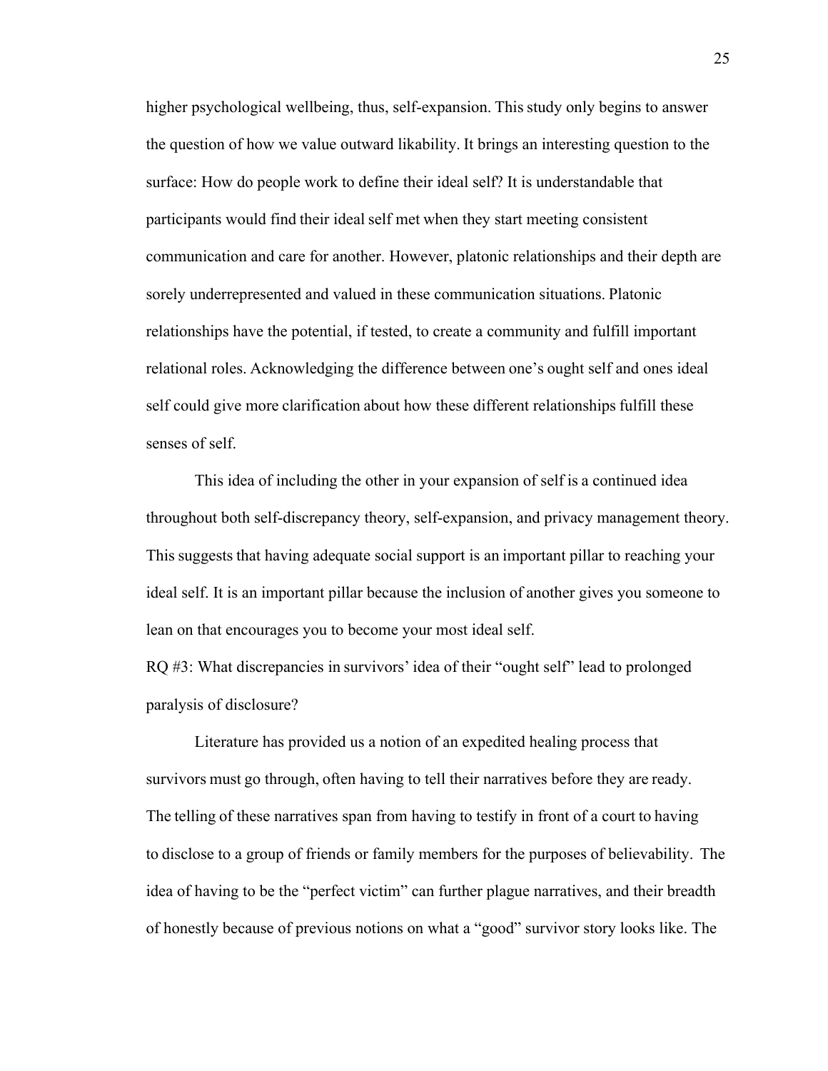higher psychological wellbeing, thus, self-expansion. This study only begins to answer the question of how we value outward likability. It brings an interesting question to the surface: How do people work to define their ideal self? It is understandable that participants would find their ideal self met when they start meeting consistent communication and care for another. However, platonic relationships and their depth are sorely underrepresented and valued in these communication situations. Platonic relationships have the potential, if tested, to create a community and fulfill important relational roles. Acknowledging the difference between one's ought self and ones ideal self could give more clarification about how these different relationships fulfill these senses of self.

This idea of including the other in your expansion of self is a continued idea throughout both self-discrepancy theory, self-expansion, and privacy management theory. This suggests that having adequate social support is an important pillar to reaching your ideal self. It is an important pillar because the inclusion of another gives you someone to lean on that encourages you to become your most ideal self.

RQ #3: What discrepancies in survivors' idea of their "ought self" lead to prolonged paralysis of disclosure?

Literature has provided us a notion of an expedited healing process that survivors must go through, often having to tell their narratives before they are ready. The telling of these narratives span from having to testify in front of a court to having to disclose to a group of friends or family members for the purposes of believability. The idea of having to be the "perfect victim" can further plague narratives, and their breadth of honestly because of previous notions on what a "good" survivor story looks like. The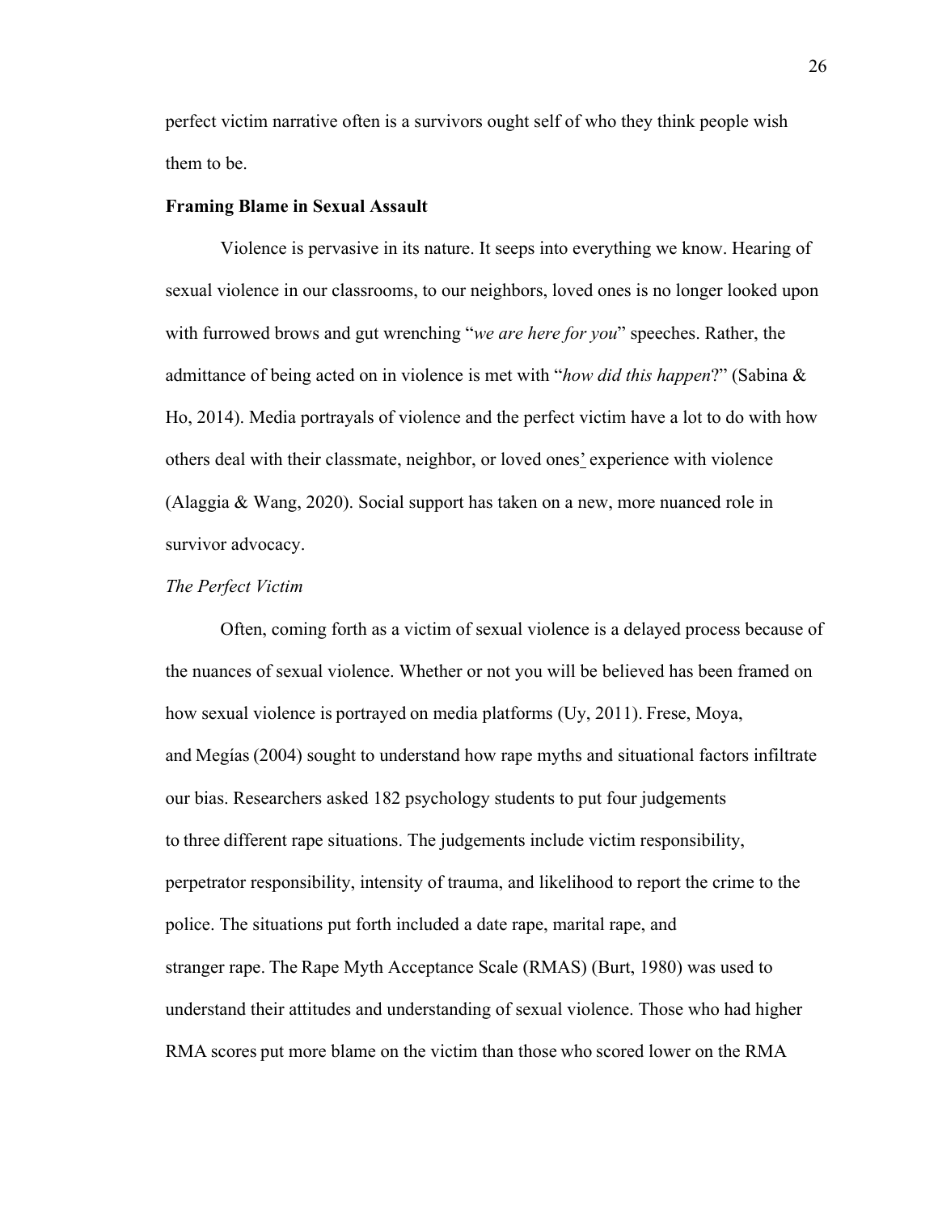perfect victim narrative often is a survivors ought self of who they think people wish them to be.

**Framing Blame in Sexual Assault**

Violence is pervasive in its nature. It seeps into everything we know. Hearing of sexual violence in our classrooms, to our neighbors, loved ones is no longer looked upon with furrowed brows and gut wrenching "*we are here for you*" speeches. Rather, the admittance of being acted on in violence is met with "*how did this happen*?" (Sabina & Ho, 2014). Media portrayals of violence and the perfect victim have a lot to do with how others deal with their classmate, neighbor, or loved ones' experience with violence (Alaggia & Wang, 2020). Social support has taken on a new, more nuanced role in survivor advocacy.

*The Perfect Victim*

Often, coming forth as a victim of sexual violence is a delayed process because of the nuances of sexual violence. Whether or not you will be believed has been framed on how sexual violence is portrayed on media platforms (Uy, 2011). Frese, Moya, and Megías (2004) sought to understand how rape myths and situational factors infiltrate our bias. Researchers asked 182 psychology students to put four judgements to three different rape situations. The judgements include victim responsibility, perpetrator responsibility, intensity of trauma, and likelihood to report the crime to the police. The situations put forth included a date rape, marital rape, and stranger rape. The Rape Myth Acceptance Scale (RMAS) (Burt, 1980) was used to understand their attitudes and understanding of sexual violence. Those who had higher RMA scores put more blame on the victim than those who scored lower on the RMA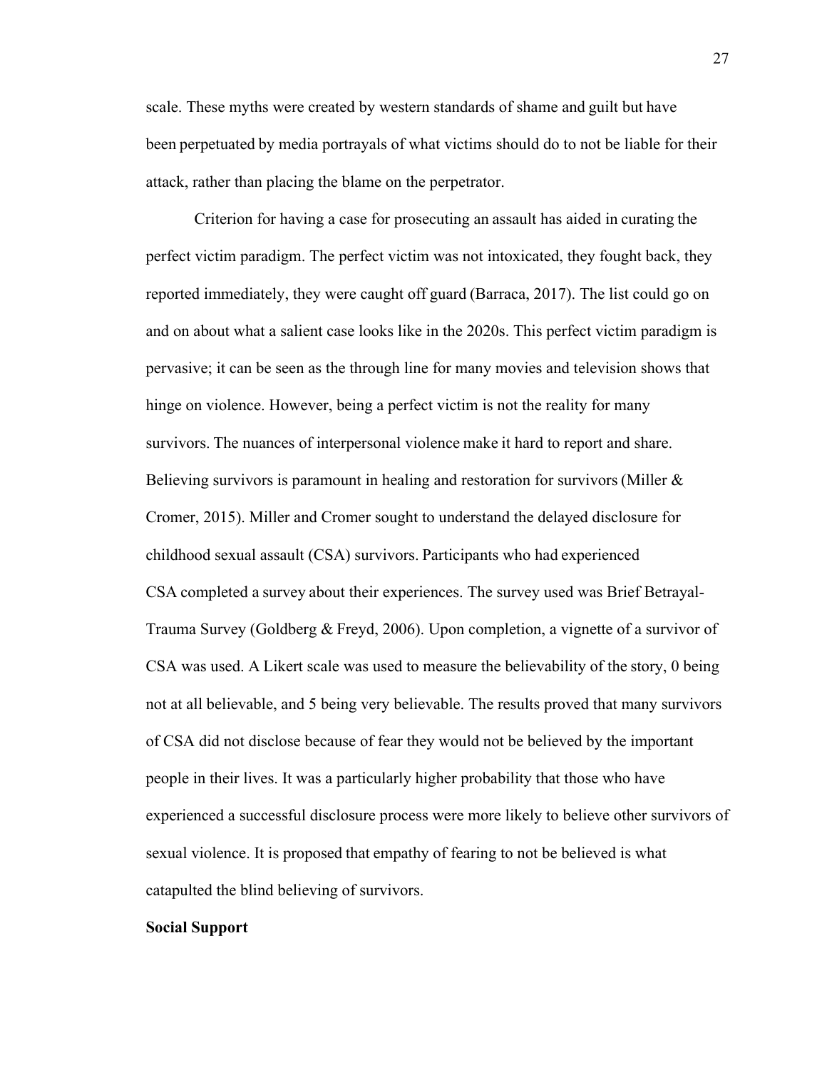scale. These myths were created by western standards of shame and guilt but have been perpetuated by media portrayals of what victims should do to not be liable for their attack, rather than placing the blame on the perpetrator.

Criterion for having a case for prosecuting an assault has aided in curating the perfect victim paradigm. The perfect victim was not intoxicated, they fought back, they reported immediately, they were caught off guard (Barraca, 2017). The list could go on and on about what a salient case looks like in the 2020s. This perfect victim paradigm is pervasive; it can be seen as the through line for many movies and television shows that hinge on violence. However, being a perfect victim is not the reality for many survivors. The nuances of interpersonal violence make it hard to report and share. Believing survivors is paramount in healing and restoration for survivors (Miller & Cromer, 2015). Miller and Cromer sought to understand the delayed disclosure for childhood sexual assault (CSA) survivors. Participants who had experienced CSA completed a survey about their experiences. The survey used was Brief Betrayal-Trauma Survey (Goldberg & Freyd, 2006). Upon completion, a vignette of a survivor of CSA was used. A Likert scale was used to measure the believability of the story, 0 being not at all believable, and 5 being very believable. The results proved that many survivors of CSA did not disclose because of fear they would not be believed by the important people in their lives. It was a particularly higher probability that those who have experienced a successful disclosure process were more likely to believe other survivors of sexual violence. It is proposed that empathy of fearing to not be believed is what catapulted the blind believing of survivors.

**Social Support**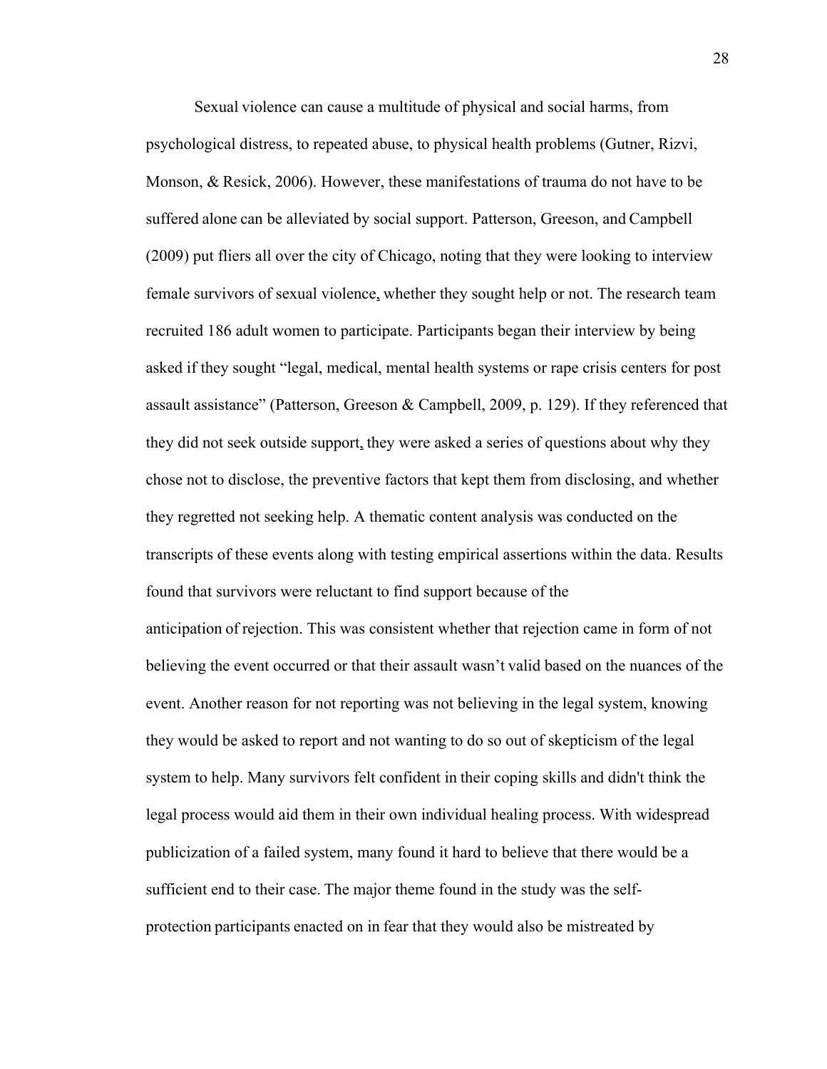Sexual violence can cause a multitude of physical and social harms, from psychological distress, to repeated abuse, to physical health problems (Gutner, Rizvi, Monson, & Resick, 2006). However, these manifestations of trauma do not have to be suffered alone can be alleviated by social support. Patterson, Greeson, and Campbell (2009) put fliers all over the city of Chicago, noting that they were looking to interview female survivors of sexual violence, whether they sought help or not. The research team recruited 186 adult women to participate. Participants began their interview by being asked if they sought "legal, medical, mental health systems or rape crisis centers for post assault assistance" (Patterson, Greeson & Campbell, 2009, p. 129). If they referenced that they did not seek outside support, they were asked a series of questions about why they chose not to disclose, the preventive factors that kept them from disclosing, and whether they regretted not seeking help. A thematic content analysis was conducted on the transcripts of these events along with testing empirical assertions within the data. Results found that survivors were reluctant to find support because of the anticipation of rejection. This was consistent whether that rejection came in form of not believing the event occurred or that their assault wasn't valid based on the nuances of the event. Another reason for not reporting was not believing in the legal system, knowing they would be asked to report and not wanting to do so out of skepticism of the legal system to help. Many survivors felt confident in their coping skills and didn't think the legal process would aid them in their own individual healing process. With widespread publicization of a failed system, many found it hard to believe that there would be a sufficient end to their case. The major theme found in the study was the self-protection participants enacted on in fear that they would also be mistreated by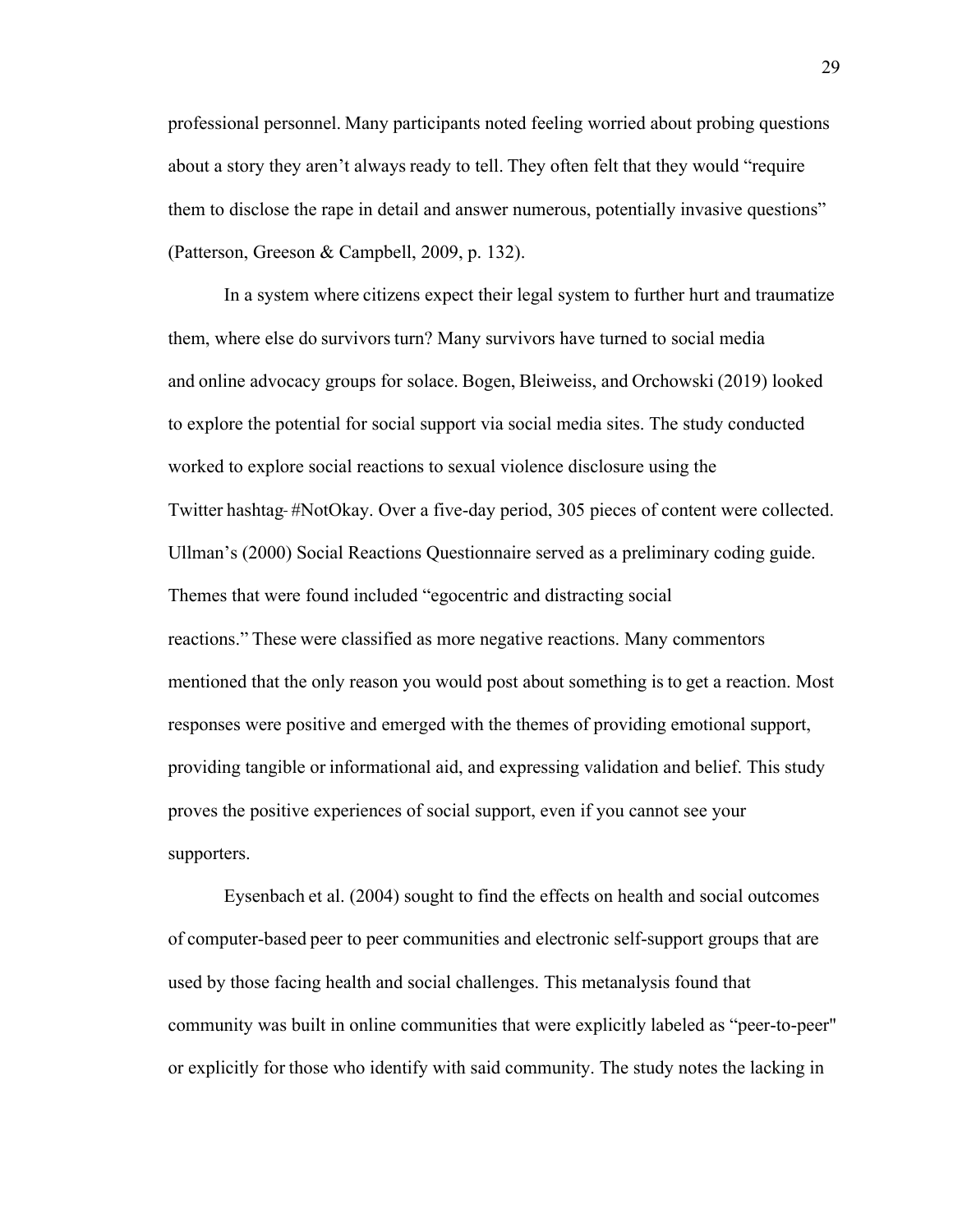professional personnel. Many participants noted feeling worried about probing questions about a story they aren't always ready to tell. They often felt that they would "require them to disclose the rape in detail and answer numerous, potentially invasive questions" (Patterson, Greeson & Campbell, 2009, p. 132).

In a system where citizens expect their legal system to further hurt and traumatize them, where else do survivors turn? Many survivors have turned to social media and online advocacy groups for solace. Bogen, Bleiweiss, and Orchowski (2019) looked to explore the potential for social support via social media sites. The study conducted worked to explore social reactions to sexual violence disclosure using the Twitter hashtag- #NotOkay. Over a five-day period, 305 pieces of content were collected. Ullman's (2000) Social Reactions Questionnaire served as a preliminary coding guide. Themes that were found included "egocentric and distracting social reactions." These were classified as more negative reactions. Many commentors mentioned that the only reason you would post about something is to get a reaction. Most responses were positive and emerged with the themes of providing emotional support, providing tangible or informational aid, and expressing validation and belief. This study proves the positive experiences of social support, even if you cannot see your supporters.

Eysenbach et al. (2004) sought to find the effects on health and social outcomes of computer-based peer to peer communities and electronic self-support groups that are used by those facing health and social challenges. This metanalysis found that community was built in online communities that were explicitly labeled as "peer-to-peer" or explicitly for those who identify with said community. The study notes the lacking in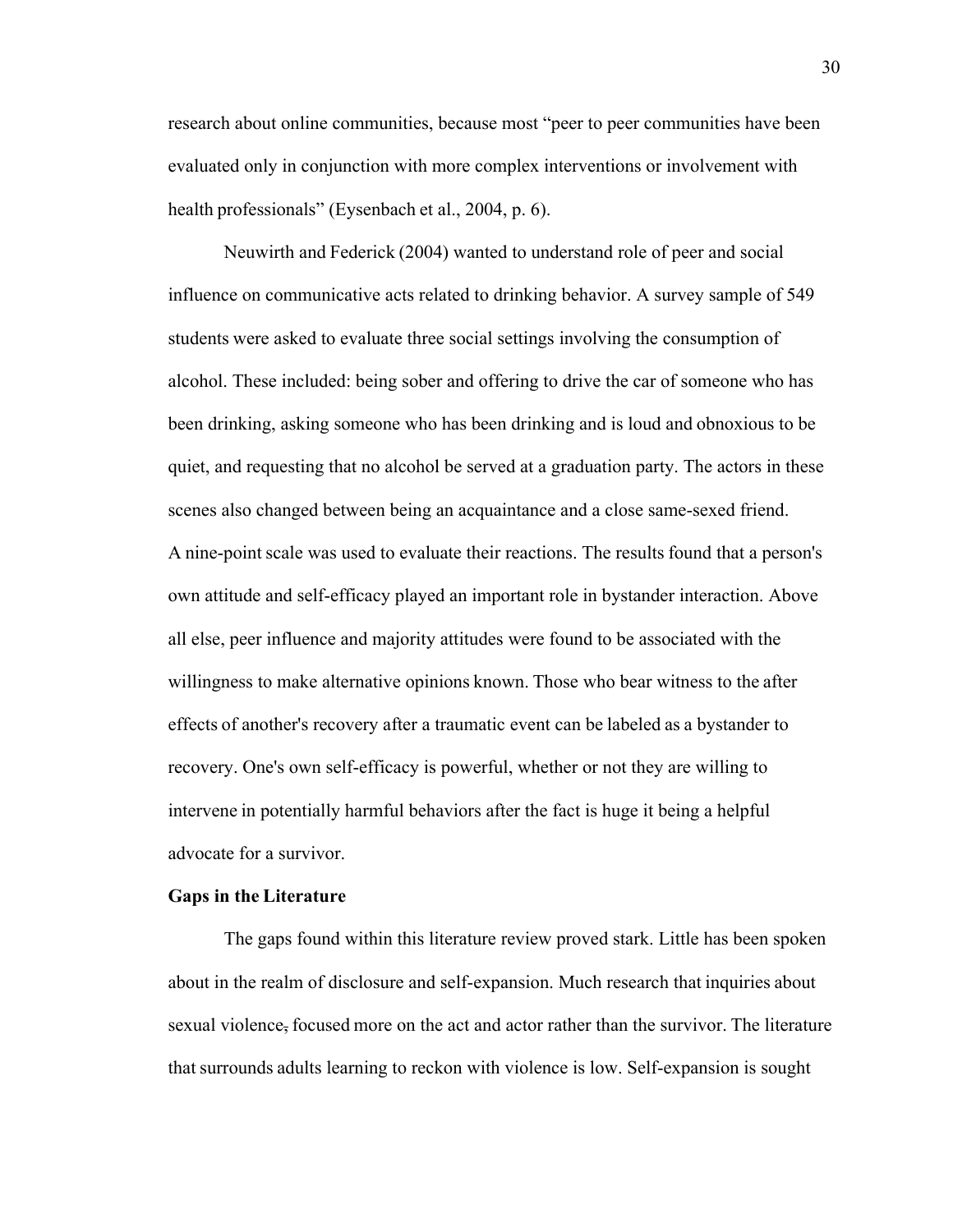research about online communities, because most "peer to peer communities have been evaluated only in conjunction with more complex interventions or involvement with health professionals" (Eysenbach et al., 2004, p. 6).

Neuwirth and Federick (2004) wanted to understand role of peer and social influence on communicative acts related to drinking behavior. A survey sample of 549 students were asked to evaluate three social settings involving the consumption of alcohol. These included: being sober and offering to drive the car of someone who has been drinking, asking someone who has been drinking and is loud and obnoxious to be quiet, and requesting that no alcohol be served at a graduation party. The actors in these scenes also changed between being an acquaintance and a close same-sexed friend. A nine-point scale was used to evaluate their reactions. The results found that a person's own attitude and self-efficacy played an important role in bystander interaction. Above all else, peer influence and majority attitudes were found to be associated with the willingness to make alternative opinions known. Those who bear witness to the after effects of another's recovery after a traumatic event can be labeled as a bystander to recovery. One's own self-efficacy is powerful, whether or not they are willing to intervene in potentially harmful behaviors after the fact is huge it being a helpful advocate for a survivor.

**Gaps in the Literature**

The gaps found within this literature review proved stark. Little has been spoken about in the realm of disclosure and self-expansion. Much research that inquiries about sexual violence~~,~~ focused more on the act and actor rather than the survivor. The literature that surrounds adults learning to reckon with violence is low. Self-expansion is sought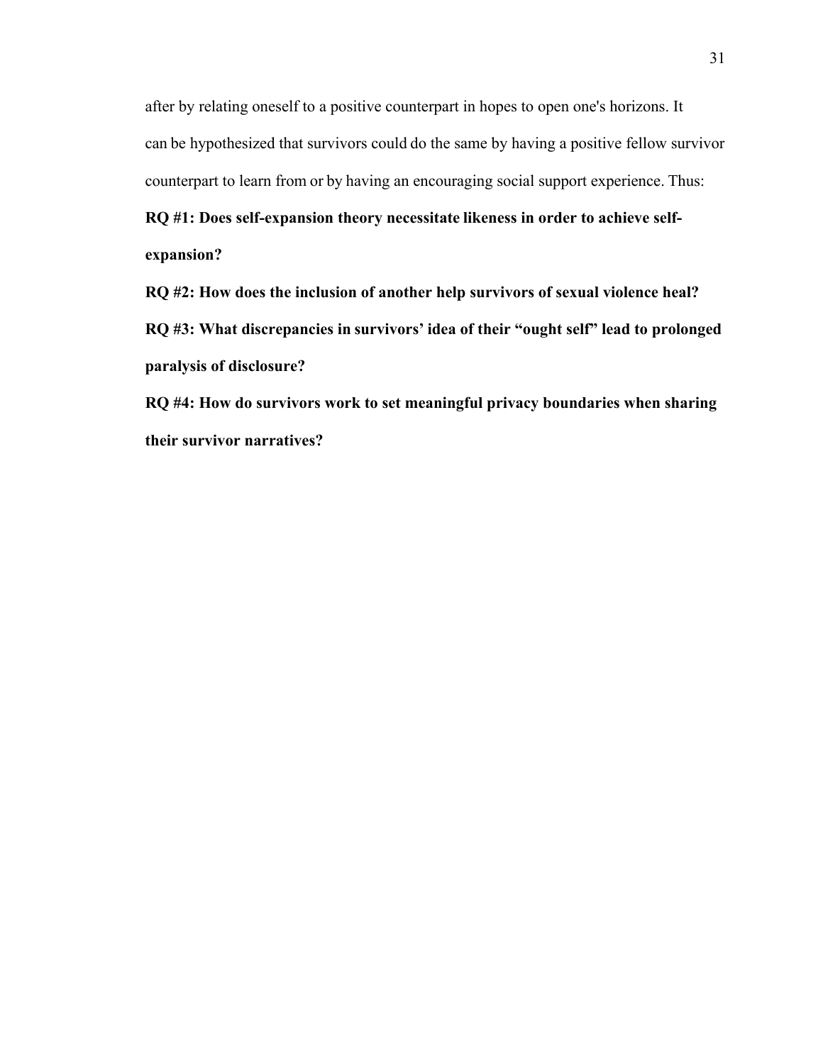after by relating oneself to a positive counterpart in hopes to open one's horizons. It can be hypothesized that survivors could do the same by having a positive fellow survivor counterpart to learn from or by having an encouraging social support experience. Thus:

**RQ #1: Does self-expansion theory necessitate likeness in order to achieve self-expansion?**

**RQ #2: How does the inclusion of another help survivors of sexual violence heal?**

**RQ #3: What discrepancies in survivors' idea of their "ought self" lead to prolonged paralysis of disclosure?**

**RQ #4: How do survivors work to set meaningful privacy boundaries when sharing their survivor narratives?**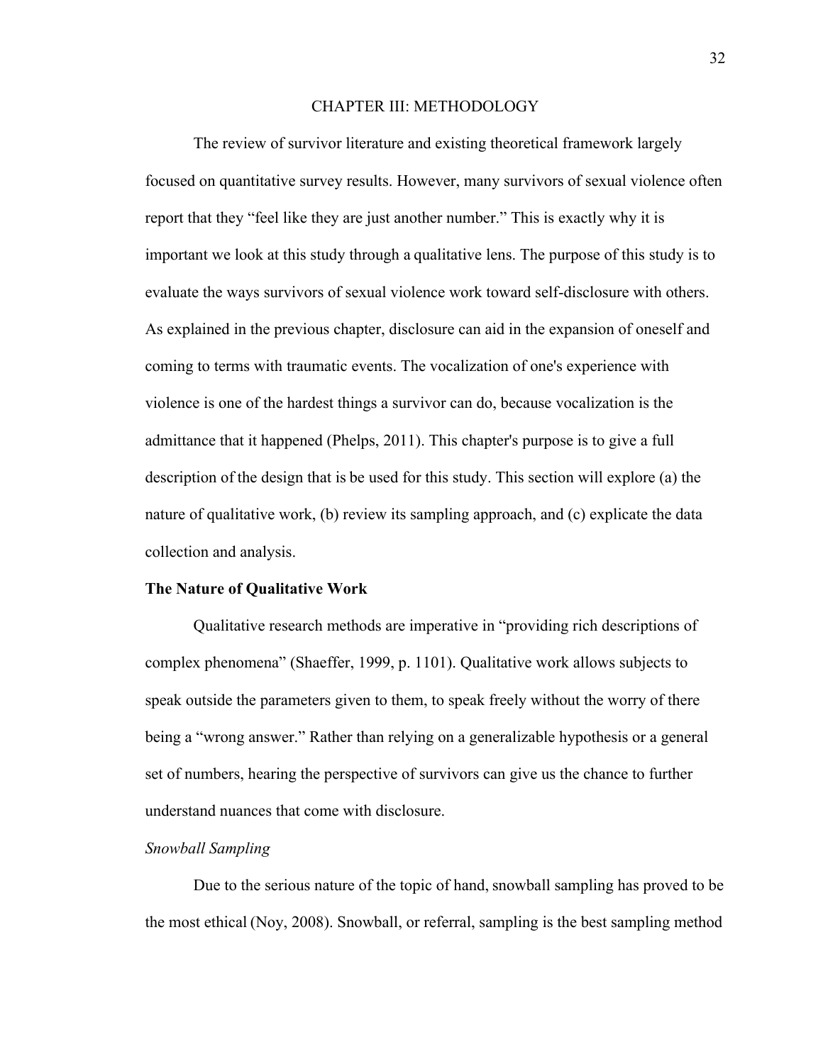# CHAPTER III: METHODOLOGY

The review of survivor literature and existing theoretical framework largely focused on quantitative survey results. However, many survivors of sexual violence often report that they "feel like they are just another number." This is exactly why it is important we look at this study through a qualitative lens. The purpose of this study is to evaluate the ways survivors of sexual violence work toward self-disclosure with others. As explained in the previous chapter, disclosure can aid in the expansion of oneself and coming to terms with traumatic events. The vocalization of one's experience with violence is one of the hardest things a survivor can do, because vocalization is the admittance that it happened (Phelps, 2011). This chapter's purpose is to give a full description of the design that is be used for this study. This section will explore (a) the nature of qualitative work, (b) review its sampling approach, and (c) explicate the data collection and analysis.

## The Nature of Qualitative Work

Qualitative research methods are imperative in "providing rich descriptions of complex phenomena" (Shaeffer, 1999, p. 1101). Qualitative work allows subjects to speak outside the parameters given to them, to speak freely without the worry of there being a "wrong answer." Rather than relying on a generalizable hypothesis or a general set of numbers, hearing the perspective of survivors can give us the chance to further understand nuances that come with disclosure.

### *Snowball Sampling*

Due to the serious nature of the topic of hand, snowball sampling has proved to be the most ethical (Noy, 2008). Snowball, or referral, sampling is the best sampling method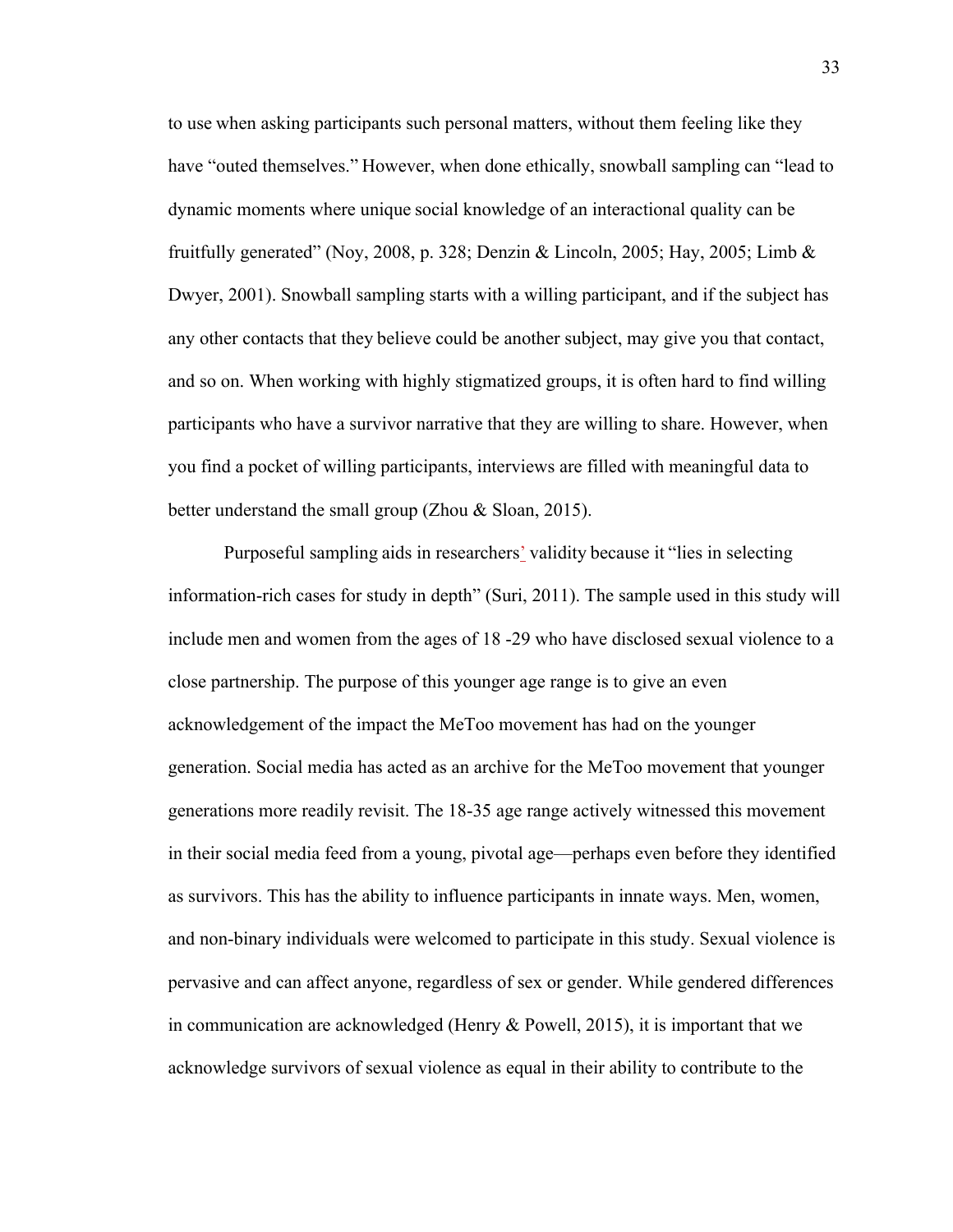to use when asking participants such personal matters, without them feeling like they have "outed themselves." However, when done ethically, snowball sampling can "lead to dynamic moments where unique social knowledge of an interactional quality can be fruitfully generated" (Noy, 2008, p. 328; Denzin & Lincoln, 2005; Hay, 2005; Limb & Dwyer, 2001). Snowball sampling starts with a willing participant, and if the subject has any other contacts that they believe could be another subject, may give you that contact, and so on. When working with highly stigmatized groups, it is often hard to find willing participants who have a survivor narrative that they are willing to share. However, when you find a pocket of willing participants, interviews are filled with meaningful data to better understand the small group (Zhou & Sloan, 2015).

Purposeful sampling aids in researchers' validity because it "lies in selecting information-rich cases for study in depth" (Suri, 2011). The sample used in this study will include men and women from the ages of 18 -29 who have disclosed sexual violence to a close partnership. The purpose of this younger age range is to give an even acknowledgement of the impact the MeToo movement has had on the younger generation. Social media has acted as an archive for the MeToo movement that younger generations more readily revisit. The 18-35 age range actively witnessed this movement in their social media feed from a young, pivotal age—perhaps even before they identified as survivors. This has the ability to influence participants in innate ways. Men, women, and non-binary individuals were welcomed to participate in this study. Sexual violence is pervasive and can affect anyone, regardless of sex or gender. While gendered differences in communication are acknowledged (Henry & Powell, 2015), it is important that we acknowledge survivors of sexual violence as equal in their ability to contribute to the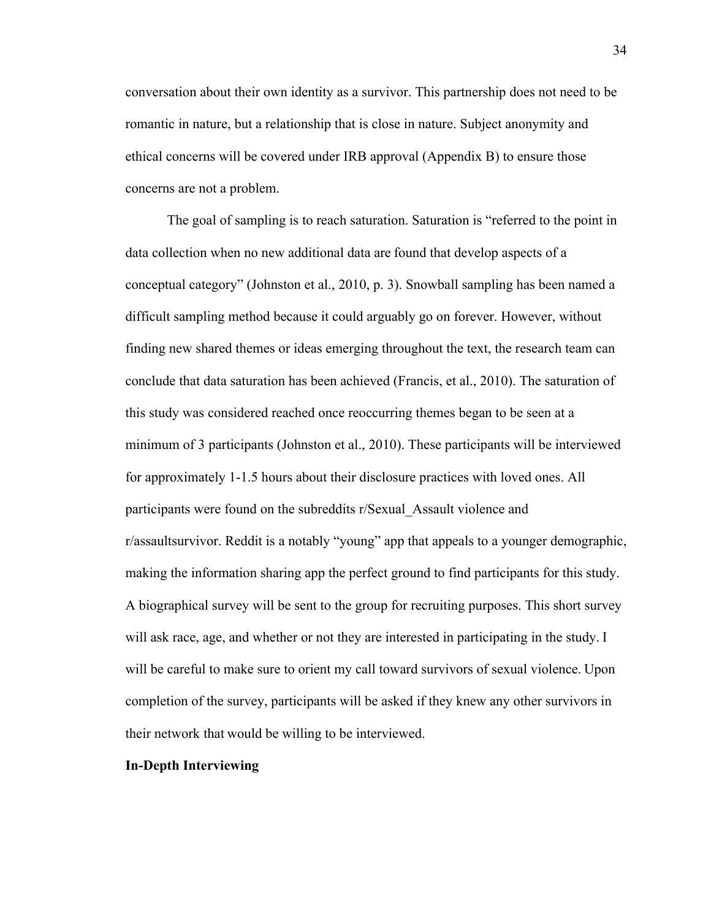conversation about their own identity as a survivor. This partnership does not need to be romantic in nature, but a relationship that is close in nature. Subject anonymity and ethical concerns will be covered under IRB approval (Appendix B) to ensure those concerns are not a problem.

The goal of sampling is to reach saturation. Saturation is "referred to the point in data collection when no new additional data are found that develop aspects of a conceptual category" (Johnston et al., 2010, p. 3). Snowball sampling has been named a difficult sampling method because it could arguably go on forever. However, without finding new shared themes or ideas emerging throughout the text, the research team can conclude that data saturation has been achieved (Francis, et al., 2010). The saturation of this study was considered reached once reoccurring themes began to be seen at a minimum of 3 participants (Johnston et al., 2010). These participants will be interviewed for approximately 1-1.5 hours about their disclosure practices with loved ones. All participants were found on the subreddits r/Sexual_Assault violence and r/assaultsurvivor. Reddit is a notably "young" app that appeals to a younger demographic, making the information sharing app the perfect ground to find participants for this study. A biographical survey will be sent to the group for recruiting purposes. This short survey will ask race, age, and whether or not they are interested in participating in the study. I will be careful to make sure to orient my call toward survivors of sexual violence. Upon completion of the survey, participants will be asked if they knew any other survivors in their network that would be willing to be interviewed.

**In-Depth Interviewing**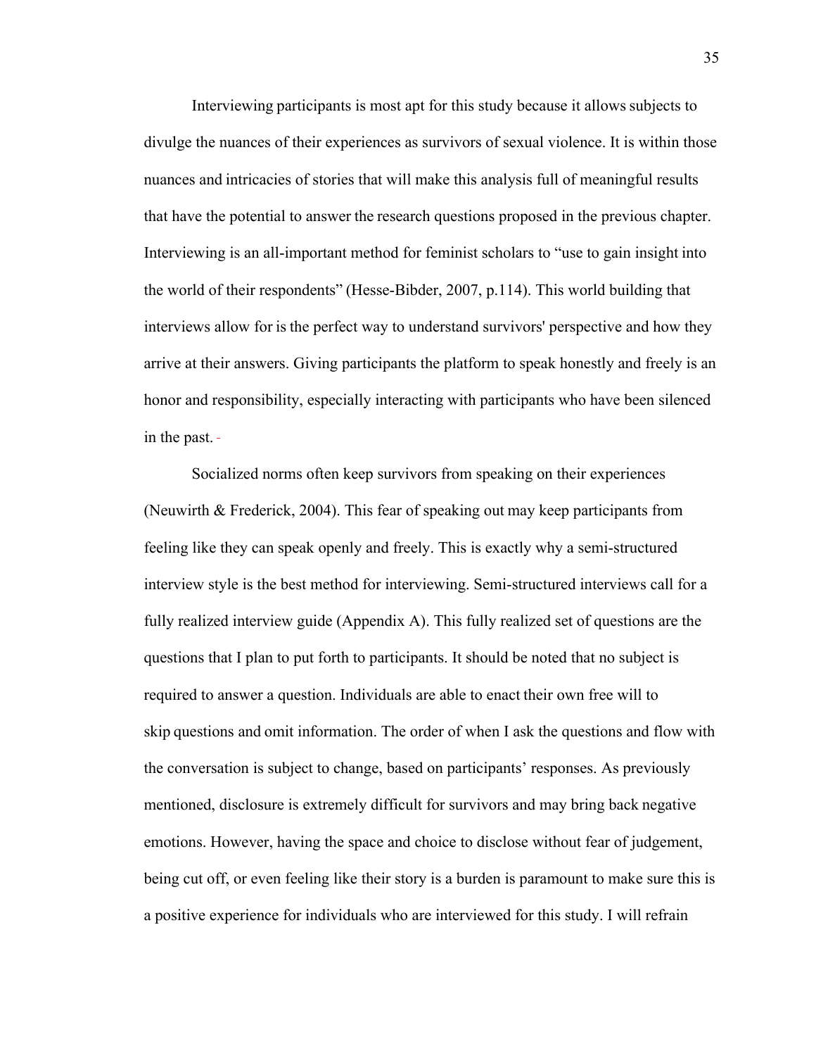Interviewing participants is most apt for this study because it allows subjects to divulge the nuances of their experiences as survivors of sexual violence. It is within those nuances and intricacies of stories that will make this analysis full of meaningful results that have the potential to answer the research questions proposed in the previous chapter. Interviewing is an all-important method for feminist scholars to "use to gain insight into the world of their respondents" (Hesse-Bibder, 2007, p.114). This world building that interviews allow for is the perfect way to understand survivors' perspective and how they arrive at their answers. Giving participants the platform to speak honestly and freely is an honor and responsibility, especially interacting with participants who have been silenced in the past.

Socialized norms often keep survivors from speaking on their experiences (Neuwirth & Frederick, 2004). This fear of speaking out may keep participants from feeling like they can speak openly and freely. This is exactly why a semi-structured interview style is the best method for interviewing. Semi-structured interviews call for a fully realized interview guide (Appendix A). This fully realized set of questions are the questions that I plan to put forth to participants. It should be noted that no subject is required to answer a question. Individuals are able to enact their own free will to skip questions and omit information. The order of when I ask the questions and flow with the conversation is subject to change, based on participants' responses. As previously mentioned, disclosure is extremely difficult for survivors and may bring back negative emotions. However, having the space and choice to disclose without fear of judgement, being cut off, or even feeling like their story is a burden is paramount to make sure this is a positive experience for individuals who are interviewed for this study. I will refrain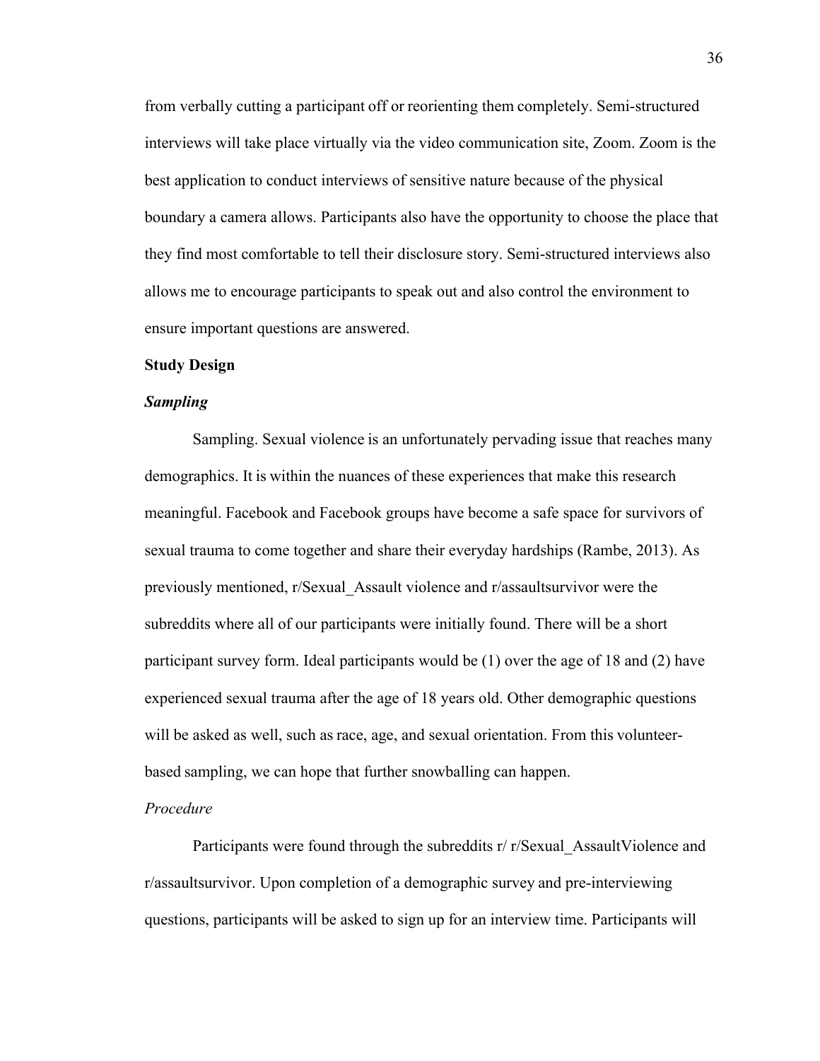from verbally cutting a participant off or reorienting them completely. Semi-structured interviews will take place virtually via the video communication site, Zoom. Zoom is the best application to conduct interviews of sensitive nature because of the physical boundary a camera allows. Participants also have the opportunity to choose the place that they find most comfortable to tell their disclosure story. Semi-structured interviews also allows me to encourage participants to speak out and also control the environment to ensure important questions are answered.

**Study Design**

***Sampling***

Sampling. Sexual violence is an unfortunately pervading issue that reaches many demographics. It is within the nuances of these experiences that make this research meaningful. Facebook and Facebook groups have become a safe space for survivors of sexual trauma to come together and share their everyday hardships (Rambe, 2013). As previously mentioned, r/Sexual_Assault violence and r/assaultsurvivor were the subreddits where all of our participants were initially found. There will be a short participant survey form. Ideal participants would be (1) over the age of 18 and (2) have experienced sexual trauma after the age of 18 years old. Other demographic questions will be asked as well, such as race, age, and sexual orientation. From this volunteer-based sampling, we can hope that further snowballing can happen.

*Procedure*

Participants were found through the subreddits r/ r/Sexual_AssaultViolence and r/assaultsurvivor. Upon completion of a demographic survey and pre-interviewing questions, participants will be asked to sign up for an interview time. Participants will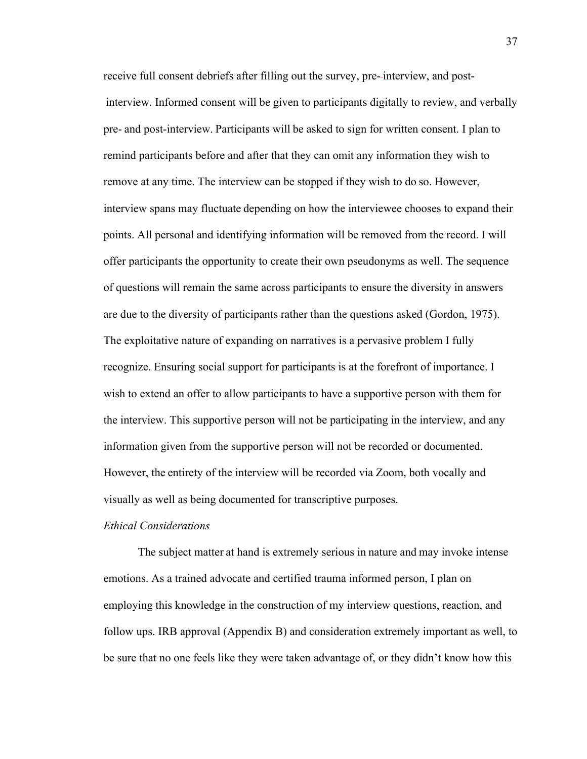receive full consent debriefs after filling out the survey, pre-interview, and post-interview. Informed consent will be given to participants digitally to review, and verbally pre- and post-interview. Participants will be asked to sign for written consent. I plan to remind participants before and after that they can omit any information they wish to remove at any time. The interview can be stopped if they wish to do so. However, interview spans may fluctuate depending on how the interviewee chooses to expand their points. All personal and identifying information will be removed from the record. I will offer participants the opportunity to create their own pseudonyms as well. The sequence of questions will remain the same across participants to ensure the diversity in answers are due to the diversity of participants rather than the questions asked (Gordon, 1975). The exploitative nature of expanding on narratives is a pervasive problem I fully recognize. Ensuring social support for participants is at the forefront of importance. I wish to extend an offer to allow participants to have a supportive person with them for the interview. This supportive person will not be participating in the interview, and any information given from the supportive person will not be recorded or documented. However, the entirety of the interview will be recorded via Zoom, both vocally and visually as well as being documented for transcriptive purposes.

*Ethical Considerations*

The subject matter at hand is extremely serious in nature and may invoke intense emotions. As a trained advocate and certified trauma informed person, I plan on employing this knowledge in the construction of my interview questions, reaction, and follow ups. IRB approval (Appendix B) and consideration extremely important as well, to be sure that no one feels like they were taken advantage of, or they didn't know how this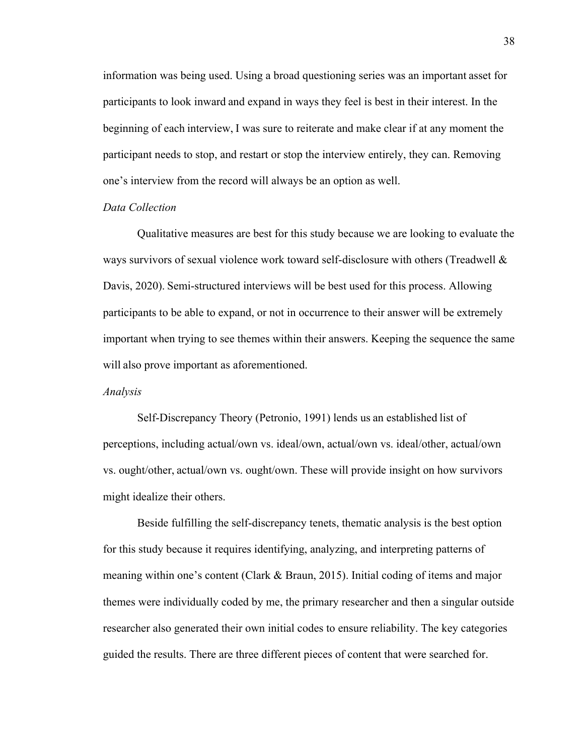information was being used. Using a broad questioning series was an important asset for participants to look inward and expand in ways they feel is best in their interest. In the beginning of each interview, I was sure to reiterate and make clear if at any moment the participant needs to stop, and restart or stop the interview entirely, they can. Removing one's interview from the record will always be an option as well.

*Data Collection*

Qualitative measures are best for this study because we are looking to evaluate the ways survivors of sexual violence work toward self-disclosure with others (Treadwell & Davis, 2020). Semi-structured interviews will be best used for this process. Allowing participants to be able to expand, or not in occurrence to their answer will be extremely important when trying to see themes within their answers. Keeping the sequence the same will also prove important as aforementioned.

*Analysis*

Self-Discrepancy Theory (Petronio, 1991) lends us an established list of perceptions, including actual/own vs. ideal/own, actual/own vs. ideal/other, actual/own vs. ought/other, actual/own vs. ought/own. These will provide insight on how survivors might idealize their others.

Beside fulfilling the self-discrepancy tenets, thematic analysis is the best option for this study because it requires identifying, analyzing, and interpreting patterns of meaning within one's content (Clark & Braun, 2015). Initial coding of items and major themes were individually coded by me, the primary researcher and then a singular outside researcher also generated their own initial codes to ensure reliability. The key categories guided the results. There are three different pieces of content that were searched for.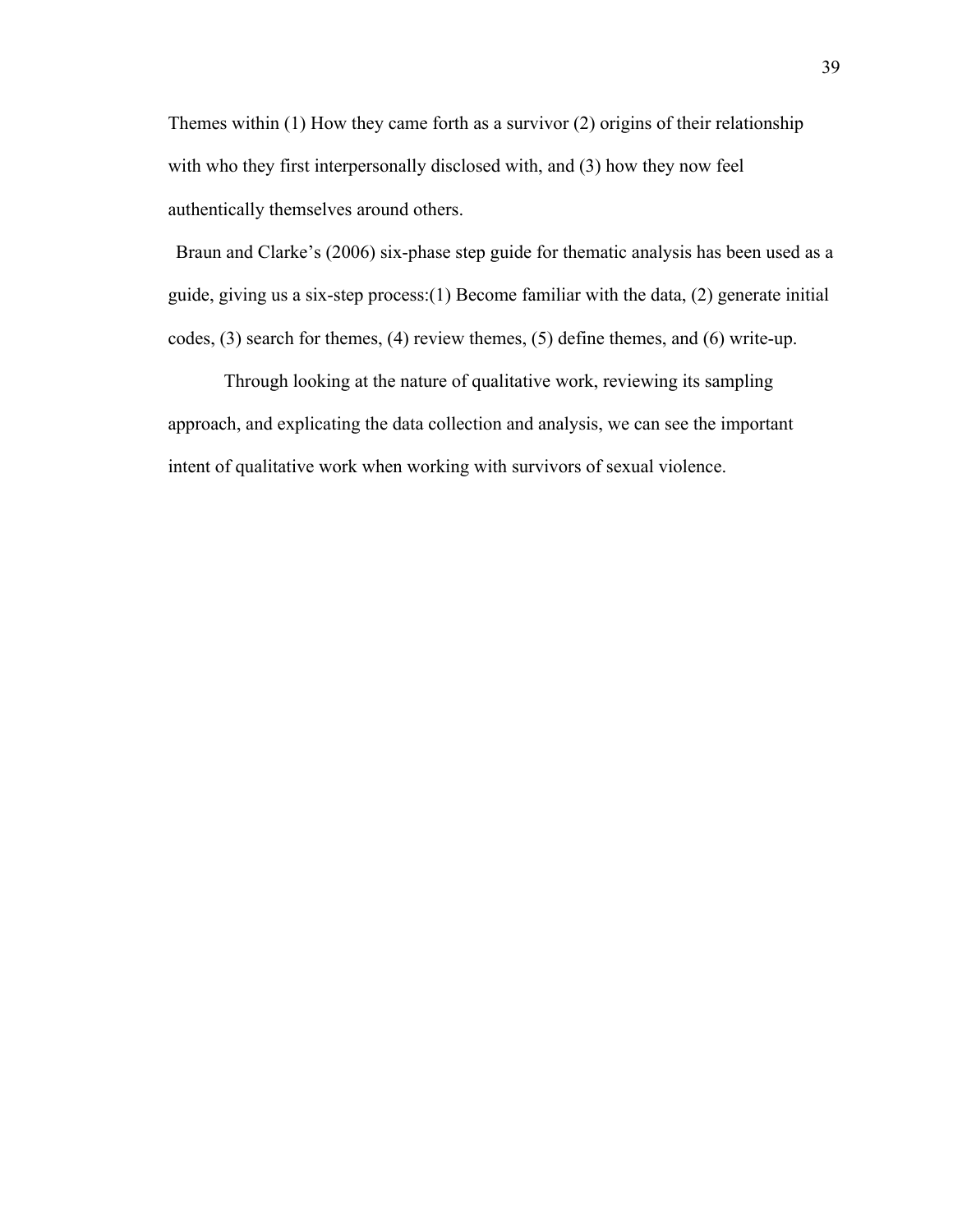Themes within (1) How they came forth as a survivor (2) origins of their relationship with who they first interpersonally disclosed with, and (3) how they now feel authentically themselves around others.

Braun and Clarke's (2006) six-phase step guide for thematic analysis has been used as a guide, giving us a six-step process:(1) Become familiar with the data, (2) generate initial codes, (3) search for themes, (4) review themes, (5) define themes, and (6) write-up.

Through looking at the nature of qualitative work, reviewing its sampling approach, and explicating the data collection and analysis, we can see the important intent of qualitative work when working with survivors of sexual violence.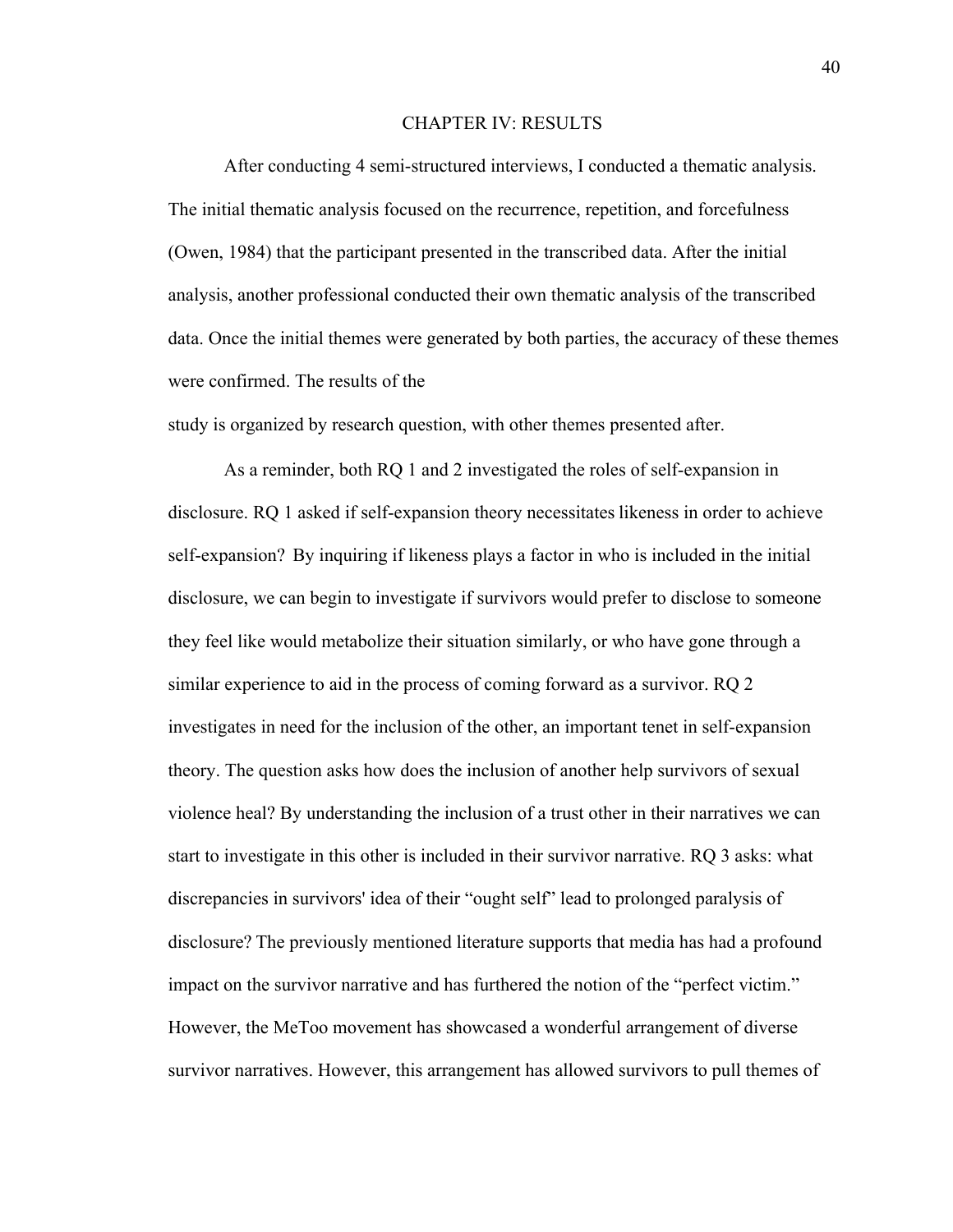# CHAPTER IV: RESULTS

After conducting 4 semi-structured interviews, I conducted a thematic analysis. The initial thematic analysis focused on the recurrence, repetition, and forcefulness (Owen, 1984) that the participant presented in the transcribed data. After the initial analysis, another professional conducted their own thematic analysis of the transcribed data. Once the initial themes were generated by both parties, the accuracy of these themes were confirmed. The results of the study is organized by research question, with other themes presented after.

As a reminder, both RQ 1 and 2 investigated the roles of self-expansion in disclosure. RQ 1 asked if self-expansion theory necessitates likeness in order to achieve self-expansion? By inquiring if likeness plays a factor in who is included in the initial disclosure, we can begin to investigate if survivors would prefer to disclose to someone they feel like would metabolize their situation similarly, or who have gone through a similar experience to aid in the process of coming forward as a survivor. RQ 2 investigates in need for the inclusion of the other, an important tenet in self-expansion theory. The question asks how does the inclusion of another help survivors of sexual violence heal? By understanding the inclusion of a trust other in their narratives we can start to investigate in this other is included in their survivor narrative. RQ 3 asks: what discrepancies in survivors' idea of their "ought self" lead to prolonged paralysis of disclosure? The previously mentioned literature supports that media has had a profound impact on the survivor narrative and has furthered the notion of the "perfect victim." However, the MeToo movement has showcased a wonderful arrangement of diverse survivor narratives. However, this arrangement has allowed survivors to pull themes of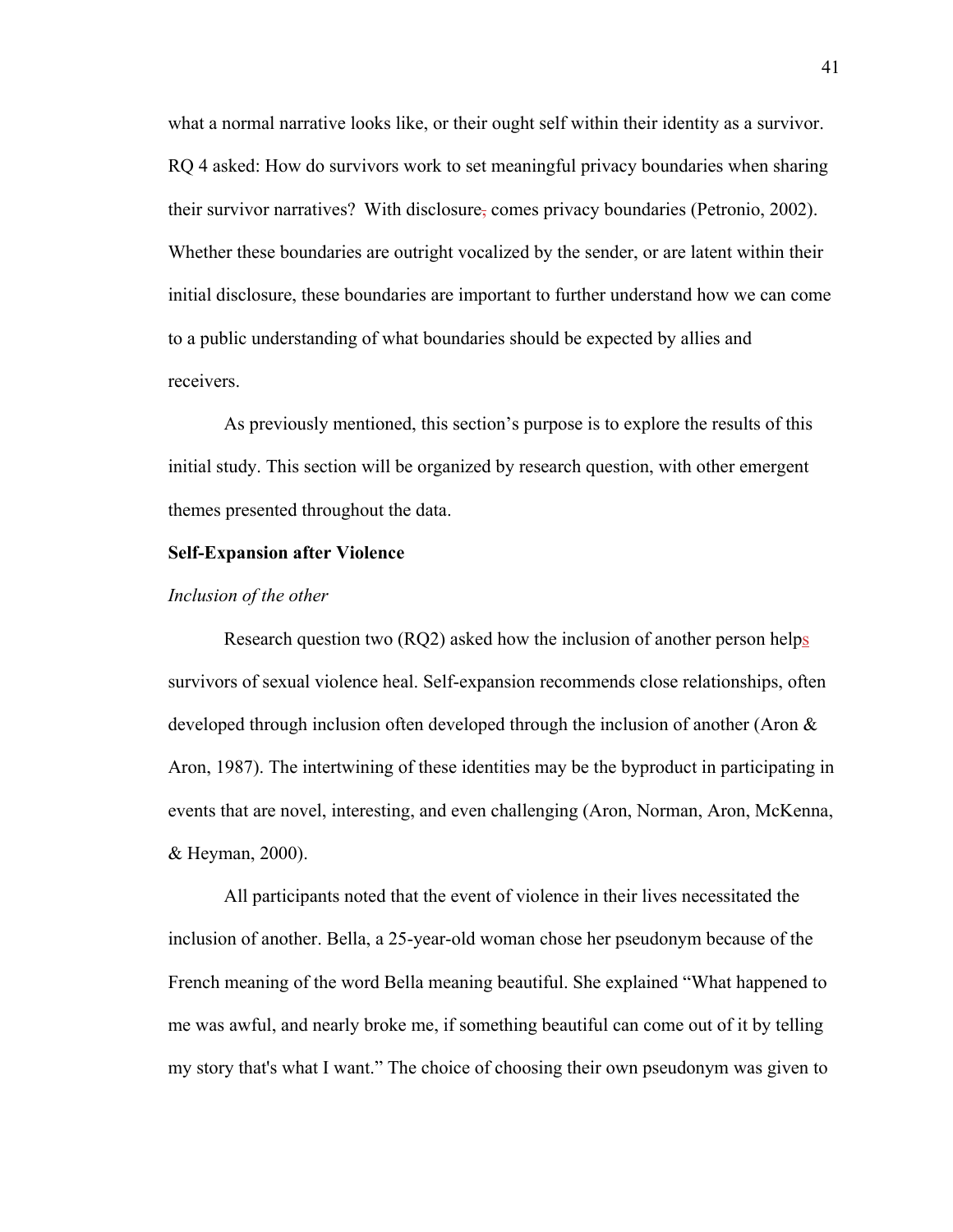what a normal narrative looks like, or their ought self within their identity as a survivor. RQ 4 asked: How do survivors work to set meaningful privacy boundaries when sharing their survivor narratives? With disclosure, comes privacy boundaries (Petronio, 2002). Whether these boundaries are outright vocalized by the sender, or are latent within their initial disclosure, these boundaries are important to further understand how we can come to a public understanding of what boundaries should be expected by allies and receivers.

As previously mentioned, this section's purpose is to explore the results of this initial study. This section will be organized by research question, with other emergent themes presented throughout the data.

**Self-Expansion after Violence**

*Inclusion of the other*

Research question two (RQ2) asked how the inclusion of another person helps survivors of sexual violence heal. Self-expansion recommends close relationships, often developed through inclusion often developed through the inclusion of another (Aron & Aron, 1987). The intertwining of these identities may be the byproduct in participating in events that are novel, interesting, and even challenging (Aron, Norman, Aron, McKenna, & Heyman, 2000).

All participants noted that the event of violence in their lives necessitated the inclusion of another. Bella, a 25-year-old woman chose her pseudonym because of the French meaning of the word Bella meaning beautiful. She explained "What happened to me was awful, and nearly broke me, if something beautiful can come out of it by telling my story that's what I want." The choice of choosing their own pseudonym was given to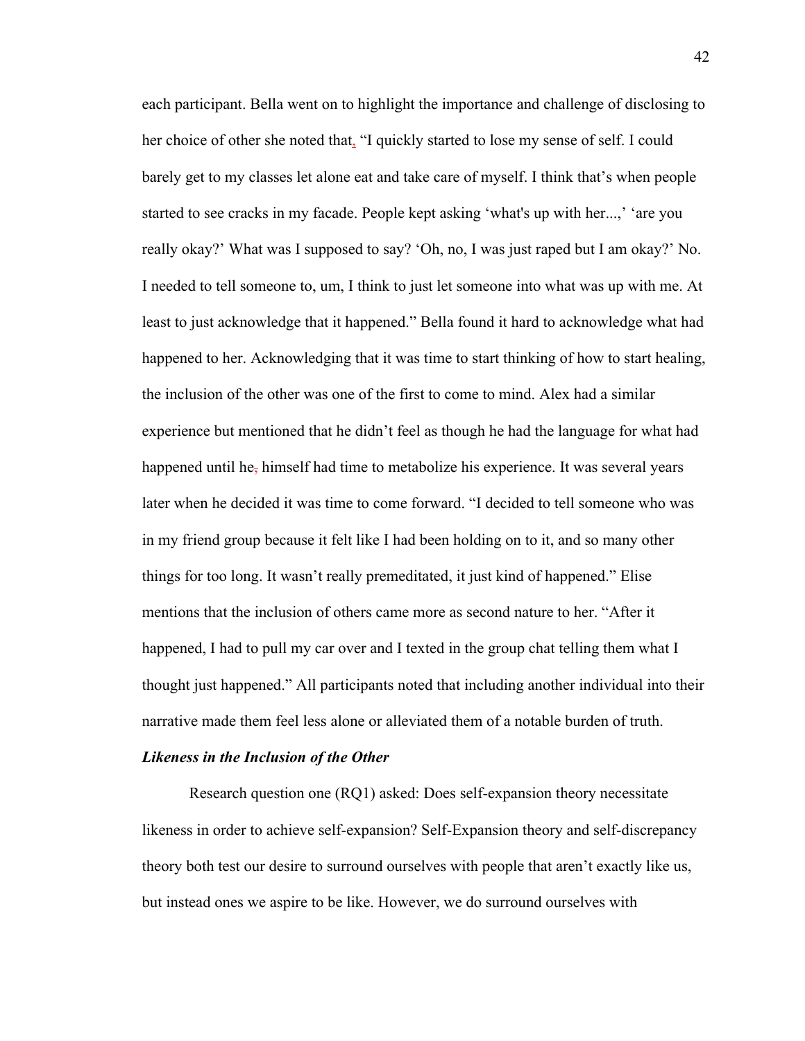each participant. Bella went on to highlight the importance and challenge of disclosing to her choice of other she noted that, "I quickly started to lose my sense of self. I could barely get to my classes let alone eat and take care of myself. I think that's when people started to see cracks in my facade. People kept asking 'what's up with her...,' 'are you really okay?' What was I supposed to say? 'Oh, no, I was just raped but I am okay?' No. I needed to tell someone to, um, I think to just let someone into what was up with me. At least to just acknowledge that it happened." Bella found it hard to acknowledge what had happened to her. Acknowledging that it was time to start thinking of how to start healing, the inclusion of the other was one of the first to come to mind. Alex had a similar experience but mentioned that he didn't feel as though he had the language for what had happened until he, himself had time to metabolize his experience. It was several years later when he decided it was time to come forward. "I decided to tell someone who was in my friend group because it felt like I had been holding on to it, and so many other things for too long. It wasn't really premeditated, it just kind of happened." Elise mentions that the inclusion of others came more as second nature to her. "After it happened, I had to pull my car over and I texted in the group chat telling them what I thought just happened." All participants noted that including another individual into their narrative made them feel less alone or alleviated them of a notable burden of truth.

### ***Likeness in the Inclusion of the Other***

Research question one (RQ1) asked: Does self-expansion theory necessitate likeness in order to achieve self-expansion? Self-Expansion theory and self-discrepancy theory both test our desire to surround ourselves with people that aren't exactly like us, but instead ones we aspire to be like. However, we do surround ourselves with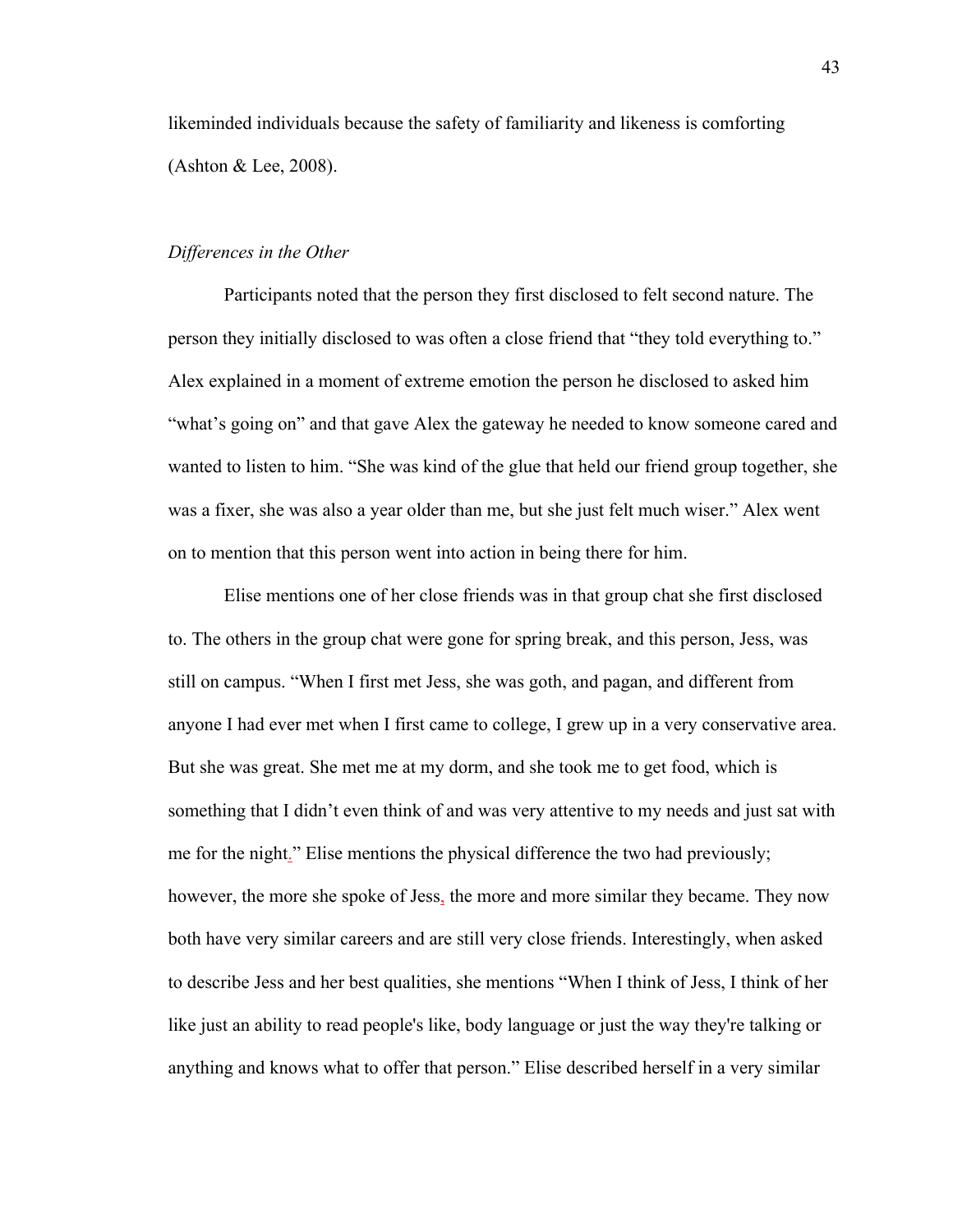likeminded individuals because the safety of familiarity and likeness is comforting (Ashton & Lee, 2008).

*Differences in the Other*

Participants noted that the person they first disclosed to felt second nature. The person they initially disclosed to was often a close friend that "they told everything to." Alex explained in a moment of extreme emotion the person he disclosed to asked him "what's going on" and that gave Alex the gateway he needed to know someone cared and wanted to listen to him. "She was kind of the glue that held our friend group together, she was a fixer, she was also a year older than me, but she just felt much wiser." Alex went on to mention that this person went into action in being there for him.

Elise mentions one of her close friends was in that group chat she first disclosed to. The others in the group chat were gone for spring break, and this person, Jess, was still on campus. "When I first met Jess, she was goth, and pagan, and different from anyone I had ever met when I first came to college, I grew up in a very conservative area. But she was great. She met me at my dorm, and she took me to get food, which is something that I didn't even think of and was very attentive to my needs and just sat with me for the night." Elise mentions the physical difference the two had previously; however, the more she spoke of Jess, the more and more similar they became. They now both have very similar careers and are still very close friends. Interestingly, when asked to describe Jess and her best qualities, she mentions "When I think of Jess, I think of her like just an ability to read people's like, body language or just the way they're talking or anything and knows what to offer that person." Elise described herself in a very similar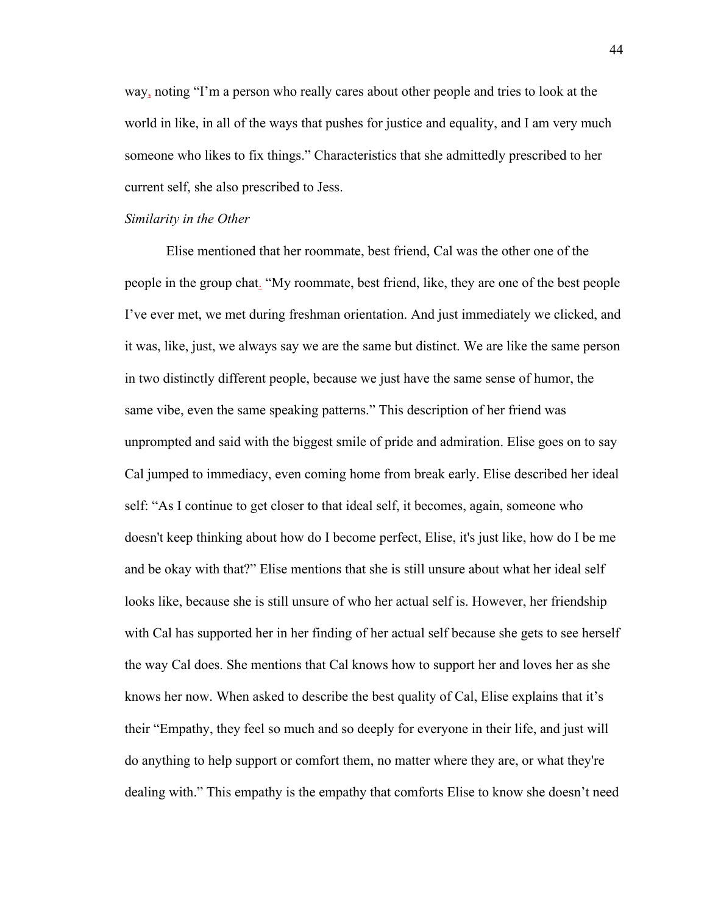way, noting "I'm a person who really cares about other people and tries to look at the world in like, in all of the ways that pushes for justice and equality, and I am very much someone who likes to fix things." Characteristics that she admittedly prescribed to her current self, she also prescribed to Jess.

*Similarity in the Other*

Elise mentioned that her roommate, best friend, Cal was the other one of the people in the group chat. "My roommate, best friend, like, they are one of the best people I've ever met, we met during freshman orientation. And just immediately we clicked, and it was, like, just, we always say we are the same but distinct. We are like the same person in two distinctly different people, because we just have the same sense of humor, the same vibe, even the same speaking patterns." This description of her friend was unprompted and said with the biggest smile of pride and admiration. Elise goes on to say Cal jumped to immediacy, even coming home from break early. Elise described her ideal self: "As I continue to get closer to that ideal self, it becomes, again, someone who doesn't keep thinking about how do I become perfect, Elise, it's just like, how do I be me and be okay with that?" Elise mentions that she is still unsure about what her ideal self looks like, because she is still unsure of who her actual self is. However, her friendship with Cal has supported her in her finding of her actual self because she gets to see herself the way Cal does. She mentions that Cal knows how to support her and loves her as she knows her now. When asked to describe the best quality of Cal, Elise explains that it's their "Empathy, they feel so much and so deeply for everyone in their life, and just will do anything to help support or comfort them, no matter where they are, or what they're dealing with." This empathy is the empathy that comforts Elise to know she doesn't need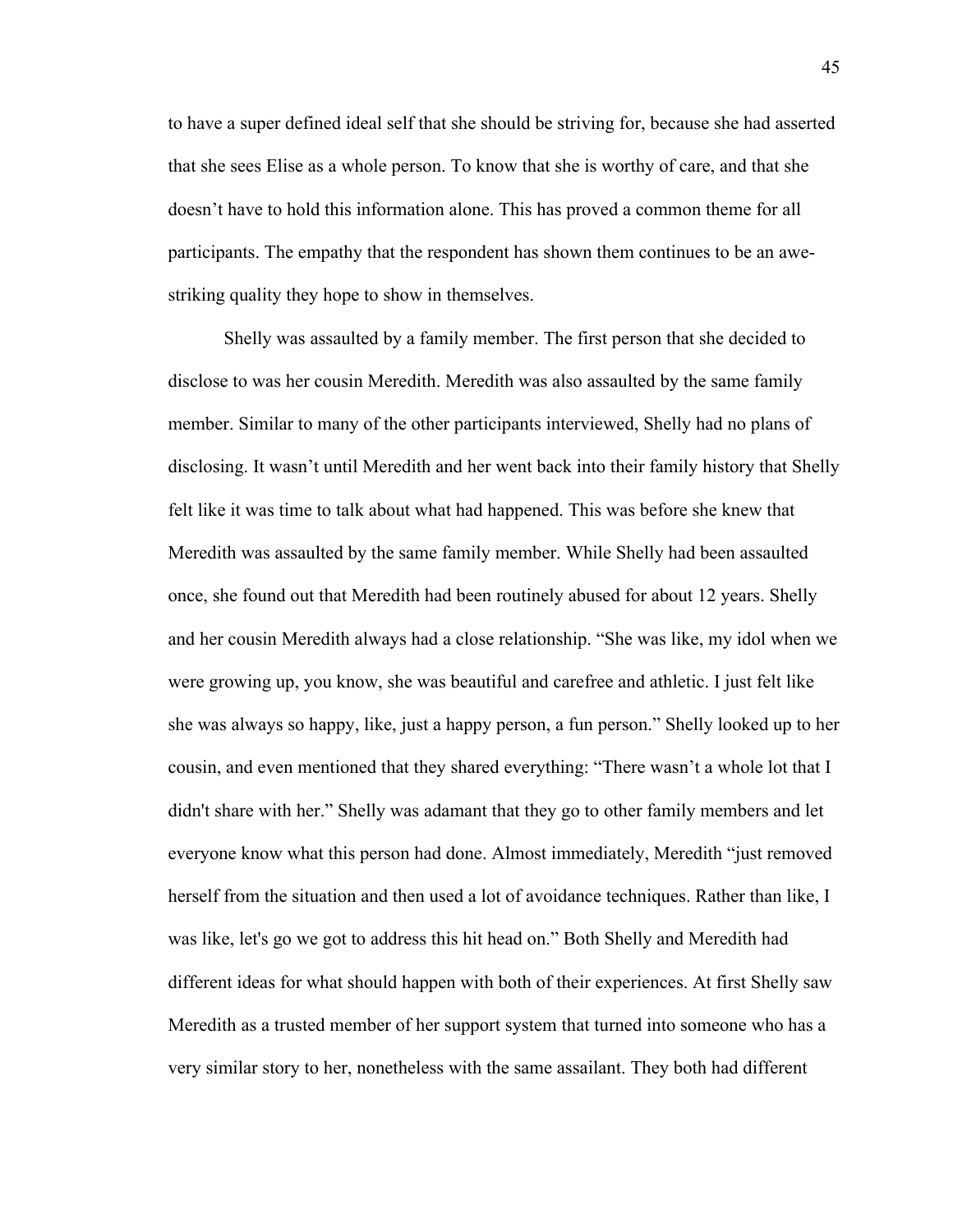to have a super defined ideal self that she should be striving for, because she had asserted that she sees Elise as a whole person. To know that she is worthy of care, and that she doesn't have to hold this information alone. This has proved a common theme for all participants. The empathy that the respondent has shown them continues to be an awe-striking quality they hope to show in themselves.

Shelly was assaulted by a family member. The first person that she decided to disclose to was her cousin Meredith. Meredith was also assaulted by the same family member. Similar to many of the other participants interviewed, Shelly had no plans of disclosing. It wasn't until Meredith and her went back into their family history that Shelly felt like it was time to talk about what had happened. This was before she knew that Meredith was assaulted by the same family member. While Shelly had been assaulted once, she found out that Meredith had been routinely abused for about 12 years. Shelly and her cousin Meredith always had a close relationship. "She was like, my idol when we were growing up, you know, she was beautiful and carefree and athletic. I just felt like she was always so happy, like, just a happy person, a fun person." Shelly looked up to her cousin, and even mentioned that they shared everything: "There wasn't a whole lot that I didn't share with her." Shelly was adamant that they go to other family members and let everyone know what this person had done. Almost immediately, Meredith "just removed herself from the situation and then used a lot of avoidance techniques. Rather than like, I was like, let's go we got to address this hit head on." Both Shelly and Meredith had different ideas for what should happen with both of their experiences. At first Shelly saw Meredith as a trusted member of her support system that turned into someone who has a very similar story to her, nonetheless with the same assailant. They both had different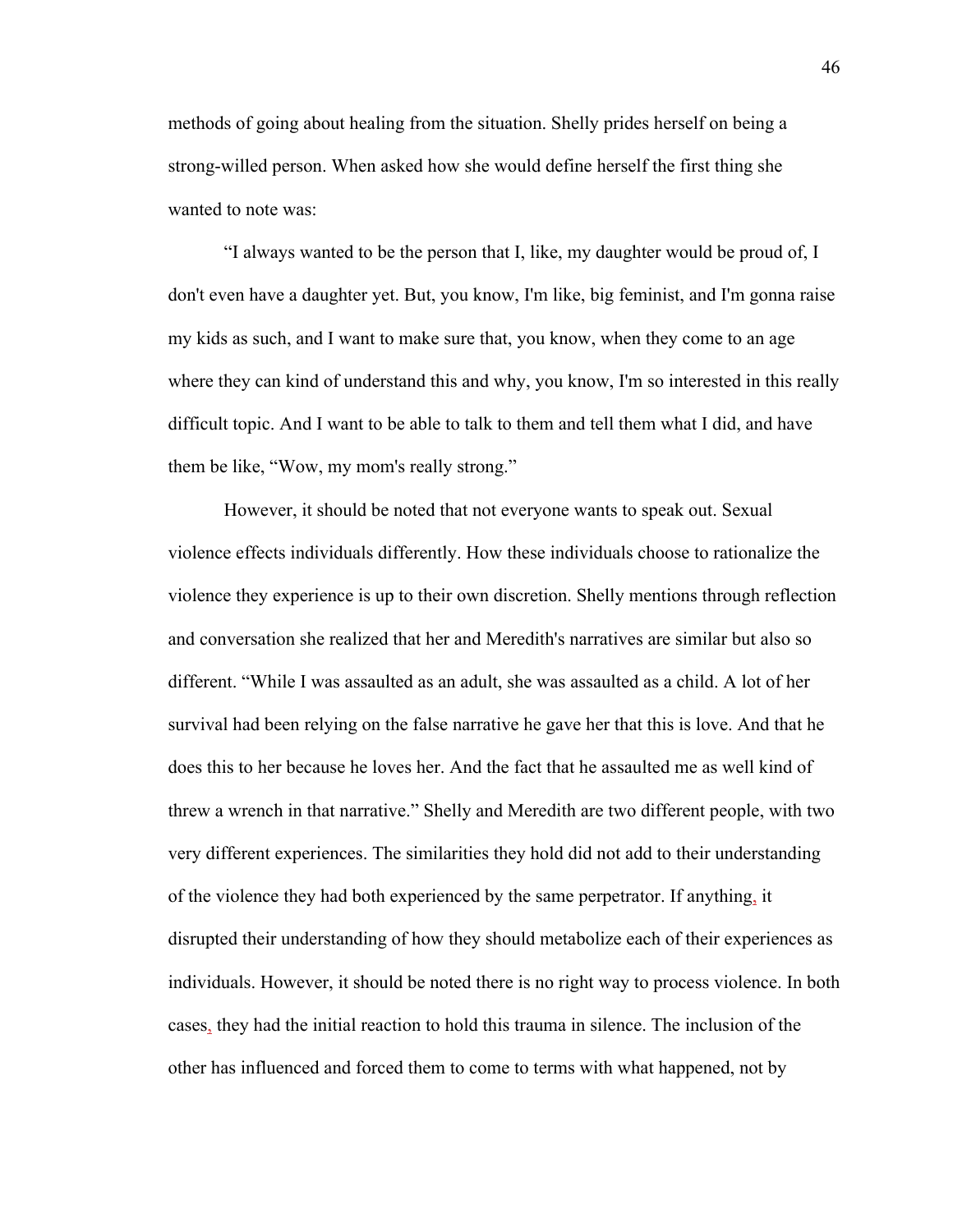methods of going about healing from the situation. Shelly prides herself on being a strong-willed person. When asked how she would define herself the first thing she wanted to note was:

"I always wanted to be the person that I, like, my daughter would be proud of, I don't even have a daughter yet. But, you know, I'm like, big feminist, and I'm gonna raise my kids as such, and I want to make sure that, you know, when they come to an age where they can kind of understand this and why, you know, I'm so interested in this really difficult topic. And I want to be able to talk to them and tell them what I did, and have them be like, "Wow, my mom's really strong."

However, it should be noted that not everyone wants to speak out. Sexual violence effects individuals differently. How these individuals choose to rationalize the violence they experience is up to their own discretion. Shelly mentions through reflection and conversation she realized that her and Meredith's narratives are similar but also so different. "While I was assaulted as an adult, she was assaulted as a child. A lot of her survival had been relying on the false narrative he gave her that this is love. And that he does this to her because he loves her. And the fact that he assaulted me as well kind of threw a wrench in that narrative." Shelly and Meredith are two different people, with two very different experiences. The similarities they hold did not add to their understanding of the violence they had both experienced by the same perpetrator. If anything, it disrupted their understanding of how they should metabolize each of their experiences as individuals. However, it should be noted there is no right way to process violence. In both cases, they had the initial reaction to hold this trauma in silence. The inclusion of the other has influenced and forced them to come to terms with what happened, not by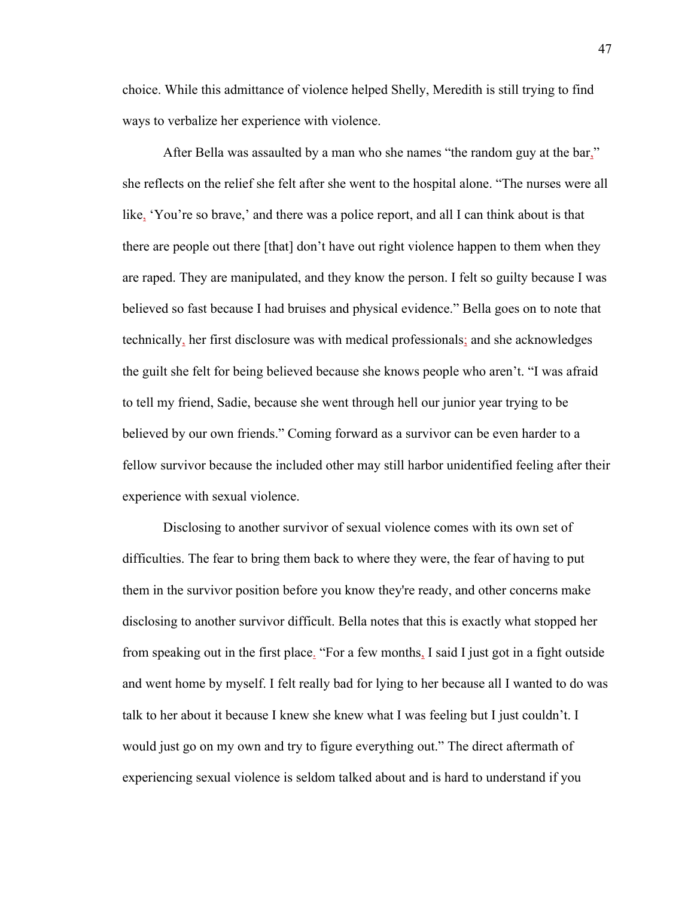choice. While this admittance of violence helped Shelly, Meredith is still trying to find ways to verbalize her experience with violence.

After Bella was assaulted by a man who she names "the random guy at the bar," she reflects on the relief she felt after she went to the hospital alone. "The nurses were all like, 'You're so brave,' and there was a police report, and all I can think about is that there are people out there [that] don't have out right violence happen to them when they are raped. They are manipulated, and they know the person. I felt so guilty because I was believed so fast because I had bruises and physical evidence." Bella goes on to note that technically, her first disclosure was with medical professionals; and she acknowledges the guilt she felt for being believed because she knows people who aren't. "I was afraid to tell my friend, Sadie, because she went through hell our junior year trying to be believed by our own friends." Coming forward as a survivor can be even harder to a fellow survivor because the included other may still harbor unidentified feeling after their experience with sexual violence.

Disclosing to another survivor of sexual violence comes with its own set of difficulties. The fear to bring them back to where they were, the fear of having to put them in the survivor position before you know they're ready, and other concerns make disclosing to another survivor difficult. Bella notes that this is exactly what stopped her from speaking out in the first place. "For a few months, I said I just got in a fight outside and went home by myself. I felt really bad for lying to her because all I wanted to do was talk to her about it because I knew she knew what I was feeling but I just couldn't. I would just go on my own and try to figure everything out." The direct aftermath of experiencing sexual violence is seldom talked about and is hard to understand if you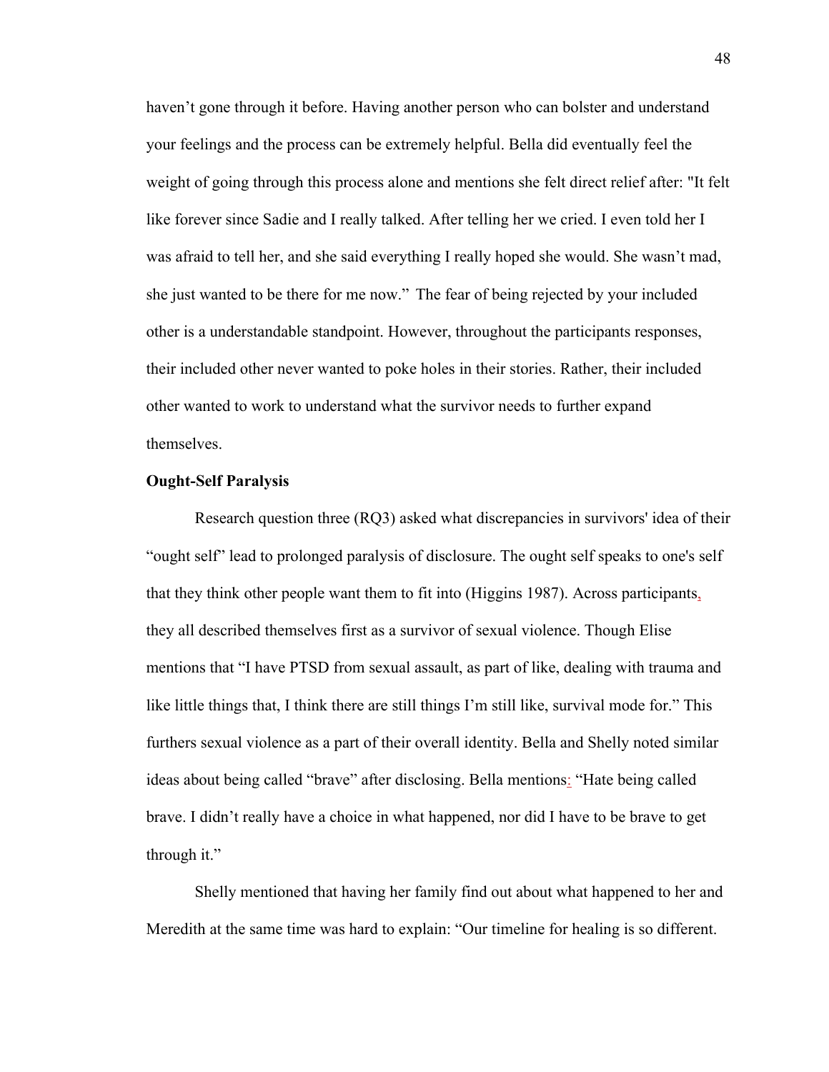haven't gone through it before. Having another person who can bolster and understand your feelings and the process can be extremely helpful. Bella did eventually feel the weight of going through this process alone and mentions she felt direct relief after: "It felt like forever since Sadie and I really talked. After telling her we cried. I even told her I was afraid to tell her, and she said everything I really hoped she would. She wasn't mad, she just wanted to be there for me now." The fear of being rejected by your included other is a understandable standpoint. However, throughout the participants responses, their included other never wanted to poke holes in their stories. Rather, their included other wanted to work to understand what the survivor needs to further expand themselves.

**Ought-Self Paralysis**

Research question three (RQ3) asked what discrepancies in survivors' idea of their "ought self" lead to prolonged paralysis of disclosure. The ought self speaks to one's self that they think other people want them to fit into (Higgins 1987). Across participants, they all described themselves first as a survivor of sexual violence. Though Elise mentions that "I have PTSD from sexual assault, as part of like, dealing with trauma and like little things that, I think there are still things I'm still like, survival mode for." This furthers sexual violence as a part of their overall identity. Bella and Shelly noted similar ideas about being called "brave" after disclosing. Bella mentions: "Hate being called brave. I didn't really have a choice in what happened, nor did I have to be brave to get through it."

Shelly mentioned that having her family find out about what happened to her and Meredith at the same time was hard to explain: "Our timeline for healing is so different.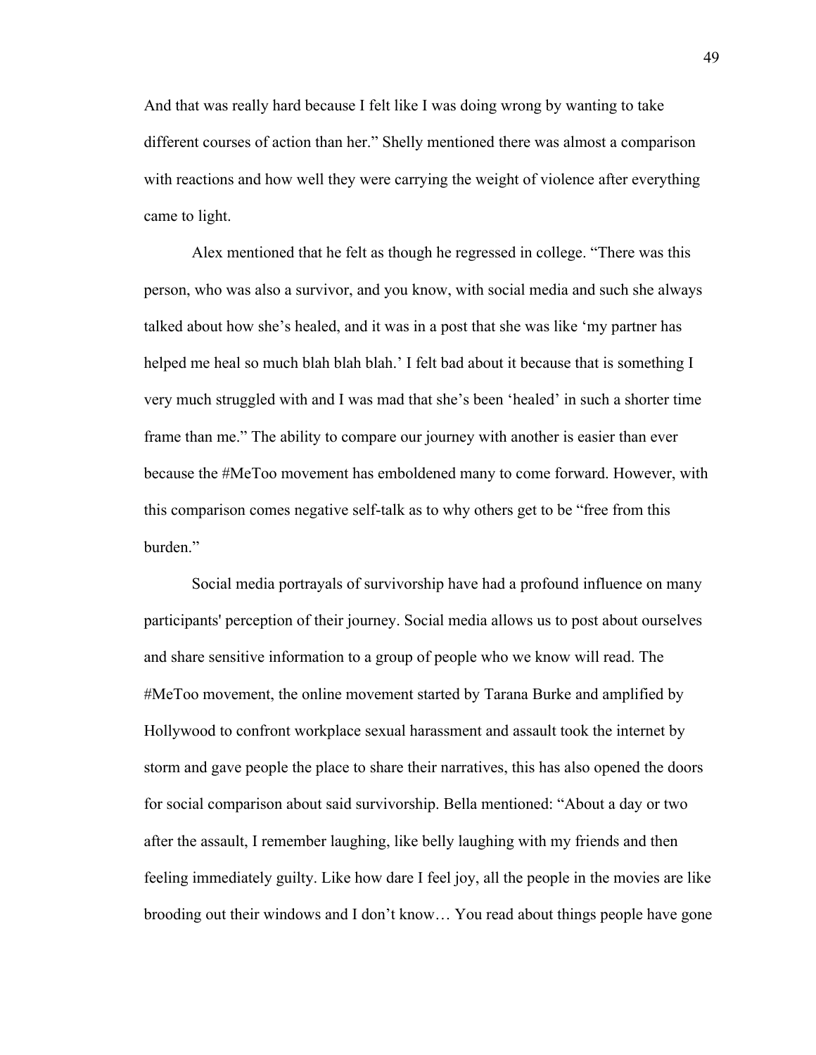And that was really hard because I felt like I was doing wrong by wanting to take different courses of action than her." Shelly mentioned there was almost a comparison with reactions and how well they were carrying the weight of violence after everything came to light.

Alex mentioned that he felt as though he regressed in college. "There was this person, who was also a survivor, and you know, with social media and such she always talked about how she's healed, and it was in a post that she was like 'my partner has helped me heal so much blah blah blah.' I felt bad about it because that is something I very much struggled with and I was mad that she's been 'healed' in such a shorter time frame than me." The ability to compare our journey with another is easier than ever because the #MeToo movement has emboldened many to come forward. However, with this comparison comes negative self-talk as to why others get to be "free from this burden."

Social media portrayals of survivorship have had a profound influence on many participants' perception of their journey. Social media allows us to post about ourselves and share sensitive information to a group of people who we know will read. The #MeToo movement, the online movement started by Tarana Burke and amplified by Hollywood to confront workplace sexual harassment and assault took the internet by storm and gave people the place to share their narratives, this has also opened the doors for social comparison about said survivorship. Bella mentioned: "About a day or two after the assault, I remember laughing, like belly laughing with my friends and then feeling immediately guilty. Like how dare I feel joy, all the people in the movies are like brooding out their windows and I don't know… You read about things people have gone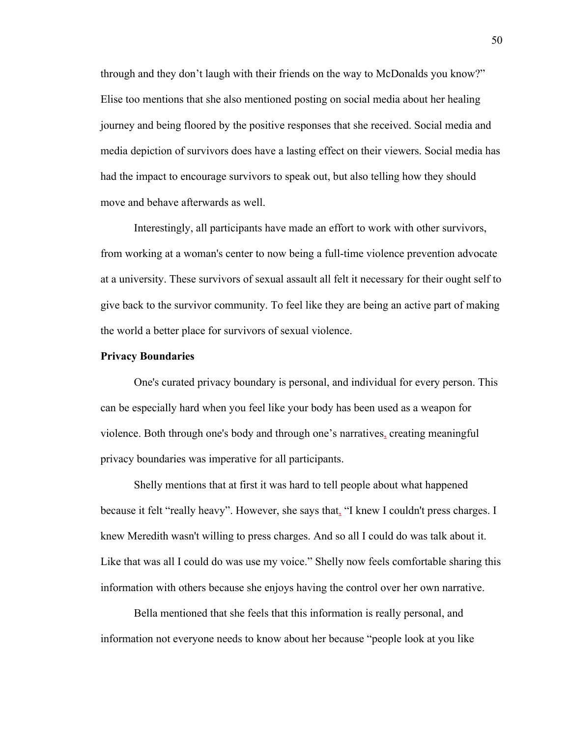through and they don't laugh with their friends on the way to McDonalds you know?" Elise too mentions that she also mentioned posting on social media about her healing journey and being floored by the positive responses that she received. Social media and media depiction of survivors does have a lasting effect on their viewers. Social media has had the impact to encourage survivors to speak out, but also telling how they should move and behave afterwards as well.

Interestingly, all participants have made an effort to work with other survivors, from working at a woman's center to now being a full-time violence prevention advocate at a university. These survivors of sexual assault all felt it necessary for their ought self to give back to the survivor community. To feel like they are being an active part of making the world a better place for survivors of sexual violence.

**Privacy Boundaries**

One's curated privacy boundary is personal, and individual for every person. This can be especially hard when you feel like your body has been used as a weapon for violence. Both through one's body and through one's narratives, creating meaningful privacy boundaries was imperative for all participants.

Shelly mentions that at first it was hard to tell people about what happened because it felt "really heavy". However, she says that, "I knew I couldn't press charges. I knew Meredith wasn't willing to press charges. And so all I could do was talk about it. Like that was all I could do was use my voice." Shelly now feels comfortable sharing this information with others because she enjoys having the control over her own narrative.

Bella mentioned that she feels that this information is really personal, and information not everyone needs to know about her because "people look at you like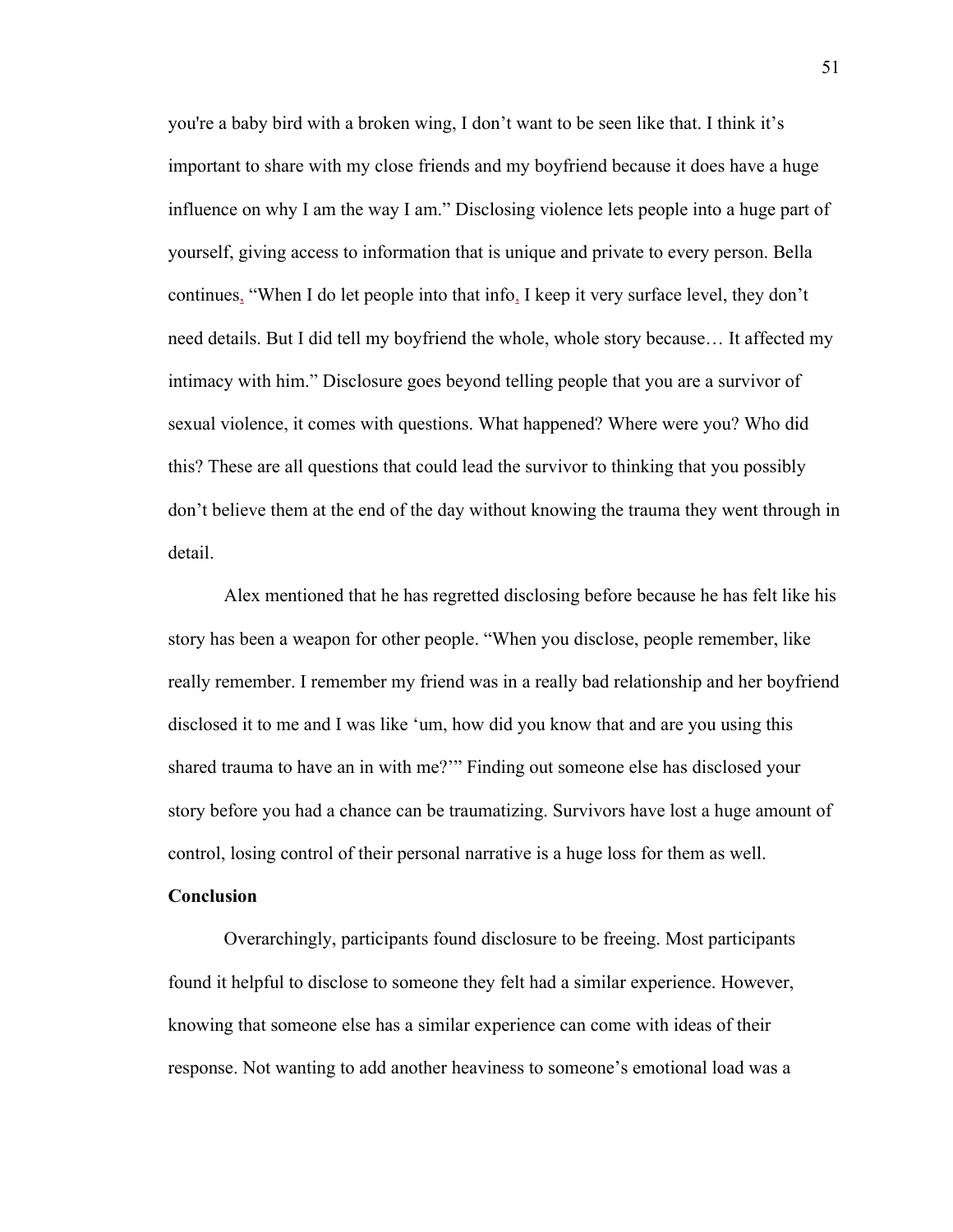you're a baby bird with a broken wing, I don't want to be seen like that. I think it's important to share with my close friends and my boyfriend because it does have a huge influence on why I am the way I am." Disclosing violence lets people into a huge part of yourself, giving access to information that is unique and private to every person. Bella continues, "When I do let people into that info, I keep it very surface level, they don't need details. But I did tell my boyfriend the whole, whole story because… It affected my intimacy with him." Disclosure goes beyond telling people that you are a survivor of sexual violence, it comes with questions. What happened? Where were you? Who did this? These are all questions that could lead the survivor to thinking that you possibly don't believe them at the end of the day without knowing the trauma they went through in detail.

Alex mentioned that he has regretted disclosing before because he has felt like his story has been a weapon for other people. "When you disclose, people remember, like really remember. I remember my friend was in a really bad relationship and her boyfriend disclosed it to me and I was like 'um, how did you know that and are you using this shared trauma to have an in with me?'" Finding out someone else has disclosed your story before you had a chance can be traumatizing. Survivors have lost a huge amount of control, losing control of their personal narrative is a huge loss for them as well.

**Conclusion**

Overarchingly, participants found disclosure to be freeing. Most participants found it helpful to disclose to someone they felt had a similar experience. However, knowing that someone else has a similar experience can come with ideas of their response. Not wanting to add another heaviness to someone's emotional load was a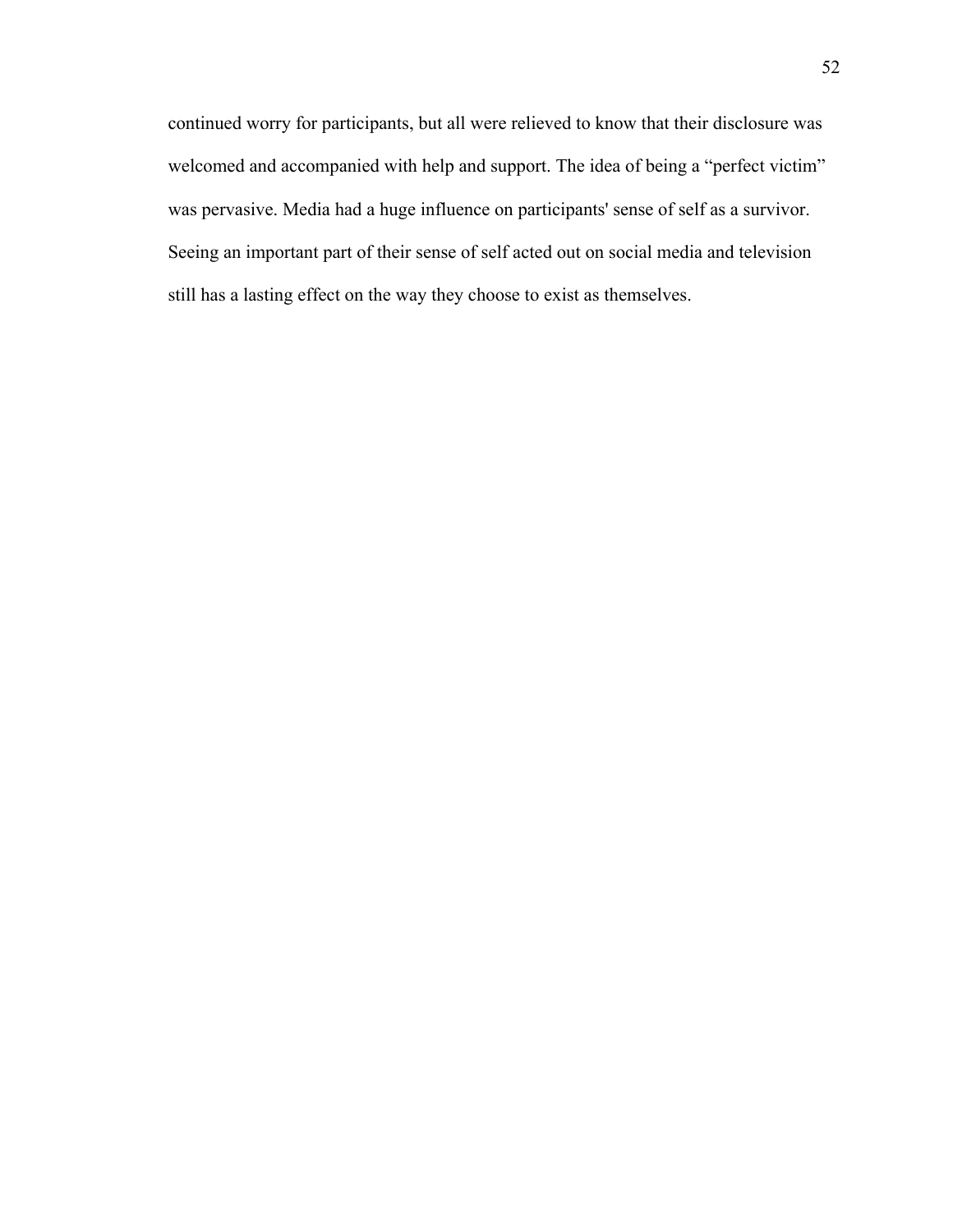continued worry for participants, but all were relieved to know that their disclosure was welcomed and accompanied with help and support. The idea of being a "perfect victim" was pervasive. Media had a huge influence on participants' sense of self as a survivor. Seeing an important part of their sense of self acted out on social media and television still has a lasting effect on the way they choose to exist as themselves.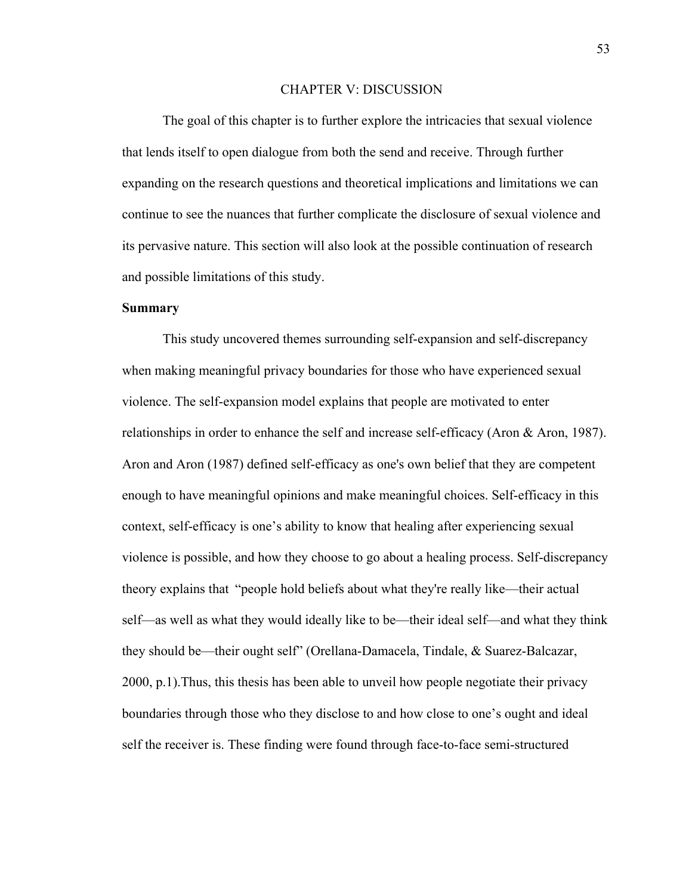# CHAPTER V: DISCUSSION

The goal of this chapter is to further explore the intricacies that sexual violence that lends itself to open dialogue from both the send and receive. Through further expanding on the research questions and theoretical implications and limitations we can continue to see the nuances that further complicate the disclosure of sexual violence and its pervasive nature. This section will also look at the possible continuation of research and possible limitations of this study.

## Summary

This study uncovered themes surrounding self-expansion and self-discrepancy when making meaningful privacy boundaries for those who have experienced sexual violence. The self-expansion model explains that people are motivated to enter relationships in order to enhance the self and increase self-efficacy (Aron & Aron, 1987). Aron and Aron (1987) defined self-efficacy as one's own belief that they are competent enough to have meaningful opinions and make meaningful choices. Self-efficacy in this context, self-efficacy is one's ability to know that healing after experiencing sexual violence is possible, and how they choose to go about a healing process. Self-discrepancy theory explains that "people hold beliefs about what they're really like—their actual self—as well as what they would ideally like to be—their ideal self—and what they think they should be—their ought self" (Orellana-Damacela, Tindale, & Suarez-Balcazar, 2000, p.1).Thus, this thesis has been able to unveil how people negotiate their privacy boundaries through those who they disclose to and how close to one's ought and ideal self the receiver is. These finding were found through face-to-face semi-structured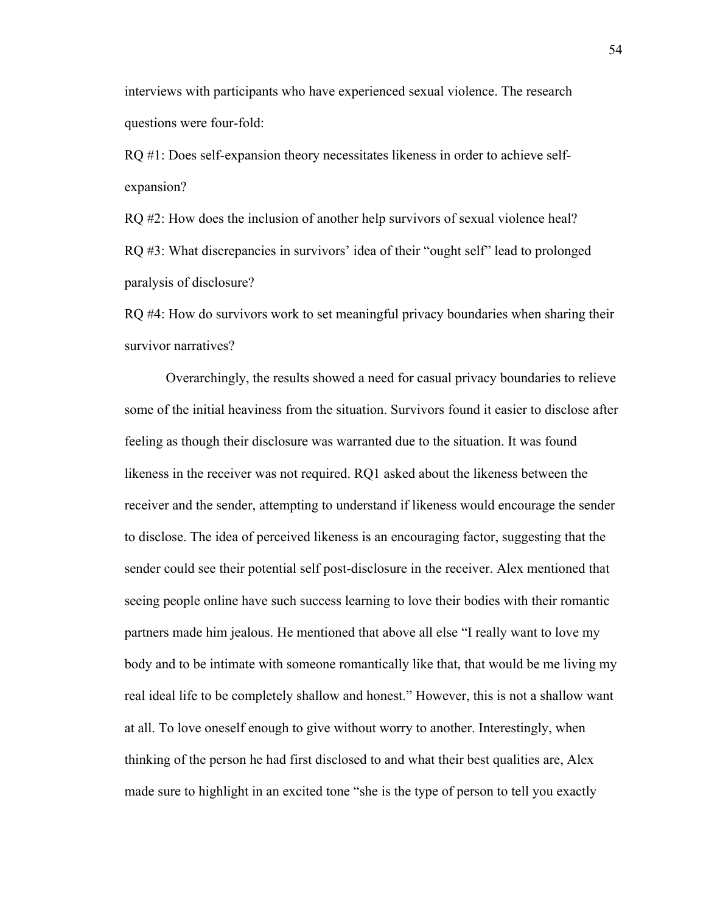interviews with participants who have experienced sexual violence. The research questions were four-fold:

RQ #1: Does self-expansion theory necessitates likeness in order to achieve self-expansion?

RQ #2: How does the inclusion of another help survivors of sexual violence heal?

RQ #3: What discrepancies in survivors' idea of their "ought self" lead to prolonged paralysis of disclosure?

RQ #4: How do survivors work to set meaningful privacy boundaries when sharing their survivor narratives?

Overarchingly, the results showed a need for casual privacy boundaries to relieve some of the initial heaviness from the situation. Survivors found it easier to disclose after feeling as though their disclosure was warranted due to the situation. It was found likeness in the receiver was not required. RQ1 asked about the likeness between the receiver and the sender, attempting to understand if likeness would encourage the sender to disclose. The idea of perceived likeness is an encouraging factor, suggesting that the sender could see their potential self post-disclosure in the receiver. Alex mentioned that seeing people online have such success learning to love their bodies with their romantic partners made him jealous. He mentioned that above all else "I really want to love my body and to be intimate with someone romantically like that, that would be me living my real ideal life to be completely shallow and honest." However, this is not a shallow want at all. To love oneself enough to give without worry to another. Interestingly, when thinking of the person he had first disclosed to and what their best qualities are, Alex made sure to highlight in an excited tone "she is the type of person to tell you exactly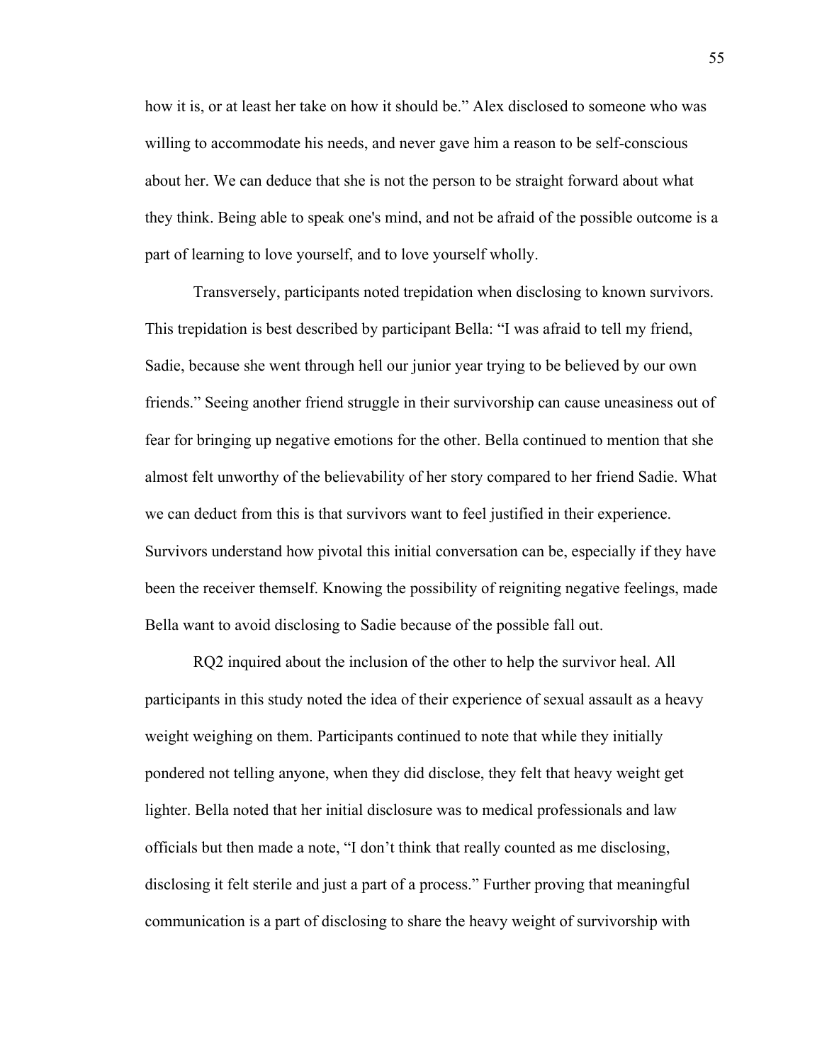how it is, or at least her take on how it should be." Alex disclosed to someone who was willing to accommodate his needs, and never gave him a reason to be self-conscious about her. We can deduce that she is not the person to be straight forward about what they think. Being able to speak one's mind, and not be afraid of the possible outcome is a part of learning to love yourself, and to love yourself wholly.

Transversely, participants noted trepidation when disclosing to known survivors. This trepidation is best described by participant Bella: "I was afraid to tell my friend, Sadie, because she went through hell our junior year trying to be believed by our own friends." Seeing another friend struggle in their survivorship can cause uneasiness out of fear for bringing up negative emotions for the other. Bella continued to mention that she almost felt unworthy of the believability of her story compared to her friend Sadie. What we can deduct from this is that survivors want to feel justified in their experience. Survivors understand how pivotal this initial conversation can be, especially if they have been the receiver themself. Knowing the possibility of reigniting negative feelings, made Bella want to avoid disclosing to Sadie because of the possible fall out.

RQ2 inquired about the inclusion of the other to help the survivor heal. All participants in this study noted the idea of their experience of sexual assault as a heavy weight weighing on them. Participants continued to note that while they initially pondered not telling anyone, when they did disclose, they felt that heavy weight get lighter. Bella noted that her initial disclosure was to medical professionals and law officials but then made a note, "I don't think that really counted as me disclosing, disclosing it felt sterile and just a part of a process." Further proving that meaningful communication is a part of disclosing to share the heavy weight of survivorship with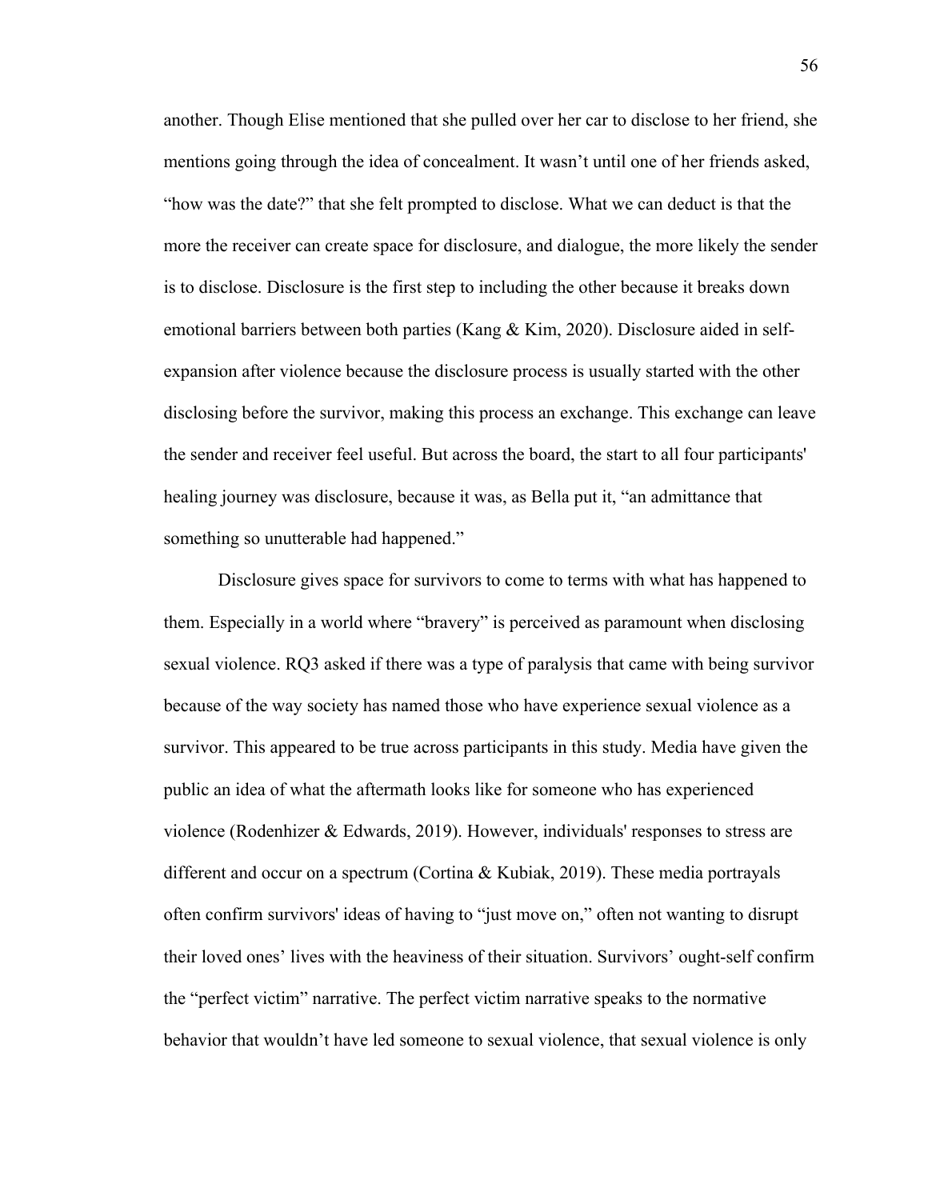another. Though Elise mentioned that she pulled over her car to disclose to her friend, she mentions going through the idea of concealment. It wasn't until one of her friends asked, "how was the date?" that she felt prompted to disclose. What we can deduct is that the more the receiver can create space for disclosure, and dialogue, the more likely the sender is to disclose. Disclosure is the first step to including the other because it breaks down emotional barriers between both parties (Kang & Kim, 2020). Disclosure aided in self-expansion after violence because the disclosure process is usually started with the other disclosing before the survivor, making this process an exchange. This exchange can leave the sender and receiver feel useful. But across the board, the start to all four participants' healing journey was disclosure, because it was, as Bella put it, "an admittance that something so unutterable had happened."

Disclosure gives space for survivors to come to terms with what has happened to them. Especially in a world where "bravery" is perceived as paramount when disclosing sexual violence. RQ3 asked if there was a type of paralysis that came with being survivor because of the way society has named those who have experience sexual violence as a survivor. This appeared to be true across participants in this study. Media have given the public an idea of what the aftermath looks like for someone who has experienced violence (Rodenhizer & Edwards, 2019). However, individuals' responses to stress are different and occur on a spectrum (Cortina & Kubiak, 2019). These media portrayals often confirm survivors' ideas of having to "just move on," often not wanting to disrupt their loved ones' lives with the heaviness of their situation. Survivors' ought-self confirm the "perfect victim" narrative. The perfect victim narrative speaks to the normative behavior that wouldn't have led someone to sexual violence, that sexual violence is only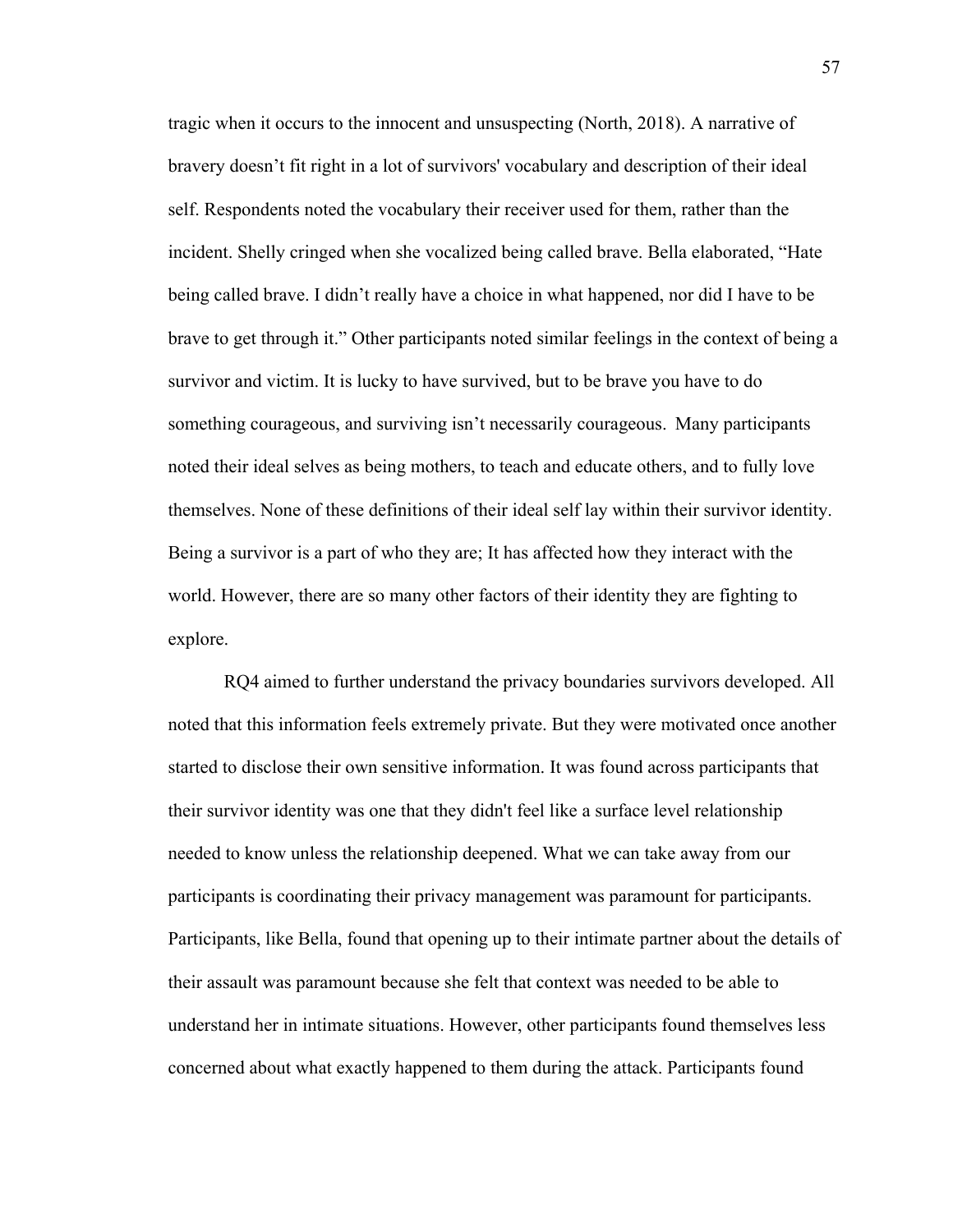tragic when it occurs to the innocent and unsuspecting (North, 2018). A narrative of bravery doesn't fit right in a lot of survivors' vocabulary and description of their ideal self. Respondents noted the vocabulary their receiver used for them, rather than the incident. Shelly cringed when she vocalized being called brave. Bella elaborated, "Hate being called brave. I didn't really have a choice in what happened, nor did I have to be brave to get through it." Other participants noted similar feelings in the context of being a survivor and victim. It is lucky to have survived, but to be brave you have to do something courageous, and surviving isn't necessarily courageous.  Many participants noted their ideal selves as being mothers, to teach and educate others, and to fully love themselves. None of these definitions of their ideal self lay within their survivor identity. Being a survivor is a part of who they are; It has affected how they interact with the world. However, there are so many other factors of their identity they are fighting to explore.

RQ4 aimed to further understand the privacy boundaries survivors developed. All noted that this information feels extremely private. But they were motivated once another started to disclose their own sensitive information. It was found across participants that their survivor identity was one that they didn't feel like a surface level relationship needed to know unless the relationship deepened. What we can take away from our participants is coordinating their privacy management was paramount for participants. Participants, like Bella, found that opening up to their intimate partner about the details of their assault was paramount because she felt that context was needed to be able to understand her in intimate situations. However, other participants found themselves less concerned about what exactly happened to them during the attack. Participants found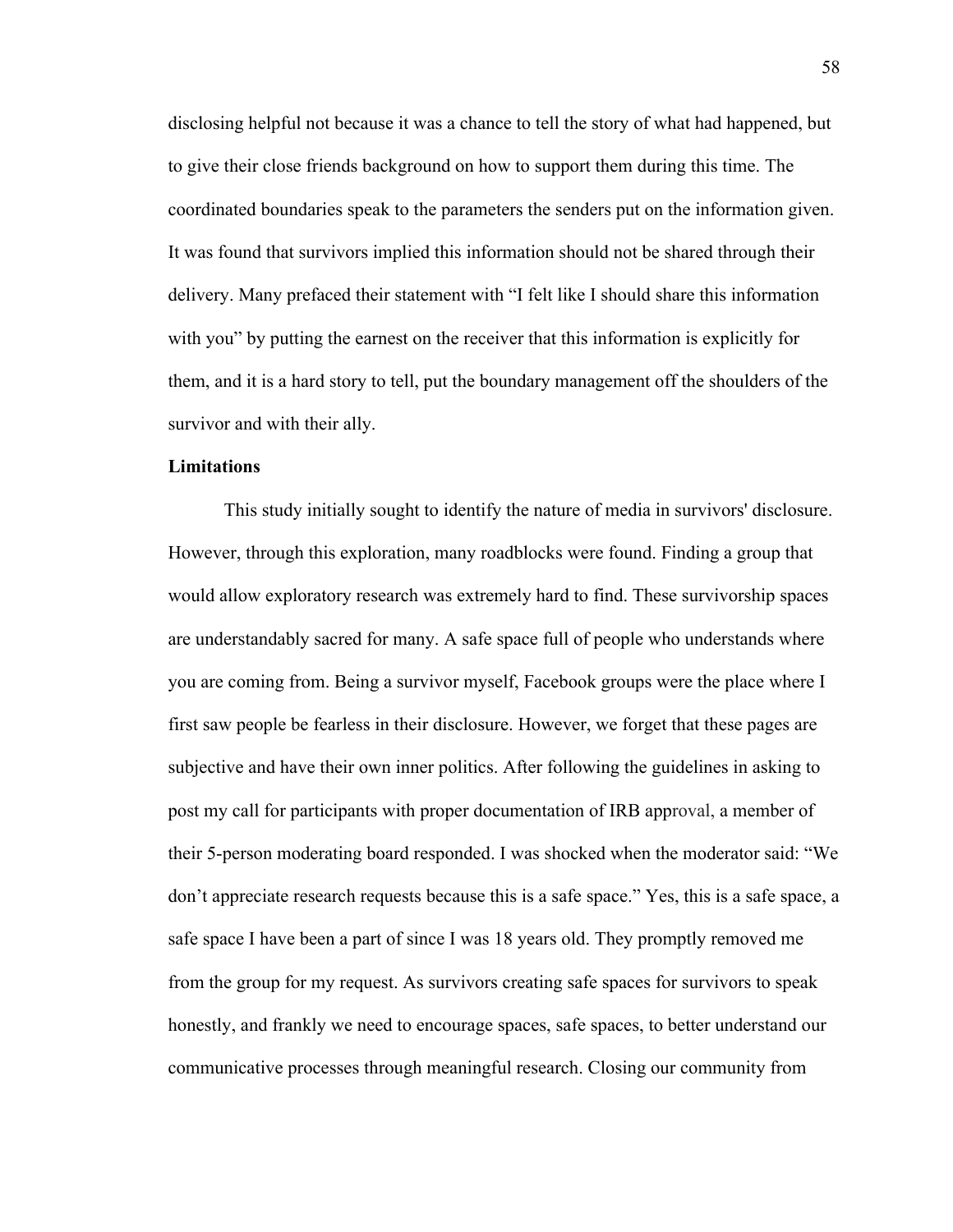disclosing helpful not because it was a chance to tell the story of what had happened, but to give their close friends background on how to support them during this time. The coordinated boundaries speak to the parameters the senders put on the information given. It was found that survivors implied this information should not be shared through their delivery. Many prefaced their statement with "I felt like I should share this information with you" by putting the earnest on the receiver that this information is explicitly for them, and it is a hard story to tell, put the boundary management off the shoulders of the survivor and with their ally.

**Limitations**

This study initially sought to identify the nature of media in survivors' disclosure. However, through this exploration, many roadblocks were found. Finding a group that would allow exploratory research was extremely hard to find. These survivorship spaces are understandably sacred for many. A safe space full of people who understands where you are coming from. Being a survivor myself, Facebook groups were the place where I first saw people be fearless in their disclosure. However, we forget that these pages are subjective and have their own inner politics. After following the guidelines in asking to post my call for participants with proper documentation of IRB approval, a member of their 5-person moderating board responded. I was shocked when the moderator said: "We don't appreciate research requests because this is a safe space." Yes, this is a safe space, a safe space I have been a part of since I was 18 years old. They promptly removed me from the group for my request. As survivors creating safe spaces for survivors to speak honestly, and frankly we need to encourage spaces, safe spaces, to better understand our communicative processes through meaningful research. Closing our community from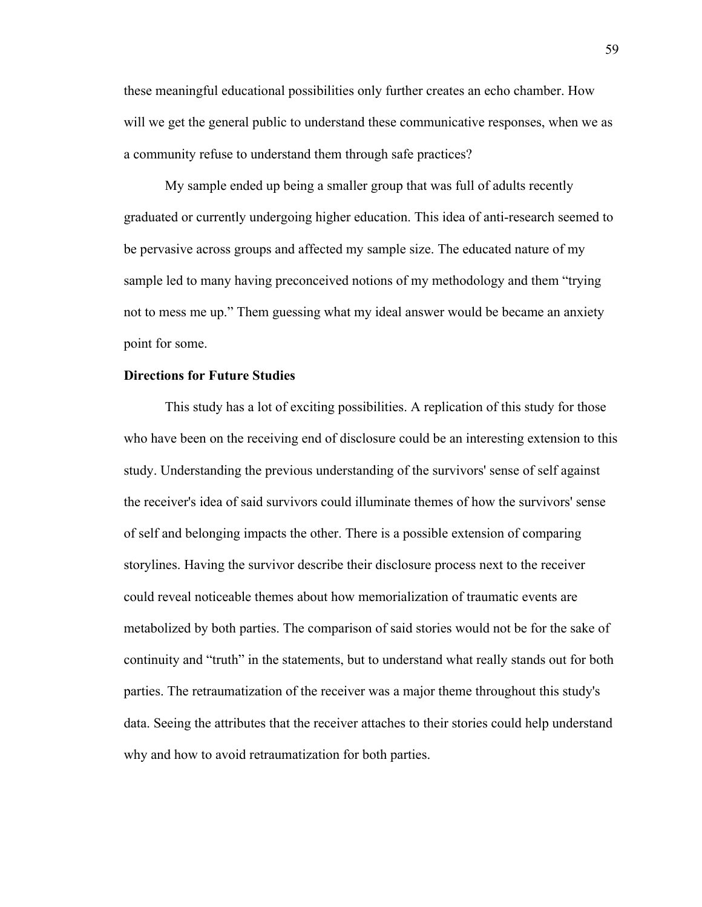these meaningful educational possibilities only further creates an echo chamber. How will we get the general public to understand these communicative responses, when we as a community refuse to understand them through safe practices?

My sample ended up being a smaller group that was full of adults recently graduated or currently undergoing higher education. This idea of anti-research seemed to be pervasive across groups and affected my sample size. The educated nature of my sample led to many having preconceived notions of my methodology and them "trying not to mess me up." Them guessing what my ideal answer would be became an anxiety point for some.

**Directions for Future Studies**

This study has a lot of exciting possibilities. A replication of this study for those who have been on the receiving end of disclosure could be an interesting extension to this study. Understanding the previous understanding of the survivors' sense of self against the receiver's idea of said survivors could illuminate themes of how the survivors' sense of self and belonging impacts the other. There is a possible extension of comparing storylines. Having the survivor describe their disclosure process next to the receiver could reveal noticeable themes about how memorialization of traumatic events are metabolized by both parties. The comparison of said stories would not be for the sake of continuity and "truth" in the statements, but to understand what really stands out for both parties. The retraumatization of the receiver was a major theme throughout this study's data. Seeing the attributes that the receiver attaches to their stories could help understand why and how to avoid retraumatization for both parties.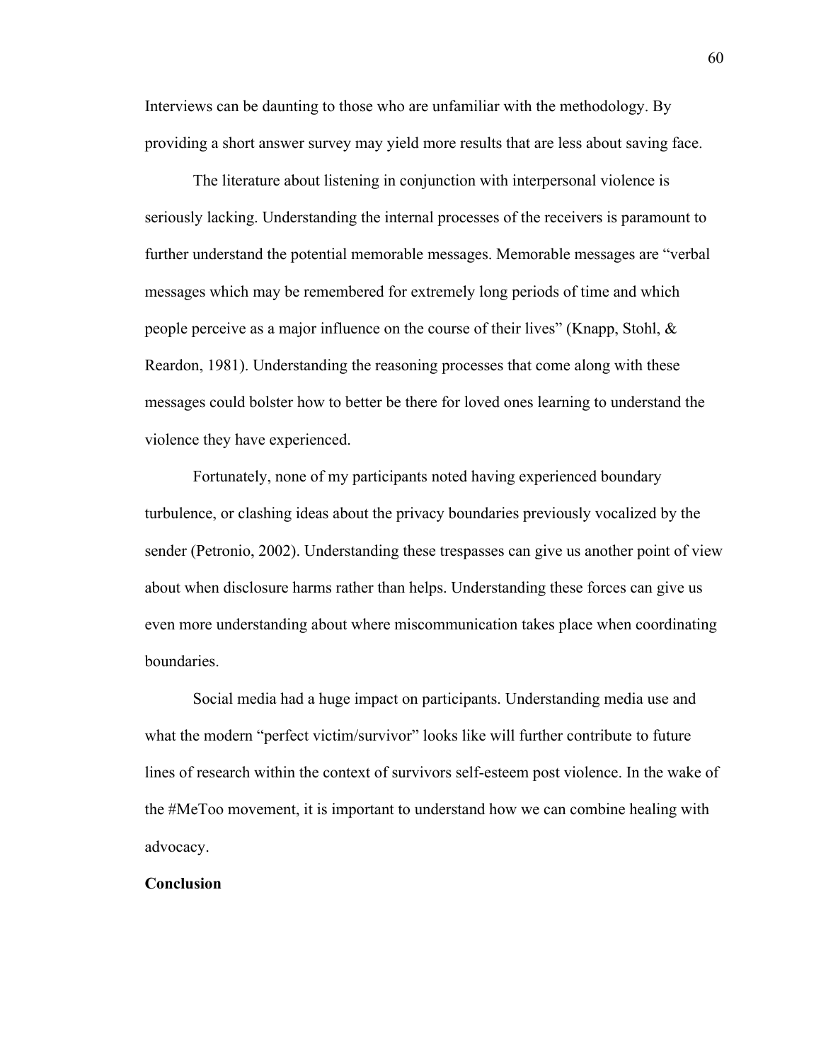Interviews can be daunting to those who are unfamiliar with the methodology. By providing a short answer survey may yield more results that are less about saving face.

The literature about listening in conjunction with interpersonal violence is seriously lacking. Understanding the internal processes of the receivers is paramount to further understand the potential memorable messages. Memorable messages are “verbal messages which may be remembered for extremely long periods of time and which people perceive as a major influence on the course of their lives” (Knapp, Stohl, & Reardon, 1981). Understanding the reasoning processes that come along with these messages could bolster how to better be there for loved ones learning to understand the violence they have experienced.

Fortunately, none of my participants noted having experienced boundary turbulence, or clashing ideas about the privacy boundaries previously vocalized by the sender (Petronio, 2002). Understanding these trespasses can give us another point of view about when disclosure harms rather than helps. Understanding these forces can give us even more understanding about where miscommunication takes place when coordinating boundaries.

Social media had a huge impact on participants. Understanding media use and what the modern “perfect victim/survivor” looks like will further contribute to future lines of research within the context of survivors self-esteem post violence. In the wake of the #MeToo movement, it is important to understand how we can combine healing with advocacy.

**Conclusion**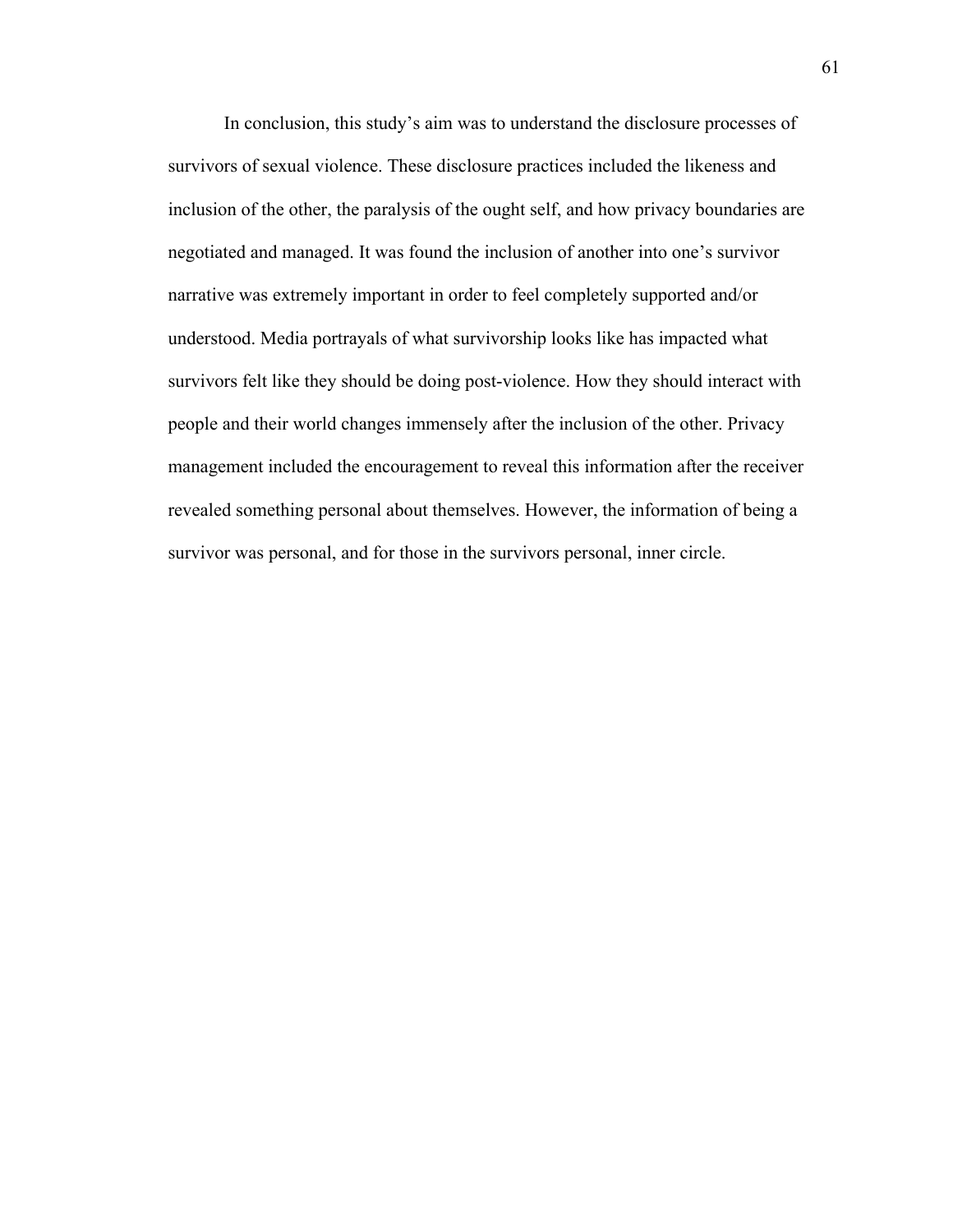In conclusion, this study's aim was to understand the disclosure processes of survivors of sexual violence. These disclosure practices included the likeness and inclusion of the other, the paralysis of the ought self, and how privacy boundaries are negotiated and managed. It was found the inclusion of another into one's survivor narrative was extremely important in order to feel completely supported and/or understood. Media portrayals of what survivorship looks like has impacted what survivors felt like they should be doing post-violence. How they should interact with people and their world changes immensely after the inclusion of the other. Privacy management included the encouragement to reveal this information after the receiver revealed something personal about themselves. However, the information of being a survivor was personal, and for those in the survivors personal, inner circle.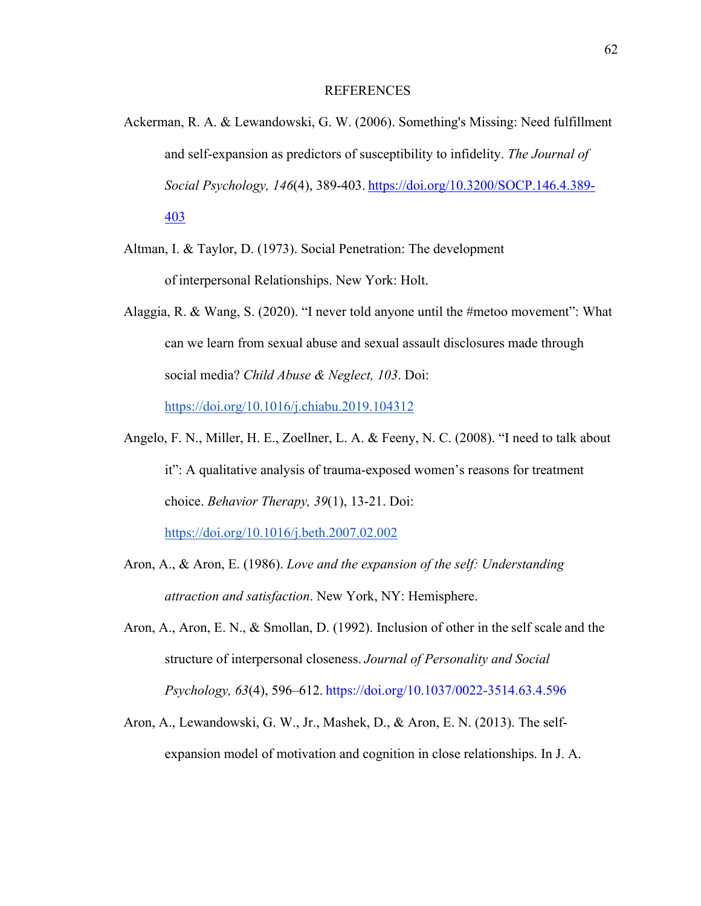# REFERENCES

Ackerman, R. A. & Lewandowski, G. W. (2006). Something's Missing: Need fulfillment and self-expansion as predictors of susceptibility to infidelity. *The Journal of Social Psychology, 146*(4), 389-403. https://doi.org/10.3200/SOCP.146.4.389-403

Altman, I. & Taylor, D. (1973). Social Penetration: The development of interpersonal Relationships. New York: Holt.

Alaggia, R. & Wang, S. (2020). "I never told anyone until the #metoo movement": What can we learn from sexual abuse and sexual assault disclosures made through social media? *Child Abuse & Neglect, 103*. Doi: https://doi.org/10.1016/j.chiabu.2019.104312

Angelo, F. N., Miller, H. E., Zoellner, L. A. & Feeny, N. C. (2008). "I need to talk about it": A qualitative analysis of trauma-exposed women's reasons for treatment choice. *Behavior Therapy, 39*(1), 13-21. Doi: https://doi.org/10.1016/j.beth.2007.02.002

Aron, A., & Aron, E. (1986). *Love and the expansion of the self: Understanding attraction and satisfaction*. New York, NY: Hemisphere.

Aron, A., Aron, E. N., & Smollan, D. (1992). Inclusion of other in the self scale and the structure of interpersonal closeness. *Journal of Personality and Social Psychology, 63*(4), 596–612. https://doi.org/10.1037/0022-3514.63.4.596

Aron, A., Lewandowski, G. W., Jr., Mashek, D., & Aron, E. N. (2013). The self-expansion model of motivation and cognition in close relationships. In J. A.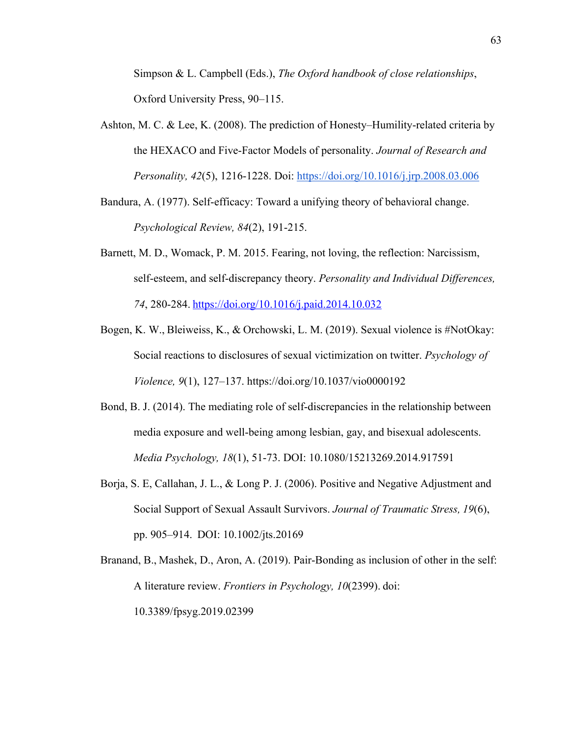Simpson & L. Campbell (Eds.), *The Oxford handbook of close relationships*, Oxford University Press, 90–115.

Ashton, M. C. & Lee, K. (2008). The prediction of Honesty–Humility-related criteria by the HEXACO and Five-Factor Models of personality. *Journal of Research and Personality, 42*(5), 1216-1228. Doi: https://doi.org/10.1016/j.jrp.2008.03.006

Bandura, A. (1977). Self-efficacy: Toward a unifying theory of behavioral change. *Psychological Review, 84*(2), 191-215.

Barnett, M. D., Womack, P. M. 2015. Fearing, not loving, the reflection: Narcissism, self-esteem, and self-discrepancy theory. *Personality and Individual Differences, 74*, 280-284. https://doi.org/10.1016/j.paid.2014.10.032

Bogen, K. W., Bleiweiss, K., & Orchowski, L. M. (2019). Sexual violence is #NotOkay: Social reactions to disclosures of sexual victimization on twitter. *Psychology of Violence, 9*(1), 127–137. https://doi.org/10.1037/vio0000192

Bond, B. J. (2014). The mediating role of self-discrepancies in the relationship between media exposure and well-being among lesbian, gay, and bisexual adolescents. *Media Psychology, 18*(1), 51-73. DOI: 10.1080/15213269.2014.917591

Borja, S. E, Callahan, J. L., & Long P. J. (2006). Positive and Negative Adjustment and Social Support of Sexual Assault Survivors. *Journal of Traumatic Stress, 19*(6), pp. 905–914. DOI: 10.1002/jts.20169

Branand, B., Mashek, D., Aron, A. (2019). Pair-Bonding as inclusion of other in the self: A literature review. *Frontiers in Psychology, 10*(2399). doi: 10.3389/fpsyg.2019.02399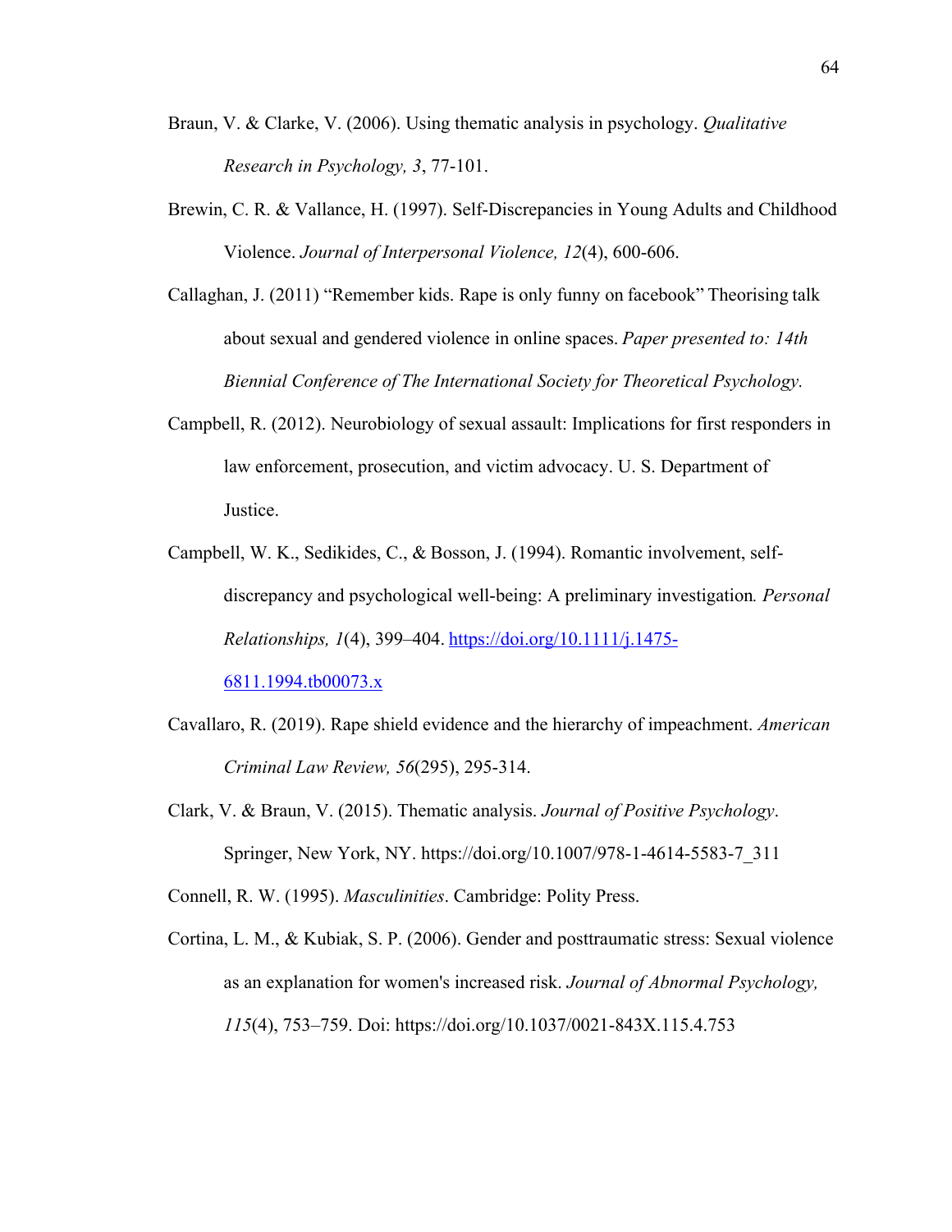Braun, V. & Clarke, V. (2006). Using thematic analysis in psychology. *Qualitative Research in Psychology, 3*, 77-101.

Brewin, C. R. & Vallance, H. (1997). Self-Discrepancies in Young Adults and Childhood Violence. *Journal of Interpersonal Violence, 12*(4), 600-606.

Callaghan, J. (2011) "Remember kids. Rape is only funny on facebook" Theorising talk about sexual and gendered violence in online spaces. *Paper presented to: 14th Biennial Conference of The International Society for Theoretical Psychology.*

Campbell, R. (2012). Neurobiology of sexual assault: Implications for first responders in law enforcement, prosecution, and victim advocacy. U. S. Department of Justice.

Campbell, W. K., Sedikides, C., & Bosson, J. (1994). Romantic involvement, self-discrepancy and psychological well-being: A preliminary investigation*. Personal Relationships, 1*(4), 399–404. https://doi.org/10.1111/j.1475-6811.1994.tb00073.x

Cavallaro, R. (2019). Rape shield evidence and the hierarchy of impeachment. *American Criminal Law Review, 56*(295), 295-314.

Clark, V. & Braun, V. (2015). Thematic analysis. *Journal of Positive Psychology*. Springer, New York, NY. https://doi.org/10.1007/978-1-4614-5583-7_311

Connell, R. W. (1995). *Masculinities*. Cambridge: Polity Press.

Cortina, L. M., & Kubiak, S. P. (2006). Gender and posttraumatic stress: Sexual violence as an explanation for women's increased risk. *Journal of Abnormal Psychology, 115*(4), 753–759. Doi: https://doi.org/10.1037/0021-843X.115.4.753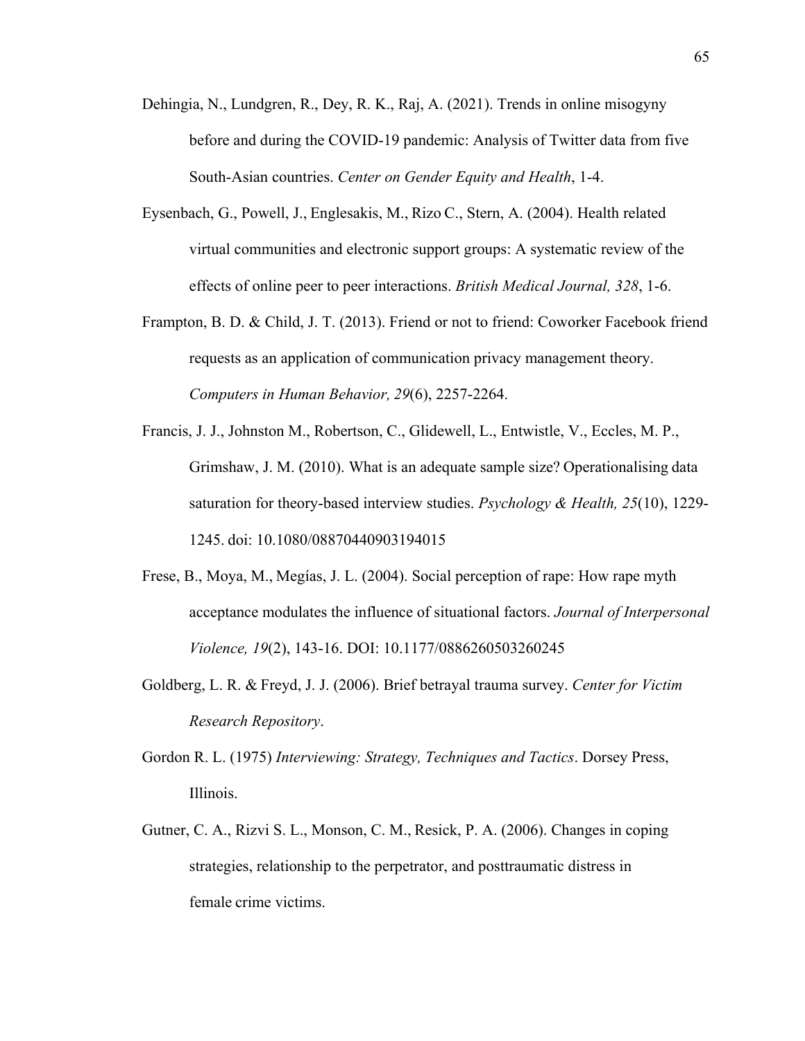Dehingia, N., Lundgren, R., Dey, R. K., Raj, A. (2021). Trends in online misogyny before and during the COVID-19 pandemic: Analysis of Twitter data from five South-Asian countries. *Center on Gender Equity and Health*, 1-4.

Eysenbach, G., Powell, J., Englesakis, M., Rizo C., Stern, A. (2004). Health related virtual communities and electronic support groups: A systematic review of the effects of online peer to peer interactions. *British Medical Journal, 328*, 1-6.

Frampton, B. D. & Child, J. T. (2013). Friend or not to friend: Coworker Facebook friend requests as an application of communication privacy management theory. *Computers in Human Behavior, 29*(6), 2257-2264.

Francis, J. J., Johnston M., Robertson, C., Glidewell, L., Entwistle, V., Eccles, M. P., Grimshaw, J. M. (2010). What is an adequate sample size? Operationalising data saturation for theory-based interview studies. *Psychology & Health, 25*(10), 1229-1245. doi: 10.1080/08870440903194015

Frese, B., Moya, M., Megías, J. L. (2004). Social perception of rape: How rape myth acceptance modulates the influence of situational factors. *Journal of Interpersonal Violence, 19*(2), 143-16. DOI: 10.1177/0886260503260245

Goldberg, L. R. & Freyd, J. J. (2006). Brief betrayal trauma survey. *Center for Victim Research Repository*.

Gordon R. L. (1975) *Interviewing: Strategy, Techniques and Tactics*. Dorsey Press, Illinois.

Gutner, C. A., Rizvi S. L., Monson, C. M., Resick, P. A. (2006). Changes in coping strategies, relationship to the perpetrator, and posttraumatic distress in female crime victims.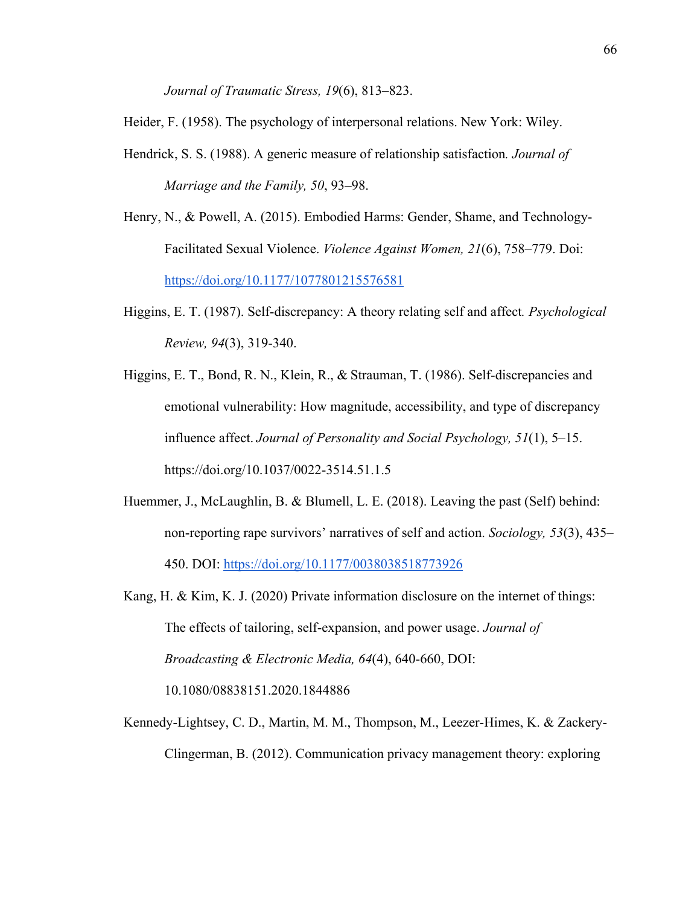*Journal of Traumatic Stress, 19*(6), 813–823.

Heider, F. (1958). The psychology of interpersonal relations. New York: Wiley.

Hendrick, S. S. (1988). A generic measure of relationship satisfaction*. Journal of Marriage and the Family, 50*, 93–98.

Henry, N., & Powell, A. (2015). Embodied Harms: Gender, Shame, and Technology-Facilitated Sexual Violence. *Violence Against Women, 21*(6), 758–779. Doi: https://doi.org/10.1177/1077801215576581

Higgins, E. T. (1987). Self-discrepancy: A theory relating self and affect*. Psychological Review, 94*(3), 319-340.

Higgins, E. T., Bond, R. N., Klein, R., & Strauman, T. (1986). Self-discrepancies and emotional vulnerability: How magnitude, accessibility, and type of discrepancy influence affect. *Journal of Personality and Social Psychology, 51*(1), 5–15. https://doi.org/10.1037/0022-3514.51.1.5

Huemmer, J., McLaughlin, B. & Blumell, L. E. (2018). Leaving the past (Self) behind: non-reporting rape survivors' narratives of self and action. *Sociology, 53*(3), 435–450. DOI: https://doi.org/10.1177/0038038518773926

Kang, H. & Kim, K. J. (2020) Private information disclosure on the internet of things: The effects of tailoring, self-expansion, and power usage. *Journal of Broadcasting & Electronic Media, 64*(4), 640-660, DOI: 10.1080/08838151.2020.1844886

Kennedy-Lightsey, C. D., Martin, M. M., Thompson, M., Leezer-Himes, K. & Zackery-Clingerman, B. (2012). Communication privacy management theory: exploring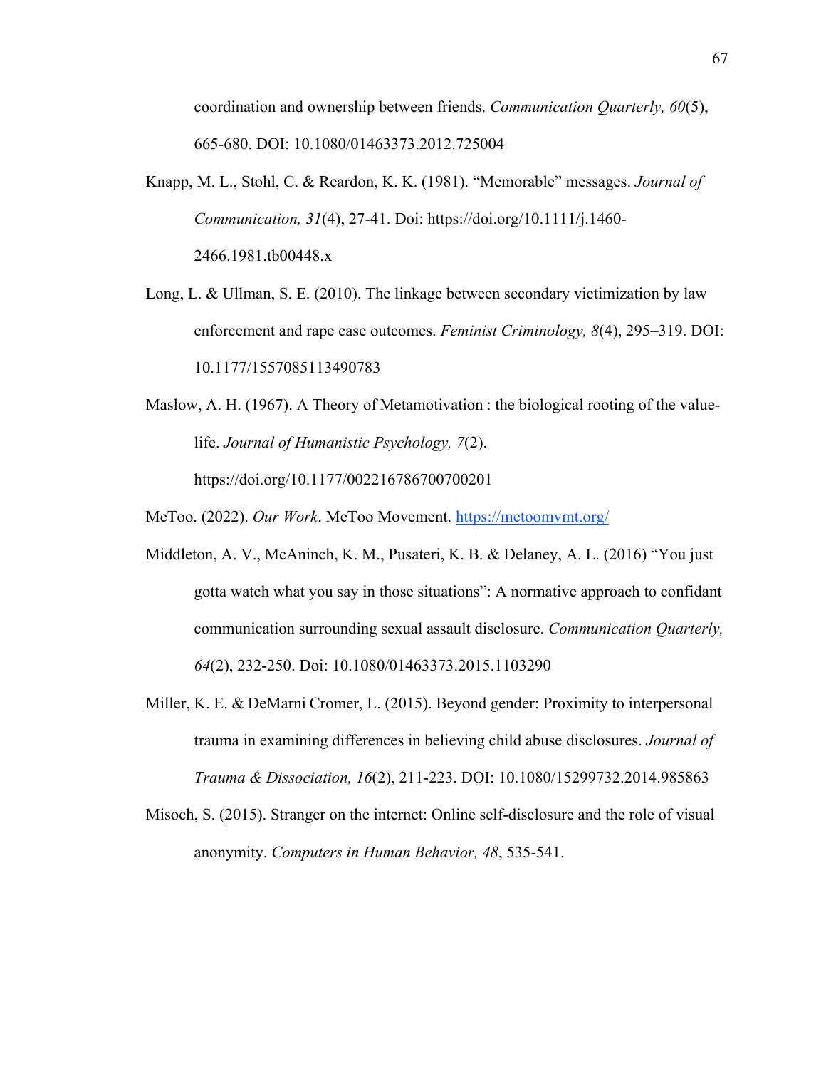coordination and ownership between friends. *Communication Quarterly, 60*(5), 665-680. DOI: 10.1080/01463373.2012.725004

Knapp, M. L., Stohl, C. & Reardon, K. K. (1981). "Memorable" messages. *Journal of Communication, 31*(4), 27-41. Doi: https://doi.org/10.1111/j.1460-2466.1981.tb00448.x

Long, L. & Ullman, S. E. (2010). The linkage between secondary victimization by law enforcement and rape case outcomes. *Feminist Criminology, 8*(4), 295–319. DOI: 10.1177/1557085113490783

Maslow, A. H. (1967). A Theory of Metamotivation : the biological rooting of the value-life. *Journal of Humanistic Psychology, 7*(2). https://doi.org/10.1177/002216786700700201

MeToo. (2022). *Our Work*. MeToo Movement. [https://metoomvmt.org/](https://metoomvmt.org/)

Middleton, A. V., McAninch, K. M., Pusateri, K. B. & Delaney, A. L. (2016) "You just gotta watch what you say in those situations": A normative approach to confidant communication surrounding sexual assault disclosure. *Communication Quarterly, 64*(2), 232-250. Doi: 10.1080/01463373.2015.1103290

Miller, K. E. & DeMarni Cromer, L. (2015). Beyond gender: Proximity to interpersonal trauma in examining differences in believing child abuse disclosures. *Journal of Trauma & Dissociation, 16*(2), 211-223. DOI: 10.1080/15299732.2014.985863

Misoch, S. (2015). Stranger on the internet: Online self-disclosure and the role of visual anonymity. *Computers in Human Behavior, 48*, 535-541.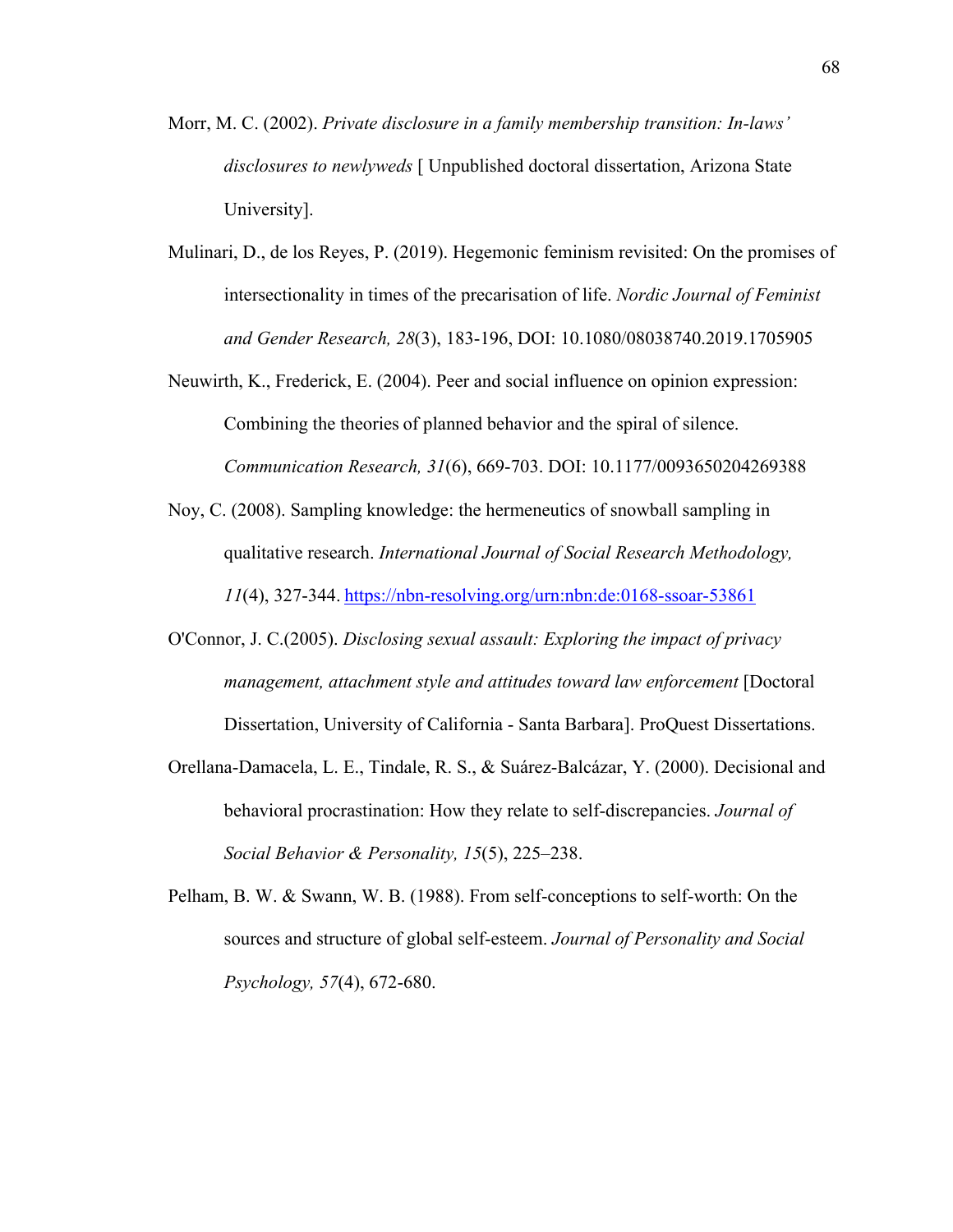Morr, M. C. (2002). *Private disclosure in a family membership transition: In-laws' disclosures to newlyweds* [ Unpublished doctoral dissertation, Arizona State University].

Mulinari, D., de los Reyes, P. (2019). Hegemonic feminism revisited: On the promises of intersectionality in times of the precarisation of life. *Nordic Journal of Feminist and Gender Research, 28*(3), 183-196, DOI: 10.1080/08038740.2019.1705905

Neuwirth, K., Frederick, E. (2004). Peer and social influence on opinion expression: Combining the theories of planned behavior and the spiral of silence. *Communication Research, 31*(6), 669-703. DOI: 10.1177/0093650204269388

Noy, C. (2008). Sampling knowledge: the hermeneutics of snowball sampling in qualitative research. *International Journal of Social Research Methodology, 11*(4), 327-344. https://nbn-resolving.org/urn:nbn:de:0168-ssoar-53861

O'Connor, J. C.(2005). *Disclosing sexual assault: Exploring the impact of privacy management, attachment style and attitudes toward law enforcement* [Doctoral Dissertation, University of California - Santa Barbara]. ProQuest Dissertations.

Orellana-Damacela, L. E., Tindale, R. S., & Suárez-Balcázar, Y. (2000). Decisional and behavioral procrastination: How they relate to self-discrepancies. *Journal of Social Behavior & Personality, 15*(5), 225–238.

Pelham, B. W. & Swann, W. B. (1988). From self-conceptions to self-worth: On the sources and structure of global self-esteem. *Journal of Personality and Social Psychology, 57*(4), 672-680.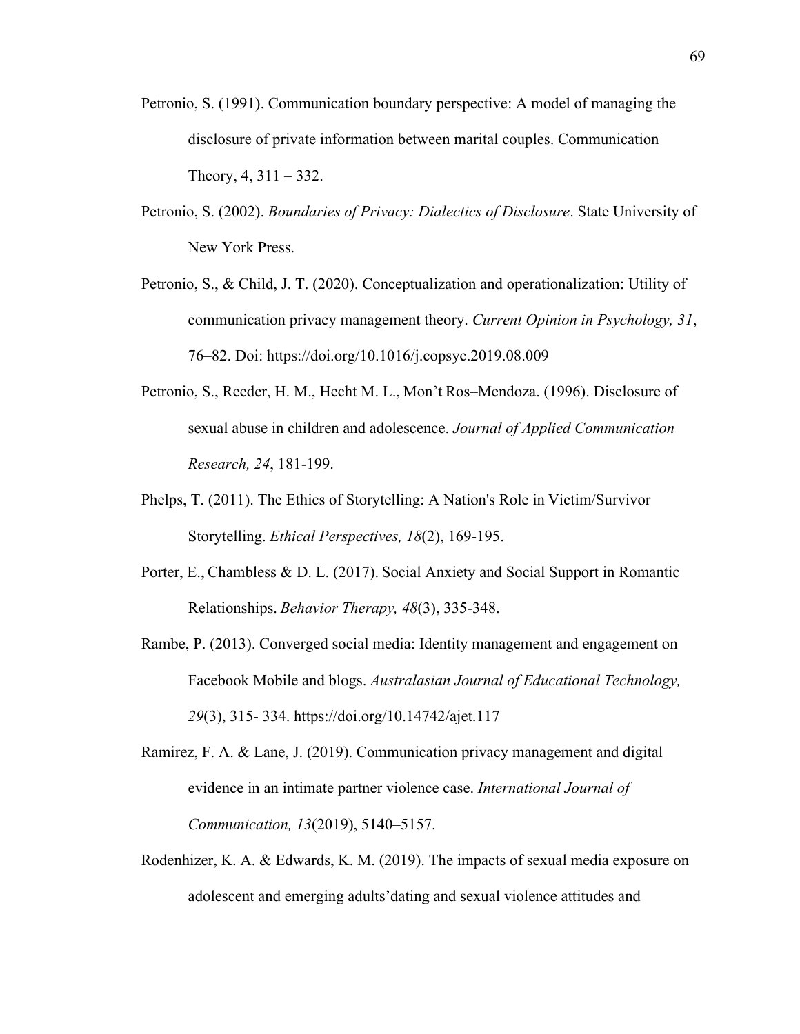Petronio, S. (1991). Communication boundary perspective: A model of managing the disclosure of private information between marital couples. Communication Theory, 4, 311 – 332.

Petronio, S. (2002). *Boundaries of Privacy: Dialectics of Disclosure*. State University of New York Press.

Petronio, S., & Child, J. T. (2020). Conceptualization and operationalization: Utility of communication privacy management theory. *Current Opinion in Psychology, 31*, 76–82. Doi: https://doi.org/10.1016/j.copsyc.2019.08.009

Petronio, S., Reeder, H. M., Hecht M. L., Mon't Ros–Mendoza. (1996). Disclosure of sexual abuse in children and adolescence. *Journal of Applied Communication Research, 24*, 181-199.

Phelps, T. (2011). The Ethics of Storytelling: A Nation's Role in Victim/Survivor Storytelling. *Ethical Perspectives, 18*(2), 169-195.

Porter, E., Chambless & D. L. (2017). Social Anxiety and Social Support in Romantic Relationships. *Behavior Therapy, 48*(3), 335-348.

Rambe, P. (2013). Converged social media: Identity management and engagement on Facebook Mobile and blogs. *Australasian Journal of Educational Technology, 29*(3), 315- 334. https://doi.org/10.14742/ajet.117

Ramirez, F. A. & Lane, J. (2019). Communication privacy management and digital evidence in an intimate partner violence case. *International Journal of Communication, 13*(2019), 5140–5157.

Rodenhizer, K. A. & Edwards, K. M. (2019). The impacts of sexual media exposure on adolescent and emerging adults'dating and sexual violence attitudes and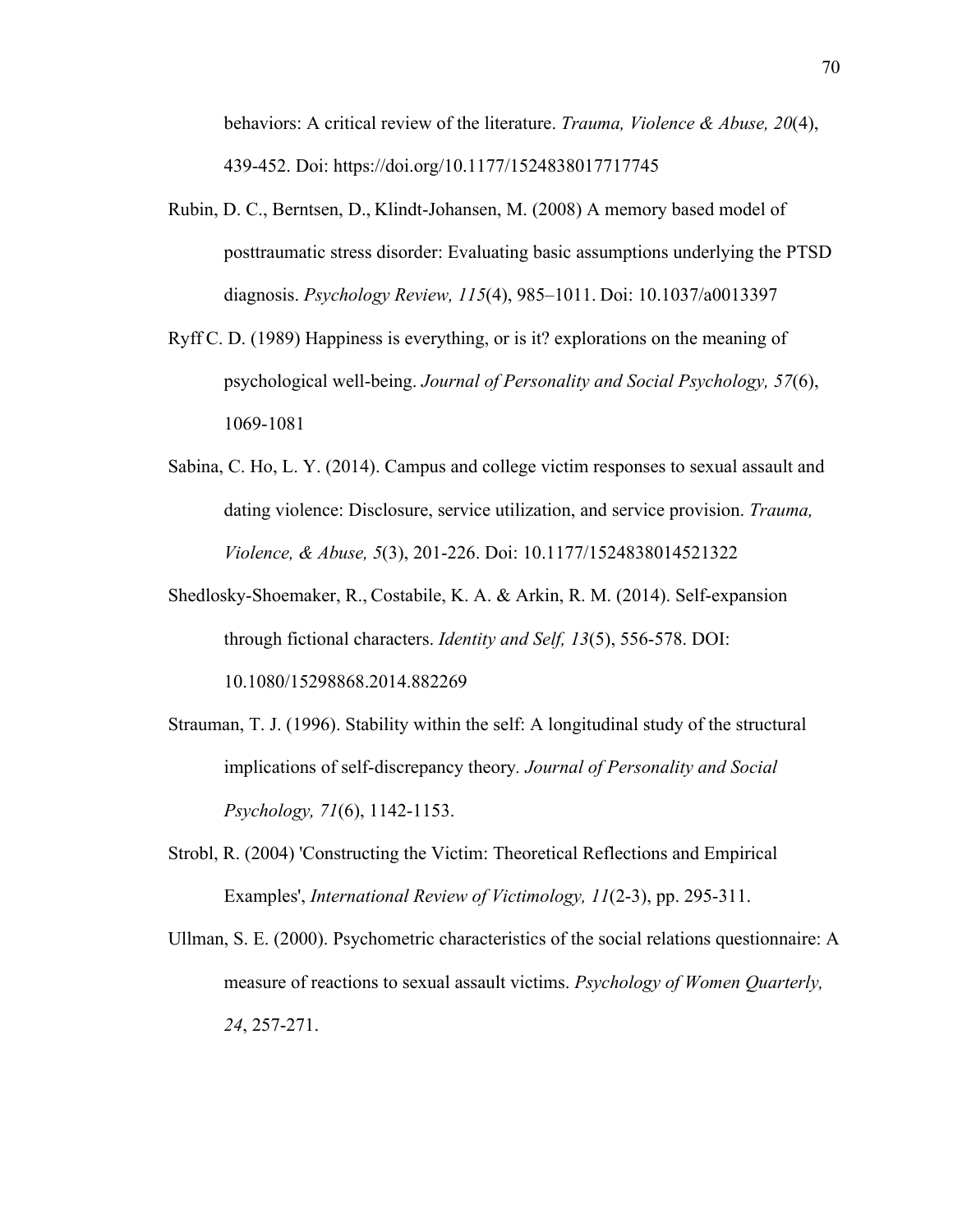behaviors: A critical review of the literature. *Trauma, Violence & Abuse, 20*(4), 439-452. Doi: https://doi.org/10.1177/1524838017717745

Rubin, D. C., Berntsen, D., Klindt-Johansen, M. (2008) A memory based model of posttraumatic stress disorder: Evaluating basic assumptions underlying the PTSD diagnosis. *Psychology Review, 115*(4), 985–1011. Doi: 10.1037/a0013397

Ryff C. D. (1989) Happiness is everything, or is it? explorations on the meaning of psychological well-being. *Journal of Personality and Social Psychology, 57*(6), 1069-1081

Sabina, C. Ho, L. Y. (2014). Campus and college victim responses to sexual assault and dating violence: Disclosure, service utilization, and service provision. *Trauma, Violence, & Abuse, 5*(3), 201-226. Doi: 10.1177/1524838014521322

Shedlosky-Shoemaker, R., Costabile, K. A. & Arkin, R. M. (2014). Self-expansion through fictional characters. *Identity and Self, 13*(5), 556-578. DOI: 10.1080/15298868.2014.882269

Strauman, T. J. (1996). Stability within the self: A longitudinal study of the structural implications of self-discrepancy theory. *Journal of Personality and Social Psychology, 71*(6), 1142-1153.

Strobl, R. (2004) 'Constructing the Victim: Theoretical Reflections and Empirical Examples', *International Review of Victimology, 11*(2-3), pp. 295-311.

Ullman, S. E. (2000). Psychometric characteristics of the social relations questionnaire: A measure of reactions to sexual assault victims. *Psychology of Women Quarterly, 24*, 257-271.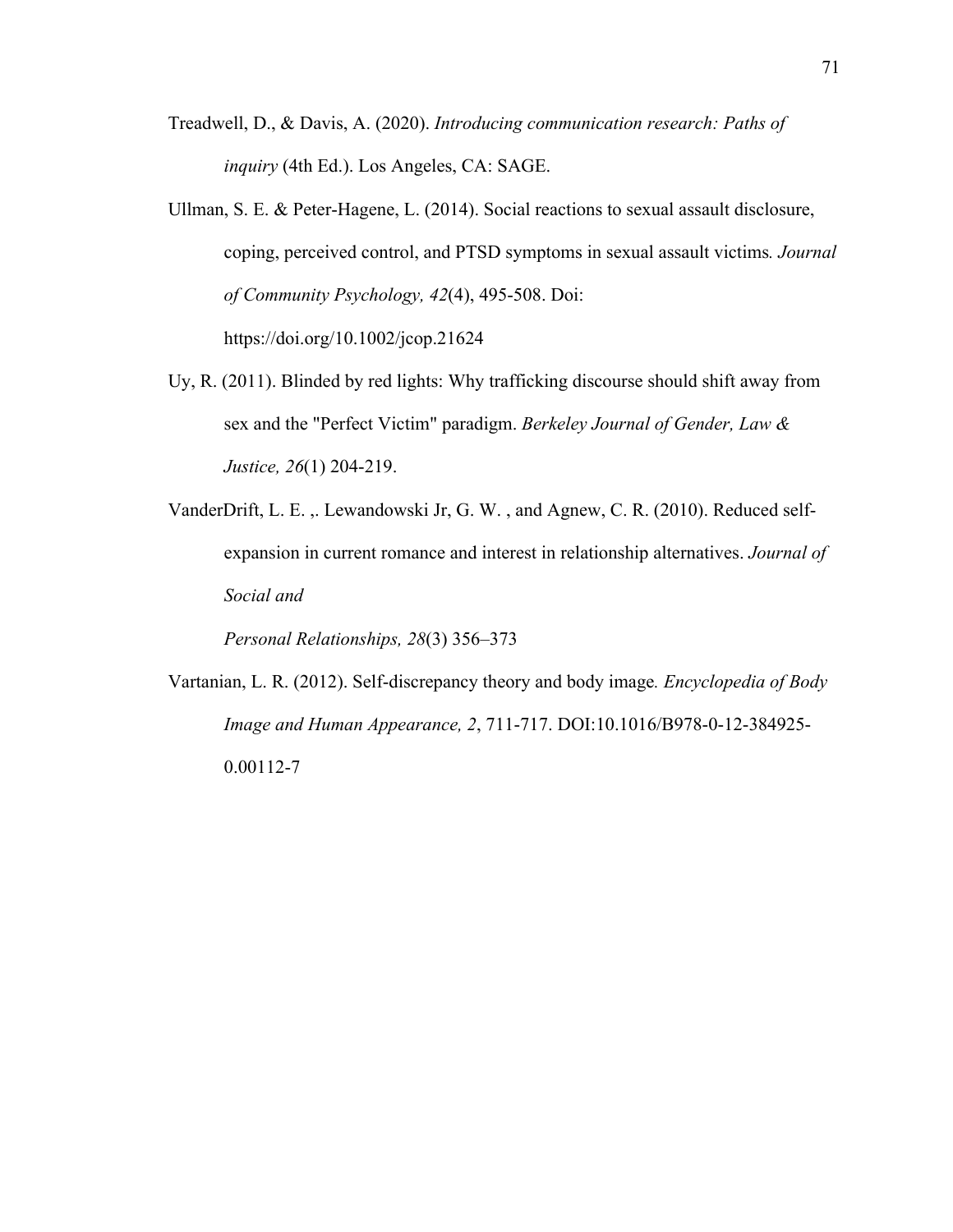Treadwell, D., & Davis, A. (2020). *Introducing communication research: Paths of inquiry* (4th Ed.). Los Angeles, CA: SAGE.

Ullman, S. E. & Peter-Hagene, L. (2014). Social reactions to sexual assault disclosure, coping, perceived control, and PTSD symptoms in sexual assault victims. *Journal of Community Psychology, 42*(4), 495-508. Doi: https://doi.org/10.1002/jcop.21624

Uy, R. (2011). Blinded by red lights: Why trafficking discourse should shift away from sex and the "Perfect Victim" paradigm. *Berkeley Journal of Gender, Law & Justice, 26*(1) 204-219.

VanderDrift, L. E. ,. Lewandowski Jr, G. W. , and Agnew, C. R. (2010). Reduced self-expansion in current romance and interest in relationship alternatives. *Journal of Social and*

*Personal Relationships, 28*(3) 356–373

Vartanian, L. R. (2012). Self-discrepancy theory and body image. *Encyclopedia of Body Image and Human Appearance, 2*, 711-717. DOI:10.1016/B978-0-12-384925-0.00112-7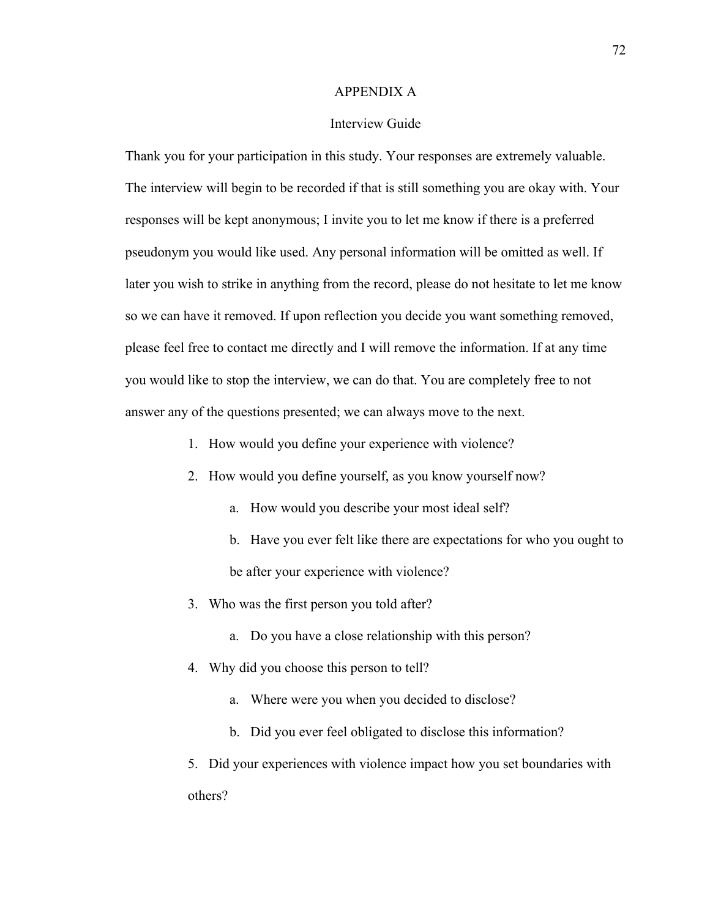# APPENDIX A

## Interview Guide

Thank you for your participation in this study. Your responses are extremely valuable. The interview will begin to be recorded if that is still something you are okay with. Your responses will be kept anonymous; I invite you to let me know if there is a preferred pseudonym you would like used. Any personal information will be omitted as well. If later you wish to strike in anything from the record, please do not hesitate to let me know so we can have it removed. If upon reflection you decide you want something removed, please feel free to contact me directly and I will remove the information. If at any time you would like to stop the interview, we can do that. You are completely free to not answer any of the questions presented; we can always move to the next.

1. How would you define your experience with violence?
2. How would you define yourself, as you know yourself now?
   a. How would you describe your most ideal self?
   b. Have you ever felt like there are expectations for who you ought to be after your experience with violence?
3. Who was the first person you told after?
   a. Do you have a close relationship with this person?
4. Why did you choose this person to tell?
   a. Where were you when you decided to disclose?
   b. Did you ever feel obligated to disclose this information?
5. Did your experiences with violence impact how you set boundaries with others?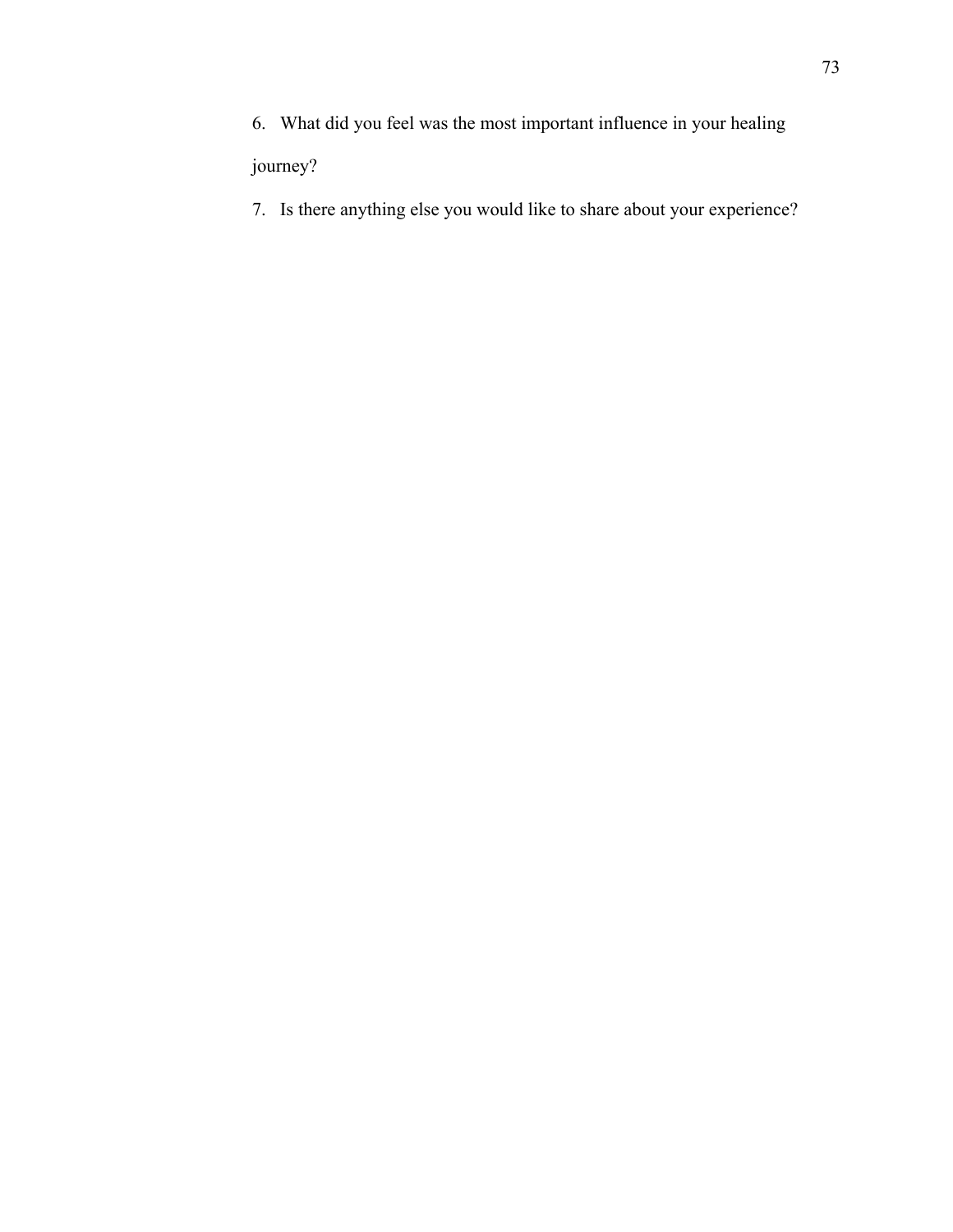6. What did you feel was the most important influence in your healing journey?
7. Is there anything else you would like to share about your experience?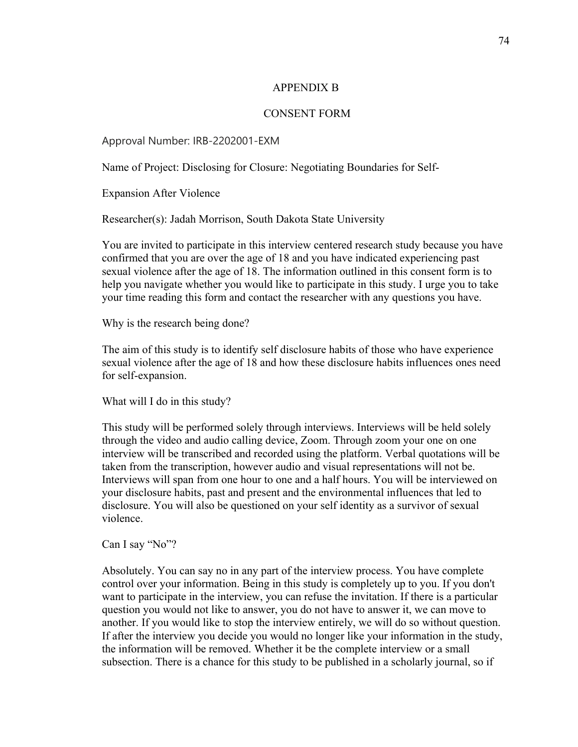# APPENDIX B

## CONSENT FORM

Approval Number: IRB-2202001-EXM

Name of Project: Disclosing for Closure: Negotiating Boundaries for Self-Expansion After Violence

Researcher(s): Jadah Morrison, South Dakota State University

You are invited to participate in this interview centered research study because you have confirmed that you are over the age of 18 and you have indicated experiencing past sexual violence after the age of 18. The information outlined in this consent form is to help you navigate whether you would like to participate in this study. I urge you to take your time reading this form and contact the researcher with any questions you have.

Why is the research being done?

The aim of this study is to identify self disclosure habits of those who have experience sexual violence after the age of 18 and how these disclosure habits influences ones need for self-expansion.

What will I do in this study?

This study will be performed solely through interviews. Interviews will be held solely through the video and audio calling device, Zoom. Through zoom your one on one interview will be transcribed and recorded using the platform. Verbal quotations will be taken from the transcription, however audio and visual representations will not be. Interviews will span from one hour to one and a half hours. You will be interviewed on your disclosure habits, past and present and the environmental influences that led to disclosure. You will also be questioned on your self identity as a survivor of sexual violence.

Can I say "No"?

Absolutely. You can say no in any part of the interview process. You have complete control over your information. Being in this study is completely up to you. If you don't want to participate in the interview, you can refuse the invitation. If there is a particular question you would not like to answer, you do not have to answer it, we can move to another. If you would like to stop the interview entirely, we will do so without question. If after the interview you decide you would no longer like your information in the study, the information will be removed. Whether it be the complete interview or a small subsection. There is a chance for this study to be published in a scholarly journal, so if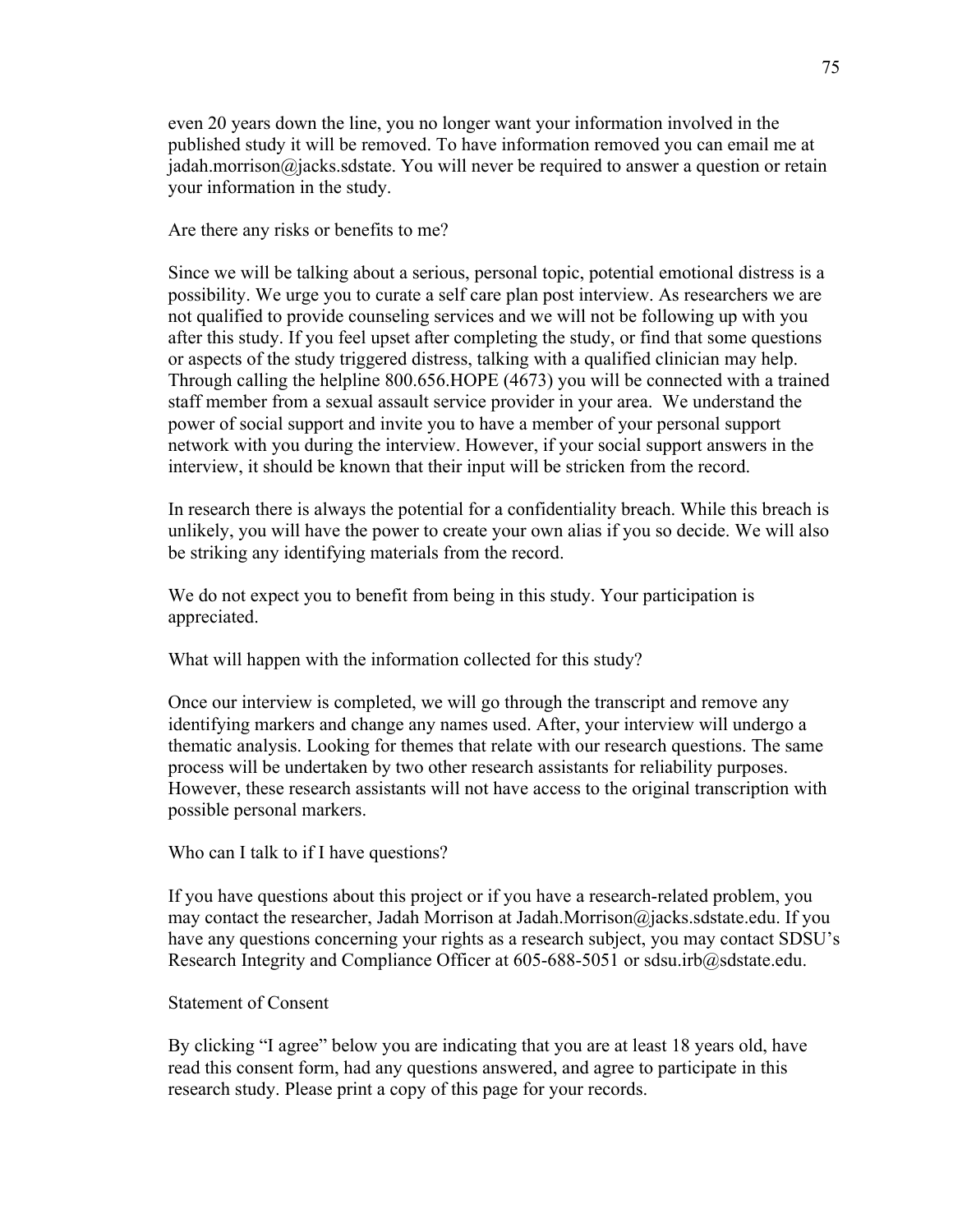even 20 years down the line, you no longer want your information involved in the published study it will be removed. To have information removed you can email me at jadah.morrison@jacks.sdstate. You will never be required to answer a question or retain your information in the study.

Are there any risks or benefits to me?

Since we will be talking about a serious, personal topic, potential emotional distress is a possibility. We urge you to curate a self care plan post interview. As researchers we are not qualified to provide counseling services and we will not be following up with you after this study. If you feel upset after completing the study, or find that some questions or aspects of the study triggered distress, talking with a qualified clinician may help. Through calling the helpline 800.656.HOPE (4673) you will be connected with a trained staff member from a sexual assault service provider in your area. We understand the power of social support and invite you to have a member of your personal support network with you during the interview. However, if your social support answers in the interview, it should be known that their input will be stricken from the record.

In research there is always the potential for a confidentiality breach. While this breach is unlikely, you will have the power to create your own alias if you so decide. We will also be striking any identifying materials from the record.

We do not expect you to benefit from being in this study. Your participation is appreciated.

What will happen with the information collected for this study?

Once our interview is completed, we will go through the transcript and remove any identifying markers and change any names used. After, your interview will undergo a thematic analysis. Looking for themes that relate with our research questions. The same process will be undertaken by two other research assistants for reliability purposes. However, these research assistants will not have access to the original transcription with possible personal markers.

Who can I talk to if I have questions?

If you have questions about this project or if you have a research-related problem, you may contact the researcher, Jadah Morrison at Jadah.Morrison@jacks.sdstate.edu. If you have any questions concerning your rights as a research subject, you may contact SDSU's Research Integrity and Compliance Officer at 605-688-5051 or sdsu.irb@sdstate.edu.

Statement of Consent

By clicking "I agree" below you are indicating that you are at least 18 years old, have read this consent form, had any questions answered, and agree to participate in this research study. Please print a copy of this page for your records.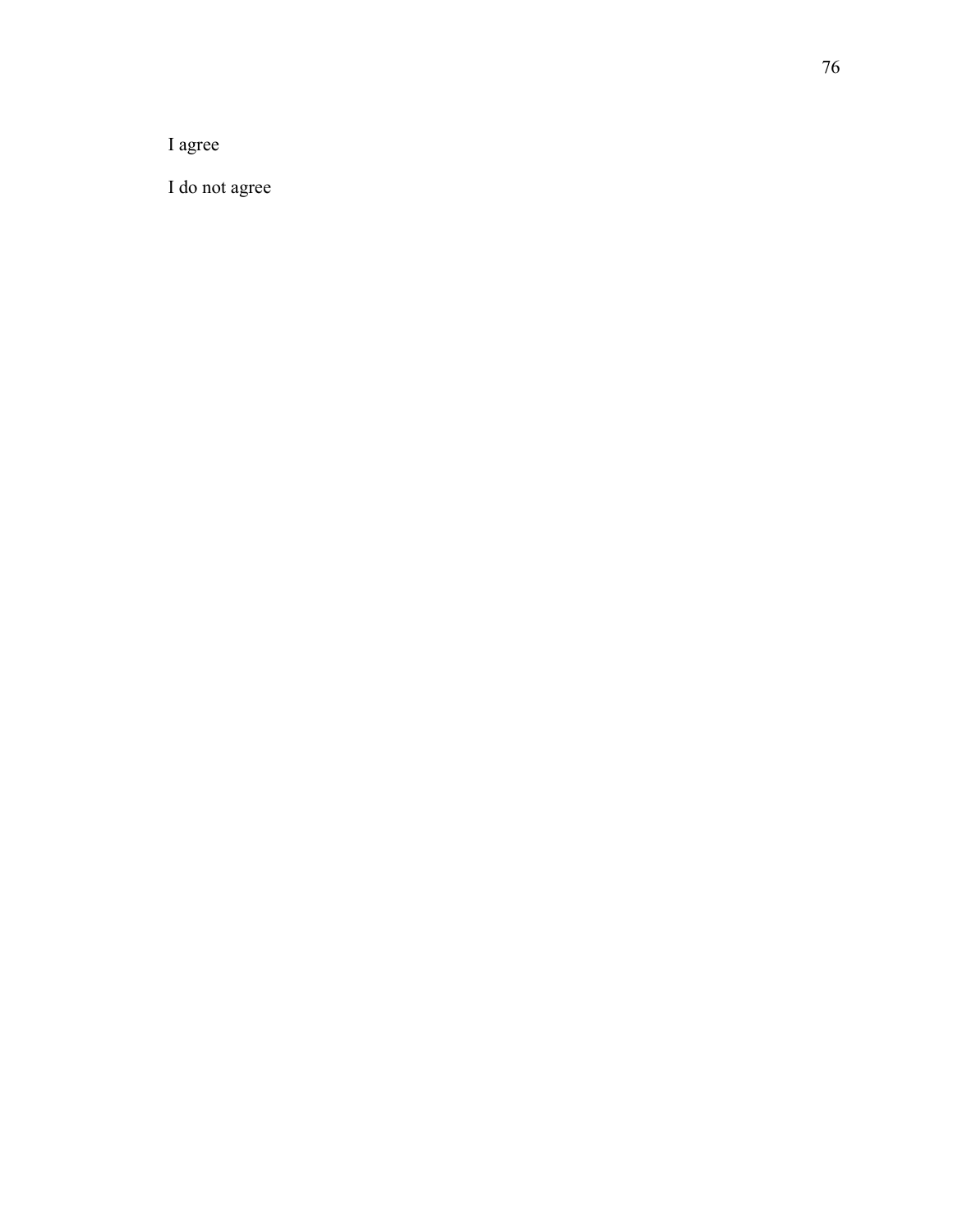I agree

I do not agree